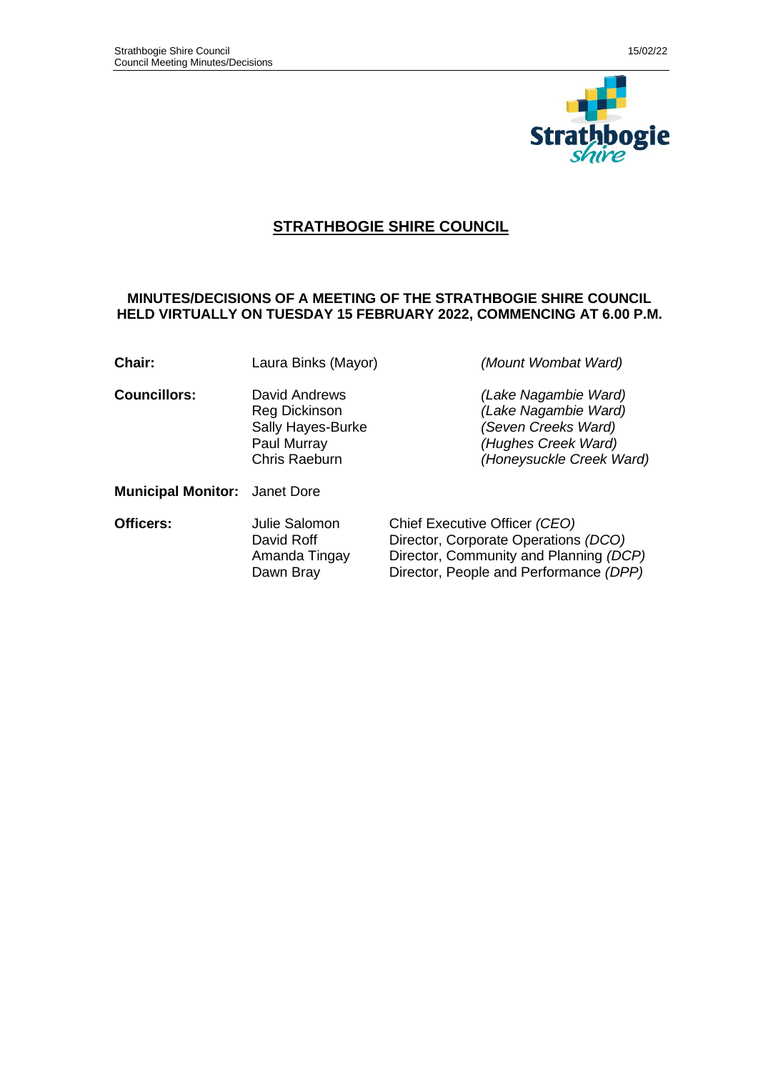# STRATHBOGIE SHIRE COUNCIL

## MINUTES/DECISIONS OF A MEETING OF THE STRATHBOGIE SHIRE COUNCIL HELD VIRTUALLY ON TUESDAY 15 FEBRUARY 2022, COMMENCING AT 6.00 P.M.

| | | |
|---|---|---|
| **Chair:** | Laura Binks (Mayor) | *(Mount Wombat Ward)* |
| **Councillors:** | David Andrews | *(Lake Nagambie Ward)* |
| | Reg Dickinson | *(Lake Nagambie Ward)* |
| | Sally Hayes-Burke | *(Seven Creeks Ward)* |
| | Paul Murray | *(Hughes Creek Ward)* |
| | Chris Raeburn | *(Honeysuckle Creek Ward)* |
| **Municipal Monitor:** | Janet Dore | |
| **Officers:** | Julie Salomon | Chief Executive Officer *(CEO)* |
| | David Roff | Director, Corporate Operations *(DCO)* |
| | Amanda Tingay | Director, Community and Planning *(DCP)* |
| | Dawn Bray | Director, People and Performance *(DPP)* |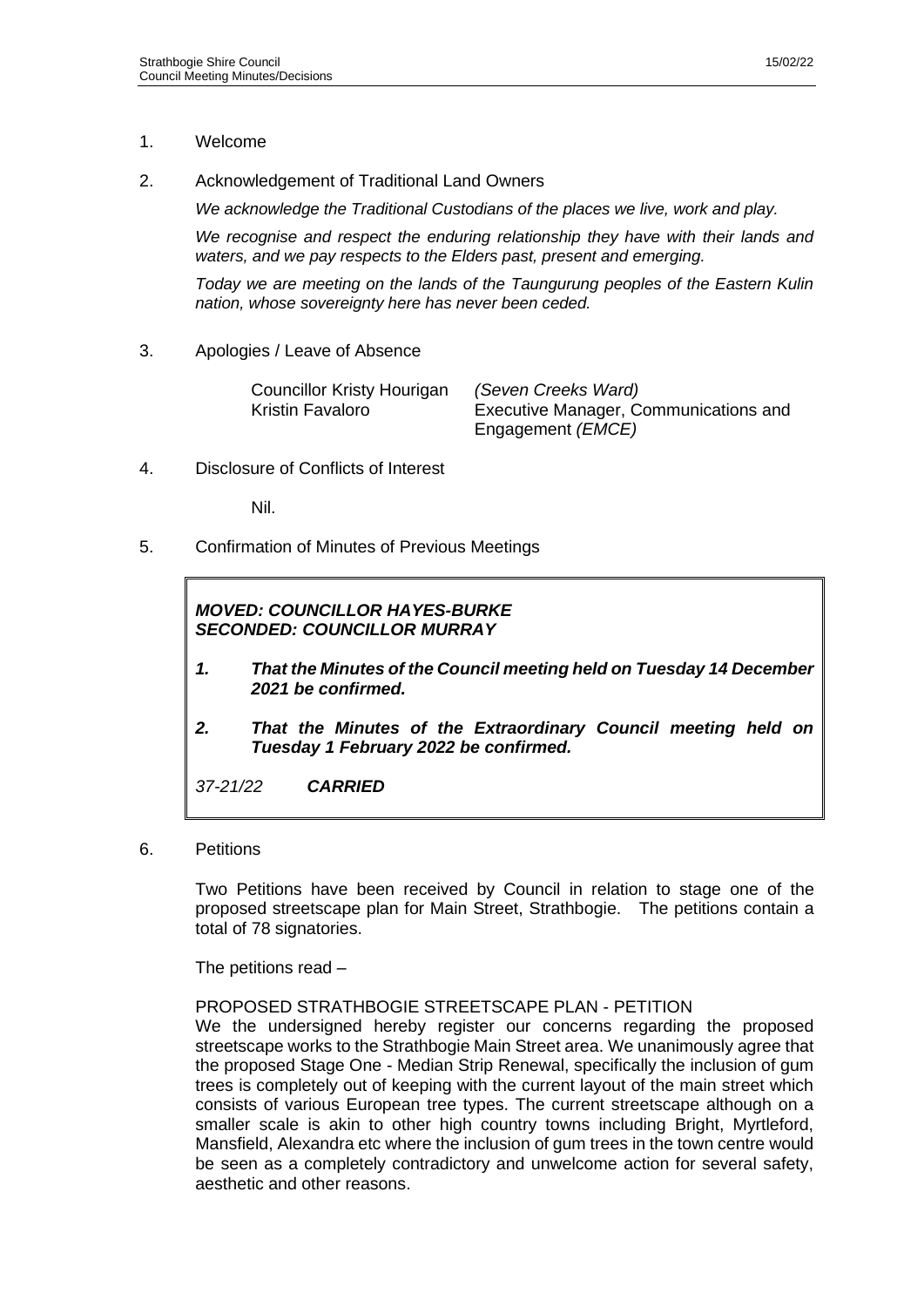1. Welcome

2. Acknowledgement of Traditional Land Owners

   *We acknowledge the Traditional Custodians of the places we live, work and play.*

   *We recognise and respect the enduring relationship they have with their lands and waters, and we pay respects to the Elders past, present and emerging.*

   *Today we are meeting on the lands of the Taungurung peoples of the Eastern Kulin nation, whose sovereignty here has never been ceded.*

3. Apologies / Leave of Absence

   | | |
   |---|---|
   | Councillor Kristy Hourigan | *(Seven Creeks Ward)* |
   | Kristin Favaloro | Executive Manager, Communications and Engagement *(EMCE)* |

4. Disclosure of Conflicts of Interest

   Nil.

5. Confirmation of Minutes of Previous Meetings

> ***MOVED: COUNCILLOR HAYES-BURKE***
> ***SECONDED: COUNCILLOR MURRAY***
>
> ***1. That the Minutes of the Council meeting held on Tuesday 14 December 2021 be confirmed.***
>
> ***2. That the Minutes of the Extraordinary Council meeting held on Tuesday 1 February 2022 be confirmed.***
>
> *37-21/22* ***CARRIED***

6. Petitions

   Two Petitions have been received by Council in relation to stage one of the proposed streetscape plan for Main Street, Strathbogie. The petitions contain a total of 78 signatories.

   The petitions read –

   PROPOSED STRATHBOGIE STREETSCAPE PLAN - PETITION
   We the undersigned hereby register our concerns regarding the proposed streetscape works to the Strathbogie Main Street area. We unanimously agree that the proposed Stage One - Median Strip Renewal, specifically the inclusion of gum trees is completely out of keeping with the current layout of the main street which consists of various European tree types. The current streetscape although on a smaller scale is akin to other high country towns including Bright, Myrtleford, Mansfield, Alexandra etc where the inclusion of gum trees in the town centre would be seen as a completely contradictory and unwelcome action for several safety, aesthetic and other reasons.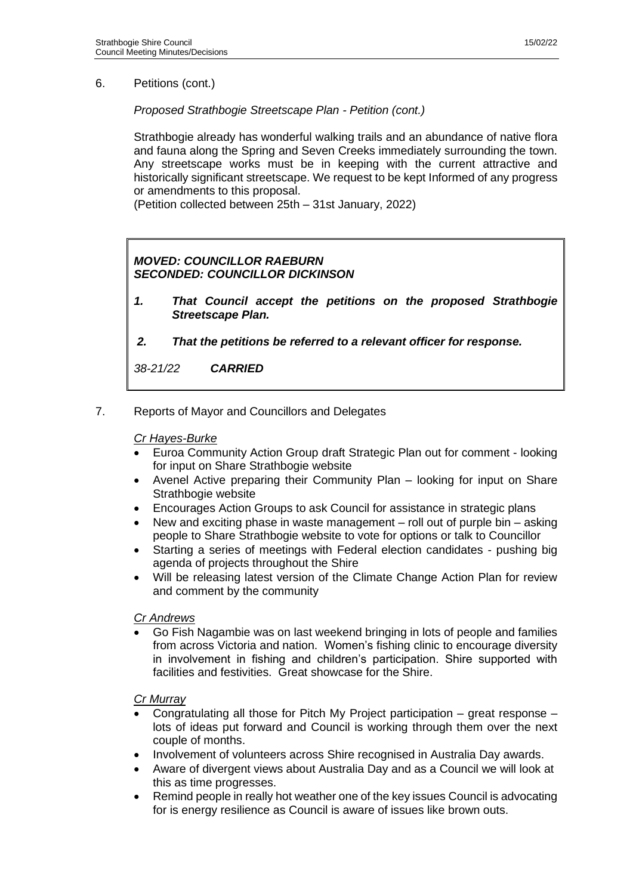## 6. Petitions (cont.)

*Proposed Strathbogie Streetscape Plan - Petition (cont.)*

Strathbogie already has wonderful walking trails and an abundance of native flora and fauna along the Spring and Seven Creeks immediately surrounding the town. Any streetscape works must be in keeping with the current attractive and historically significant streetscape. We request to be kept Informed of any progress or amendments to this proposal.
(Petition collected between 25th – 31st January, 2022)

***MOVED: COUNCILLOR RAEBURN***
***SECONDED: COUNCILLOR DICKINSON***

1. ***That Council accept the petitions on the proposed Strathbogie Streetscape Plan.***
2. ***That the petitions be referred to a relevant officer for response.***

*38-21/22* ***CARRIED***

## 7. Reports of Mayor and Councillors and Delegates

*Cr Hayes-Burke*

- Euroa Community Action Group draft Strategic Plan out for comment - looking for input on Share Strathbogie website
- Avenel Active preparing their Community Plan – looking for input on Share Strathbogie website
- Encourages Action Groups to ask Council for assistance in strategic plans
- New and exciting phase in waste management – roll out of purple bin – asking people to Share Strathbogie website to vote for options or talk to Councillor
- Starting a series of meetings with Federal election candidates - pushing big agenda of projects throughout the Shire
- Will be releasing latest version of the Climate Change Action Plan for review and comment by the community

*Cr Andrews*

- Go Fish Nagambie was on last weekend bringing in lots of people and families from across Victoria and nation. Women's fishing clinic to encourage diversity in involvement in fishing and children's participation. Shire supported with facilities and festivities. Great showcase for the Shire.

*Cr Murray*

- Congratulating all those for Pitch My Project participation – great response – lots of ideas put forward and Council is working through them over the next couple of months.
- Involvement of volunteers across Shire recognised in Australia Day awards.
- Aware of divergent views about Australia Day and as a Council we will look at this as time progresses.
- Remind people in really hot weather one of the key issues Council is advocating for is energy resilience as Council is aware of issues like brown outs.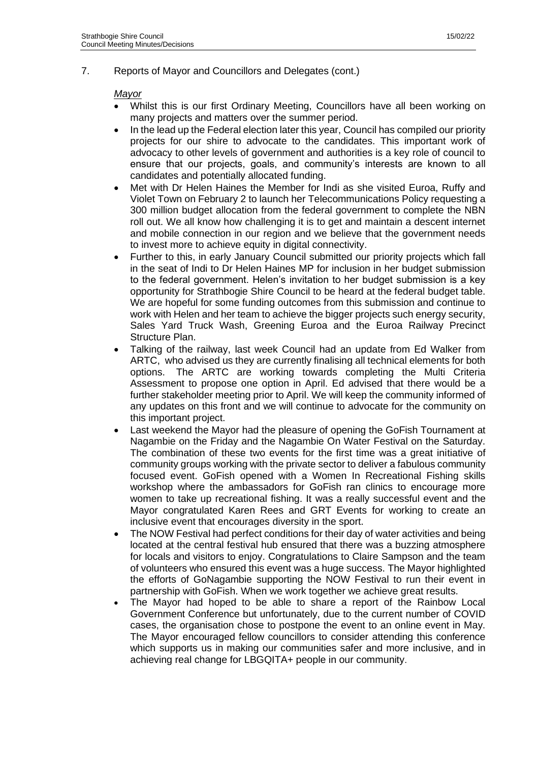7. Reports of Mayor and Councillors and Delegates (cont.)

*Mayor*

- Whilst this is our first Ordinary Meeting, Councillors have all been working on many projects and matters over the summer period.
- In the lead up the Federal election later this year, Council has compiled our priority projects for our shire to advocate to the candidates. This important work of advocacy to other levels of government and authorities is a key role of council to ensure that our projects, goals, and community's interests are known to all candidates and potentially allocated funding.
- Met with Dr Helen Haines the Member for Indi as she visited Euroa, Ruffy and Violet Town on February 2 to launch her Telecommunications Policy requesting a 300 million budget allocation from the federal government to complete the NBN roll out. We all know how challenging it is to get and maintain a descent internet and mobile connection in our region and we believe that the government needs to invest more to achieve equity in digital connectivity.
- Further to this, in early January Council submitted our priority projects which fall in the seat of Indi to Dr Helen Haines MP for inclusion in her budget submission to the federal government. Helen's invitation to her budget submission is a key opportunity for Strathbogie Shire Council to be heard at the federal budget table. We are hopeful for some funding outcomes from this submission and continue to work with Helen and her team to achieve the bigger projects such energy security, Sales Yard Truck Wash, Greening Euroa and the Euroa Railway Precinct Structure Plan.
- Talking of the railway, last week Council had an update from Ed Walker from ARTC, who advised us they are currently finalising all technical elements for both options. The ARTC are working towards completing the Multi Criteria Assessment to propose one option in April. Ed advised that there would be a further stakeholder meeting prior to April. We will keep the community informed of any updates on this front and we will continue to advocate for the community on this important project.
- Last weekend the Mayor had the pleasure of opening the GoFish Tournament at Nagambie on the Friday and the Nagambie On Water Festival on the Saturday. The combination of these two events for the first time was a great initiative of community groups working with the private sector to deliver a fabulous community focused event. GoFish opened with a Women In Recreational Fishing skills workshop where the ambassadors for GoFish ran clinics to encourage more women to take up recreational fishing. It was a really successful event and the Mayor congratulated Karen Rees and GRT Events for working to create an inclusive event that encourages diversity in the sport.
- The NOW Festival had perfect conditions for their day of water activities and being located at the central festival hub ensured that there was a buzzing atmosphere for locals and visitors to enjoy. Congratulations to Claire Sampson and the team of volunteers who ensured this event was a huge success. The Mayor highlighted the efforts of GoNagambie supporting the NOW Festival to run their event in partnership with GoFish. When we work together we achieve great results.
- The Mayor had hoped to be able to share a report of the Rainbow Local Government Conference but unfortunately, due to the current number of COVID cases, the organisation chose to postpone the event to an online event in May. The Mayor encouraged fellow councillors to consider attending this conference which supports us in making our communities safer and more inclusive, and in achieving real change for LBGQITA+ people in our community.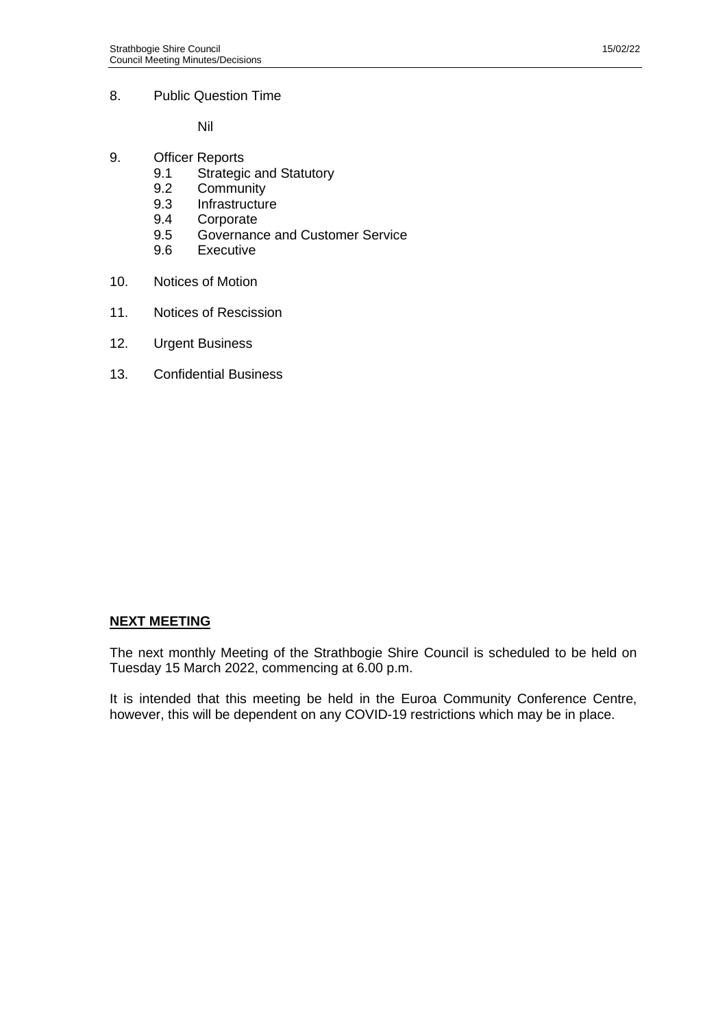8. Public Question Time

   Nil

9. Officer Reports
   - 9.1 Strategic and Statutory
   - 9.2 Community
   - 9.3 Infrastructure
   - 9.4 Corporate
   - 9.5 Governance and Customer Service
   - 9.6 Executive

10. Notices of Motion

11. Notices of Rescission

12. Urgent Business

13. Confidential Business

**NEXT MEETING**

The next monthly Meeting of the Strathbogie Shire Council is scheduled to be held on Tuesday 15 March 2022, commencing at 6.00 p.m.

It is intended that this meeting be held in the Euroa Community Conference Centre, however, this will be dependent on any COVID-19 restrictions which may be in place.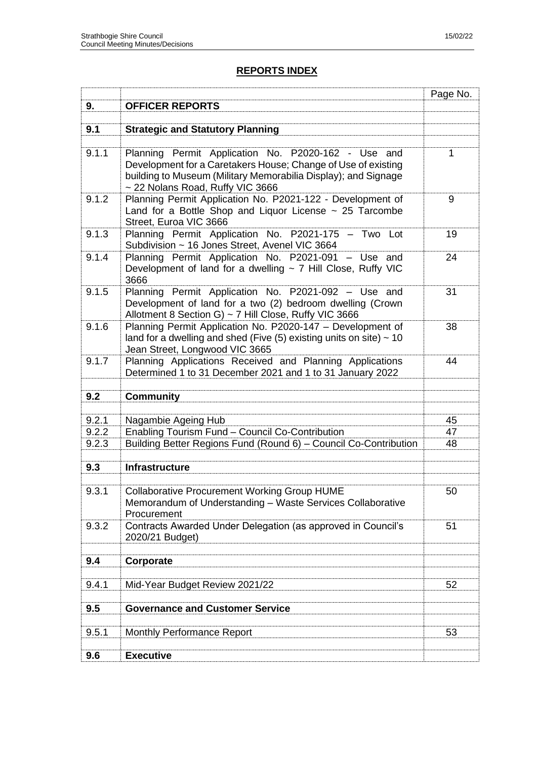## REPORTS INDEX

| | | Page No. |
|---|---|---|
| **9.** | **OFFICER REPORTS** | |
| | | |
| **9.1** | **Strategic and Statutory Planning** | |
| | | |
| 9.1.1 | Planning Permit Application No. P2020-162 - Use and Development for a Caretakers House; Change of Use of existing building to Museum (Military Memorabilia Display); and Signage ~ 22 Nolans Road, Ruffy VIC 3666 | 1 |
| 9.1.2 | Planning Permit Application No. P2021-122 - Development of Land for a Bottle Shop and Liquor License ~ 25 Tarcombe Street, Euroa VIC 3666 | 9 |
| 9.1.3 | Planning Permit Application No. P2021-175 – Two Lot Subdivision ~ 16 Jones Street, Avenel VIC 3664 | 19 |
| 9.1.4 | Planning Permit Application No. P2021-091 – Use and Development of land for a dwelling ~ 7 Hill Close, Ruffy VIC 3666 | 24 |
| 9.1.5 | Planning Permit Application No. P2021-092 – Use and Development of land for a two (2) bedroom dwelling (Crown Allotment 8 Section G) ~ 7 Hill Close, Ruffy VIC 3666 | 31 |
| 9.1.6 | Planning Permit Application No. P2020-147 – Development of land for a dwelling and shed (Five (5) existing units on site) ~ 10 Jean Street, Longwood VIC 3665 | 38 |
| 9.1.7 | Planning Applications Received and Planning Applications Determined 1 to 31 December 2021 and 1 to 31 January 2022 | 44 |
| | | |
| **9.2** | **Community** | |
| | | |
| 9.2.1 | Nagambie Ageing Hub | 45 |
| 9.2.2 | Enabling Tourism Fund – Council Co-Contribution | 47 |
| 9.2.3 | Building Better Regions Fund (Round 6) – Council Co-Contribution | 48 |
| | | |
| **9.3** | **Infrastructure** | |
| | | |
| 9.3.1 | Collaborative Procurement Working Group HUME Memorandum of Understanding – Waste Services Collaborative Procurement | 50 |
| 9.3.2 | Contracts Awarded Under Delegation (as approved in Council's 2020/21 Budget) | 51 |
| | | |
| **9.4** | **Corporate** | |
| | | |
| 9.4.1 | Mid-Year Budget Review 2021/22 | 52 |
| | | |
| **9.5** | **Governance and Customer Service** | |
| | | |
| 9.5.1 | Monthly Performance Report | 53 |
| | | |
| **9.6** | **Executive** | |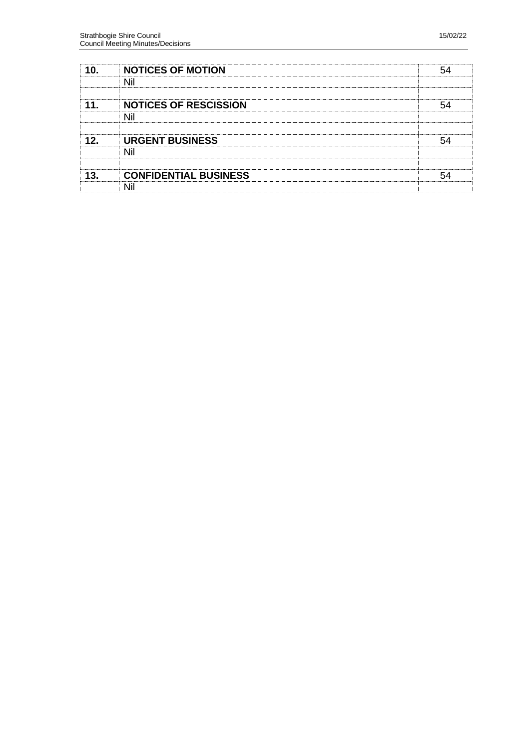| | | |
|---|---|---|
| **10.** | **NOTICES OF MOTION** | 54 |
| | Nil | |
| | | |
| **11.** | **NOTICES OF RESCISSION** | 54 |
| | Nil | |
| | | |
| **12.** | **URGENT BUSINESS** | 54 |
| | Nil | |
| | | |
| **13.** | **CONFIDENTIAL BUSINESS** | 54 |
| | Nil | |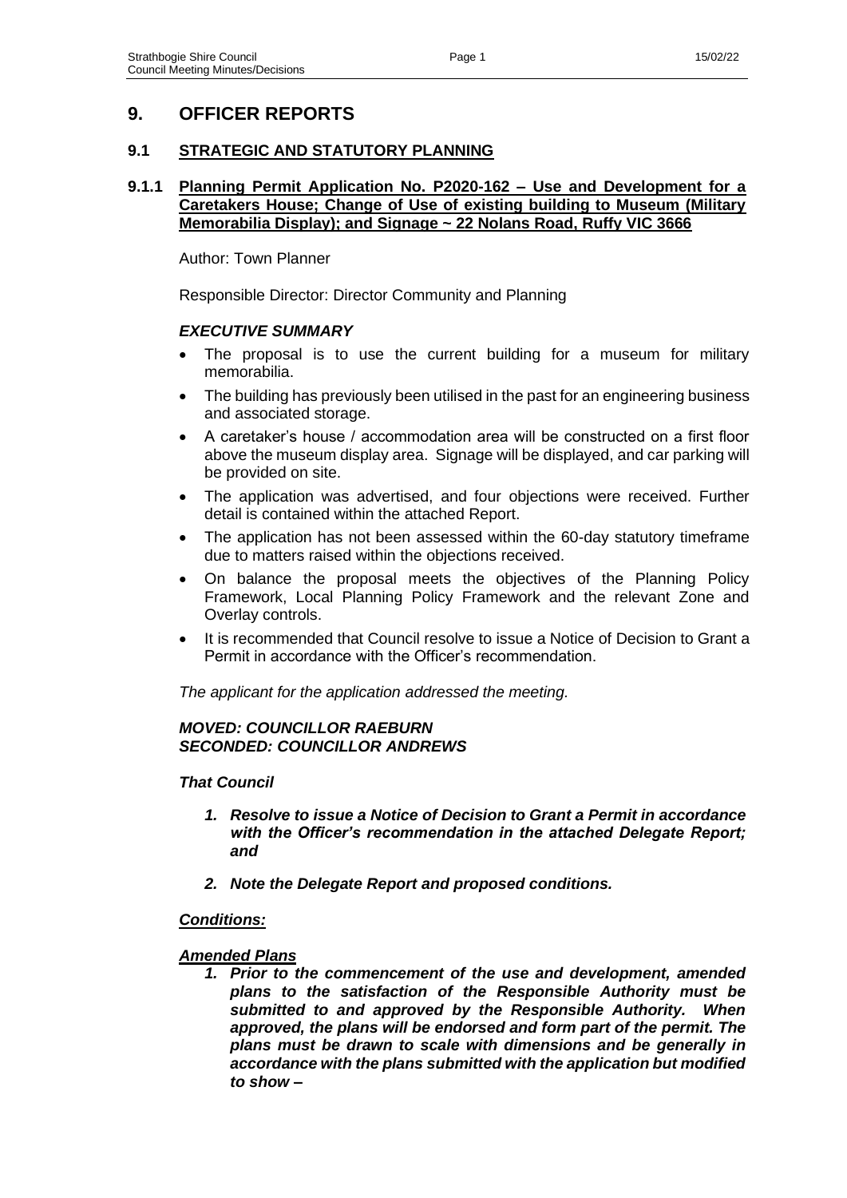# 9. OFFICER REPORTS

## 9.1 STRATEGIC AND STATUTORY PLANNING

### 9.1.1 Planning Permit Application No. P2020-162 – Use and Development for a Caretakers House; Change of Use of existing building to Museum (Military Memorabilia Display); and Signage ~ 22 Nolans Road, Ruffy VIC 3666

Author: Town Planner

Responsible Director: Director Community and Planning

#### *EXECUTIVE SUMMARY*

- The proposal is to use the current building for a museum for military memorabilia.
- The building has previously been utilised in the past for an engineering business and associated storage.
- A caretaker's house / accommodation area will be constructed on a first floor above the museum display area. Signage will be displayed, and car parking will be provided on site.
- The application was advertised, and four objections were received. Further detail is contained within the attached Report.
- The application has not been assessed within the 60-day statutory timeframe due to matters raised within the objections received.
- On balance the proposal meets the objectives of the Planning Policy Framework, Local Planning Policy Framework and the relevant Zone and Overlay controls.
- It is recommended that Council resolve to issue a Notice of Decision to Grant a Permit in accordance with the Officer's recommendation.

*The applicant for the application addressed the meeting.*

***MOVED: COUNCILLOR RAEBURN***
***SECONDED: COUNCILLOR ANDREWS***

***That Council***

1. ***Resolve to issue a Notice of Decision to Grant a Permit in accordance with the Officer's recommendation in the attached Delegate Report; and***
2. ***Note the Delegate Report and proposed conditions.***

***Conditions:***

***Amended Plans***

1. ***Prior to the commencement of the use and development, amended plans to the satisfaction of the Responsible Authority must be submitted to and approved by the Responsible Authority. When approved, the plans will be endorsed and form part of the permit. The plans must be drawn to scale with dimensions and be generally in accordance with the plans submitted with the application but modified to show –***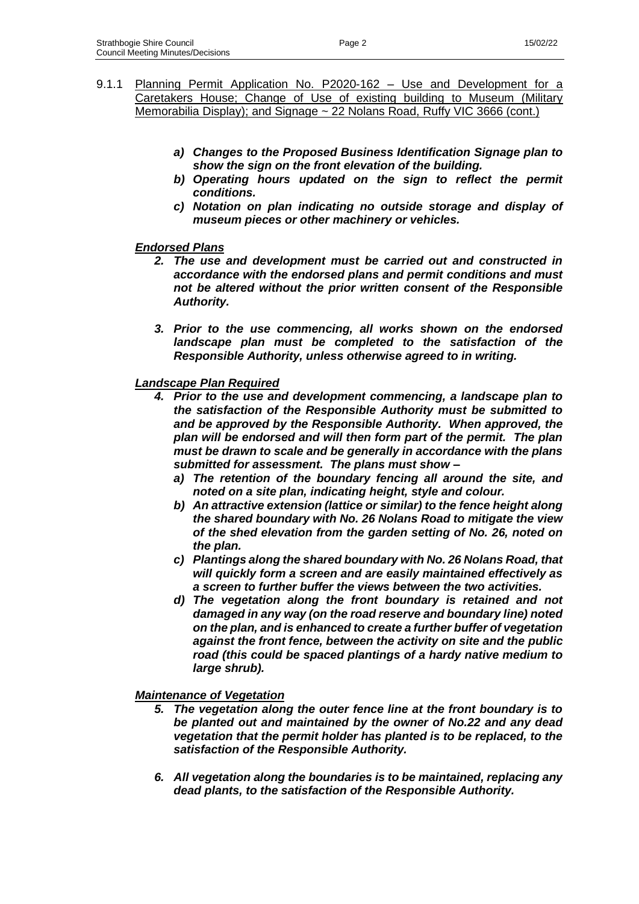9.1.1 Planning Permit Application No. P2020-162 – Use and Development for a Caretakers House; Change of Use of existing building to Museum (Military Memorabilia Display); and Signage ~ 22 Nolans Road, Ruffy VIC 3666 (cont.)

- ***a) Changes to the Proposed Business Identification Signage plan to show the sign on the front elevation of the building.***
- ***b) Operating hours updated on the sign to reflect the permit conditions.***
- ***c) Notation on plan indicating no outside storage and display of museum pieces or other machinery or vehicles.***

***Endorsed Plans***

***2. The use and development must be carried out and constructed in accordance with the endorsed plans and permit conditions and must not be altered without the prior written consent of the Responsible Authority.***

***3. Prior to the use commencing, all works shown on the endorsed landscape plan must be completed to the satisfaction of the Responsible Authority, unless otherwise agreed to in writing.***

***Landscape Plan Required***

***4. Prior to the use and development commencing, a landscape plan to the satisfaction of the Responsible Authority must be submitted to and be approved by the Responsible Authority. When approved, the plan will be endorsed and will then form part of the permit. The plan must be drawn to scale and be generally in accordance with the plans submitted for assessment. The plans must show –***

- ***a) The retention of the boundary fencing all around the site, and noted on a site plan, indicating height, style and colour.***
- ***b) An attractive extension (lattice or similar) to the fence height along the shared boundary with No. 26 Nolans Road to mitigate the view of the shed elevation from the garden setting of No. 26, noted on the plan.***
- ***c) Plantings along the shared boundary with No. 26 Nolans Road, that will quickly form a screen and are easily maintained effectively as a screen to further buffer the views between the two activities.***
- ***d) The vegetation along the front boundary is retained and not damaged in any way (on the road reserve and boundary line) noted on the plan, and is enhanced to create a further buffer of vegetation against the front fence, between the activity on site and the public road (this could be spaced plantings of a hardy native medium to large shrub).***

***Maintenance of Vegetation***

***5. The vegetation along the outer fence line at the front boundary is to be planted out and maintained by the owner of No.22 and any dead vegetation that the permit holder has planted is to be replaced, to the satisfaction of the Responsible Authority.***

***6. All vegetation along the boundaries is to be maintained, replacing any dead plants, to the satisfaction of the Responsible Authority.***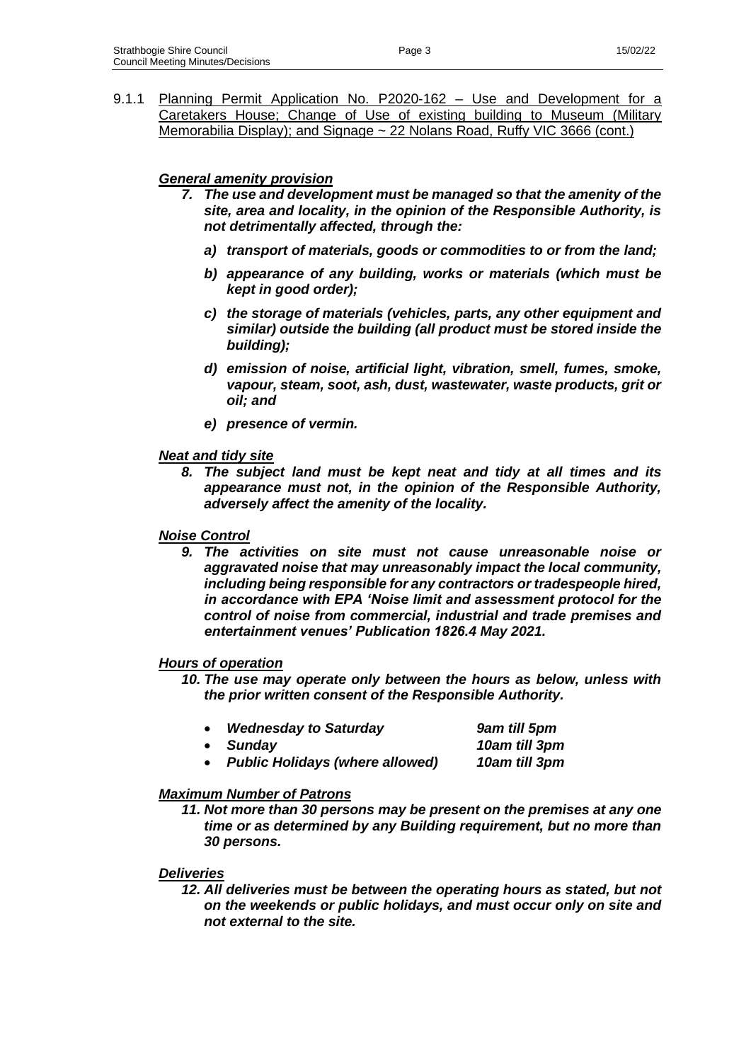9.1.1 <u>Planning Permit Application No. P2020-162 – Use and Development for a Caretakers House; Change of Use of existing building to Museum (Military Memorabilia Display); and Signage ~ 22 Nolans Road, Ruffy VIC 3666 (cont.)</u>

***<u>General amenity provision</u>***

***7. The use and development must be managed so that the amenity of the site, area and locality, in the opinion of the Responsible Authority, is not detrimentally affected, through the:***

***a) transport of materials, goods or commodities to or from the land;***

***b) appearance of any building, works or materials (which must be kept in good order);***

***c) the storage of materials (vehicles, parts, any other equipment and similar) outside the building (all product must be stored inside the building);***

***d) emission of noise, artificial light, vibration, smell, fumes, smoke, vapour, steam, soot, ash, dust, wastewater, waste products, grit or oil; and***

***e) presence of vermin.***

***<u>Neat and tidy site</u>***

***8. The subject land must be kept neat and tidy at all times and its appearance must not, in the opinion of the Responsible Authority, adversely affect the amenity of the locality.***

***<u>Noise Control</u>***

***9. The activities on site must not cause unreasonable noise or aggravated noise that may unreasonably impact the local community, including being responsible for any contractors or tradespeople hired, in accordance with EPA 'Noise limit and assessment protocol for the control of noise from commercial, industrial and trade premises and entertainment venues' Publication 1826.4 May 2021.***

***<u>Hours of operation</u>***

***10. The use may operate only between the hours as below, unless with the prior written consent of the Responsible Authority.***

- ***Wednesday to Saturday*** ***9am till 5pm***
- ***Sunday*** ***10am till 3pm***
- ***Public Holidays (where allowed)*** ***10am till 3pm***

***<u>Maximum Number of Patrons</u>***

***11. Not more than 30 persons may be present on the premises at any one time or as determined by any Building requirement, but no more than 30 persons.***

***<u>Deliveries</u>***

***12. All deliveries must be between the operating hours as stated, but not on the weekends or public holidays, and must occur only on site and not external to the site.***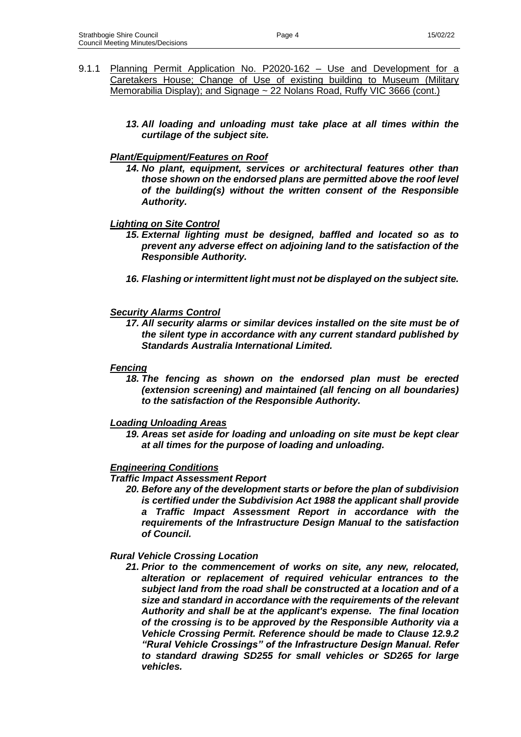9.1.1 Planning Permit Application No. P2020-162 – Use and Development for a Caretakers House; Change of Use of existing building to Museum (Military Memorabilia Display); and Signage ~ 22 Nolans Road, Ruffy VIC 3666 (cont.)

***13. All loading and unloading must take place at all times within the curtilage of the subject site.***

***Plant/Equipment/Features on Roof***

***14. No plant, equipment, services or architectural features other than those shown on the endorsed plans are permitted above the roof level of the building(s) without the written consent of the Responsible Authority.***

***Lighting on Site Control***

***15. External lighting must be designed, baffled and located so as to prevent any adverse effect on adjoining land to the satisfaction of the Responsible Authority.***

***16. Flashing or intermittent light must not be displayed on the subject site.***

***Security Alarms Control***

***17. All security alarms or similar devices installed on the site must be of the silent type in accordance with any current standard published by Standards Australia International Limited.***

***Fencing***

***18. The fencing as shown on the endorsed plan must be erected (extension screening) and maintained (all fencing on all boundaries) to the satisfaction of the Responsible Authority.***

***Loading Unloading Areas***

***19. Areas set aside for loading and unloading on site must be kept clear at all times for the purpose of loading and unloading.***

***Engineering Conditions***

***Traffic Impact Assessment Report***

***20. Before any of the development starts or before the plan of subdivision is certified under the Subdivision Act 1988 the applicant shall provide a Traffic Impact Assessment Report in accordance with the requirements of the Infrastructure Design Manual to the satisfaction of Council.***

***Rural Vehicle Crossing Location***

***21. Prior to the commencement of works on site, any new, relocated, alteration or replacement of required vehicular entrances to the subject land from the road shall be constructed at a location and of a size and standard in accordance with the requirements of the relevant Authority and shall be at the applicant's expense. The final location of the crossing is to be approved by the Responsible Authority via a Vehicle Crossing Permit. Reference should be made to Clause 12.9.2 "Rural Vehicle Crossings" of the Infrastructure Design Manual. Refer to standard drawing SD255 for small vehicles or SD265 for large vehicles.***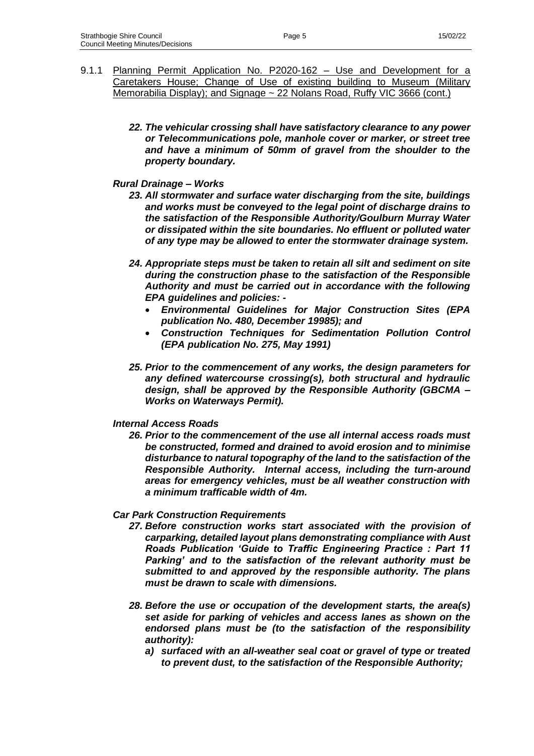9.1.1 Planning Permit Application No. P2020-162 – Use and Development for a Caretakers House; Change of Use of existing building to Museum (Military Memorabilia Display); and Signage ~ 22 Nolans Road, Ruffy VIC 3666 (cont.)

***22. The vehicular crossing shall have satisfactory clearance to any power or Telecommunications pole, manhole cover or marker, or street tree and have a minimum of 50mm of gravel from the shoulder to the property boundary.***

***Rural Drainage – Works***

***23. All stormwater and surface water discharging from the site, buildings and works must be conveyed to the legal point of discharge drains to the satisfaction of the Responsible Authority/Goulburn Murray Water or dissipated within the site boundaries. No effluent or polluted water of any type may be allowed to enter the stormwater drainage system.***

***24. Appropriate steps must be taken to retain all silt and sediment on site during the construction phase to the satisfaction of the Responsible Authority and must be carried out in accordance with the following EPA guidelines and policies: -***

- ***Environmental Guidelines for Major Construction Sites (EPA publication No. 480, December 19985); and***
- ***Construction Techniques for Sedimentation Pollution Control (EPA publication No. 275, May 1991)***

***25. Prior to the commencement of any works, the design parameters for any defined watercourse crossing(s), both structural and hydraulic design, shall be approved by the Responsible Authority (GBCMA – Works on Waterways Permit).***

***Internal Access Roads***

***26. Prior to the commencement of the use all internal access roads must be constructed, formed and drained to avoid erosion and to minimise disturbance to natural topography of the land to the satisfaction of the Responsible Authority. Internal access, including the turn-around areas for emergency vehicles, must be all weather construction with a minimum trafficable width of 4m.***

***Car Park Construction Requirements***

***27. Before construction works start associated with the provision of carparking, detailed layout plans demonstrating compliance with Aust Roads Publication 'Guide to Traffic Engineering Practice : Part 11 Parking' and to the satisfaction of the relevant authority must be submitted to and approved by the responsible authority. The plans must be drawn to scale with dimensions.***

***28. Before the use or occupation of the development starts, the area(s) set aside for parking of vehicles and access lanes as shown on the endorsed plans must be (to the satisfaction of the responsibility authority):***

***a) surfaced with an all-weather seal coat or gravel of type or treated to prevent dust, to the satisfaction of the Responsible Authority;***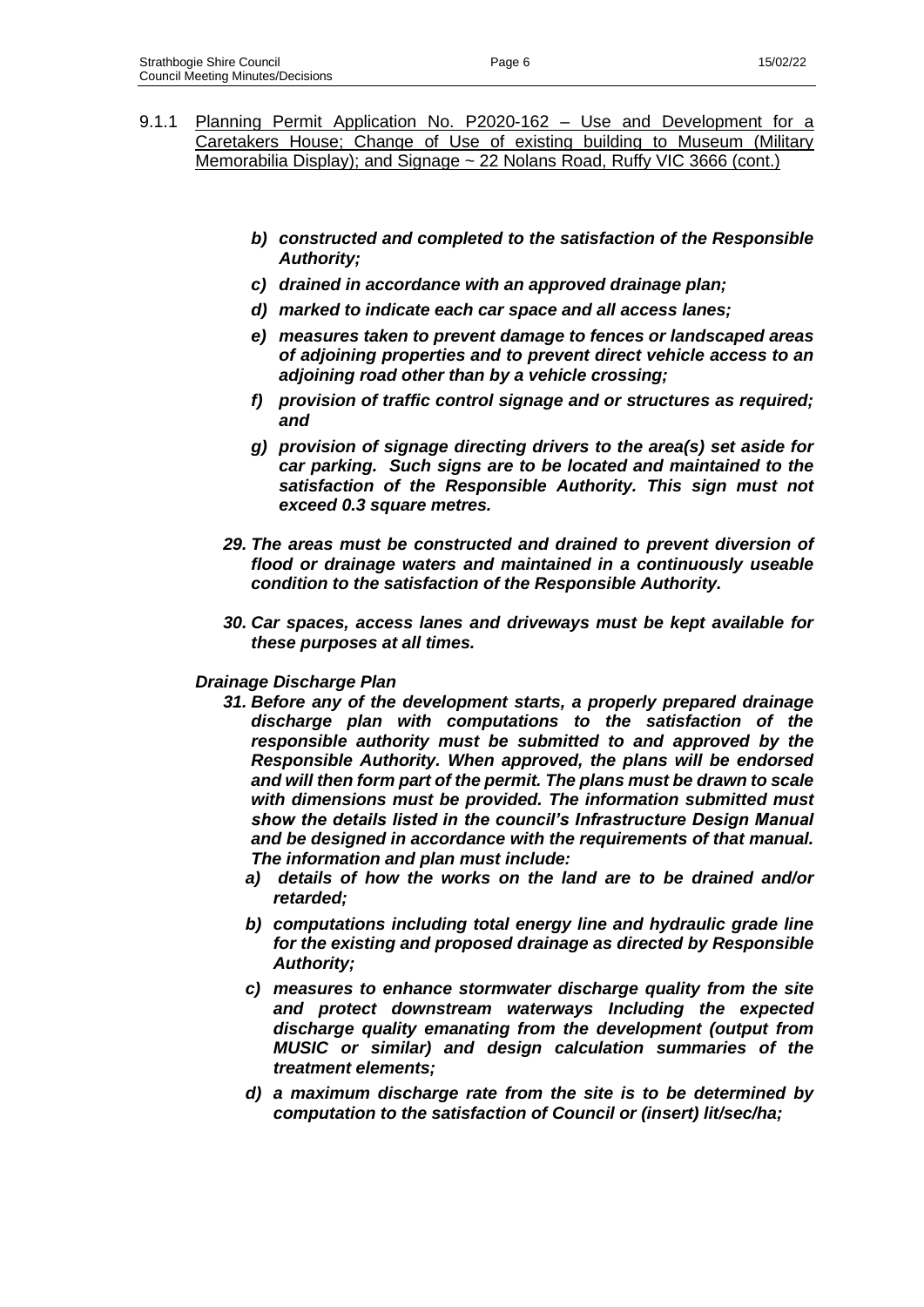9.1.1 Planning Permit Application No. P2020-162 – Use and Development for a Caretakers House; Change of Use of existing building to Museum (Military Memorabilia Display); and Signage ~ 22 Nolans Road, Ruffy VIC 3666 (cont.)

- ***b) constructed and completed to the satisfaction of the Responsible Authority;***
- ***c) drained in accordance with an approved drainage plan;***
- ***d) marked to indicate each car space and all access lanes;***
- ***e) measures taken to prevent damage to fences or landscaped areas of adjoining properties and to prevent direct vehicle access to an adjoining road other than by a vehicle crossing;***
- ***f) provision of traffic control signage and or structures as required; and***
- ***g) provision of signage directing drivers to the area(s) set aside for car parking. Such signs are to be located and maintained to the satisfaction of the Responsible Authority. This sign must not exceed 0.3 square metres.***

***29. The areas must be constructed and drained to prevent diversion of flood or drainage waters and maintained in a continuously useable condition to the satisfaction of the Responsible Authority.***

***30. Car spaces, access lanes and driveways must be kept available for these purposes at all times.***

***Drainage Discharge Plan***

***31. Before any of the development starts, a properly prepared drainage discharge plan with computations to the satisfaction of the responsible authority must be submitted to and approved by the Responsible Authority. When approved, the plans will be endorsed and will then form part of the permit. The plans must be drawn to scale with dimensions must be provided. The information submitted must show the details listed in the council's Infrastructure Design Manual and be designed in accordance with the requirements of that manual. The information and plan must include:***

- ***a) details of how the works on the land are to be drained and/or retarded;***
- ***b) computations including total energy line and hydraulic grade line for the existing and proposed drainage as directed by Responsible Authority;***
- ***c) measures to enhance stormwater discharge quality from the site and protect downstream waterways Including the expected discharge quality emanating from the development (output from MUSIC or similar) and design calculation summaries of the treatment elements;***
- ***d) a maximum discharge rate from the site is to be determined by computation to the satisfaction of Council or (insert) lit/sec/ha;***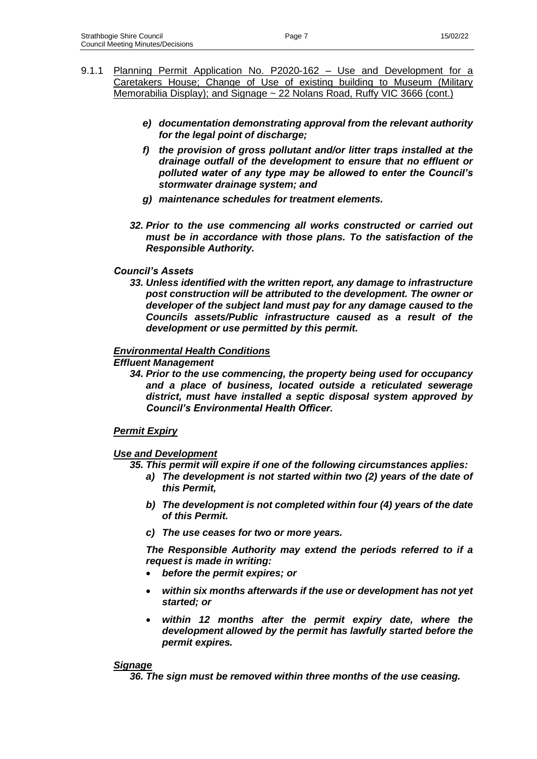9.1.1 Planning Permit Application No. P2020-162 – Use and Development for a Caretakers House; Change of Use of existing building to Museum (Military Memorabilia Display); and Signage ~ 22 Nolans Road, Ruffy VIC 3666 (cont.)

***e) documentation demonstrating approval from the relevant authority for the legal point of discharge;***

***f) the provision of gross pollutant and/or litter traps installed at the drainage outfall of the development to ensure that no effluent or polluted water of any type may be allowed to enter the Council's stormwater drainage system; and***

***g) maintenance schedules for treatment elements.***

***32. Prior to the use commencing all works constructed or carried out must be in accordance with those plans. To the satisfaction of the Responsible Authority.***

***Council's Assets***

***33. Unless identified with the written report, any damage to infrastructure post construction will be attributed to the development. The owner or developer of the subject land must pay for any damage caused to the Councils assets/Public infrastructure caused as a result of the development or use permitted by this permit.***

***Environmental Health Conditions***

***Effluent Management***

***34. Prior to the use commencing, the property being used for occupancy and a place of business, located outside a reticulated sewerage district, must have installed a septic disposal system approved by Council's Environmental Health Officer.***

***Permit Expiry***

***Use and Development***

***35. This permit will expire if one of the following circumstances applies:***

***a) The development is not started within two (2) years of the date of this Permit,***

***b) The development is not completed within four (4) years of the date of this Permit.***

***c) The use ceases for two or more years.***

***The Responsible Authority may extend the periods referred to if a request is made in writing:***

- ***before the permit expires; or***
- ***within six months afterwards if the use or development has not yet started; or***
- ***within 12 months after the permit expiry date, where the development allowed by the permit has lawfully started before the permit expires.***

***Signage***

***36. The sign must be removed within three months of the use ceasing.***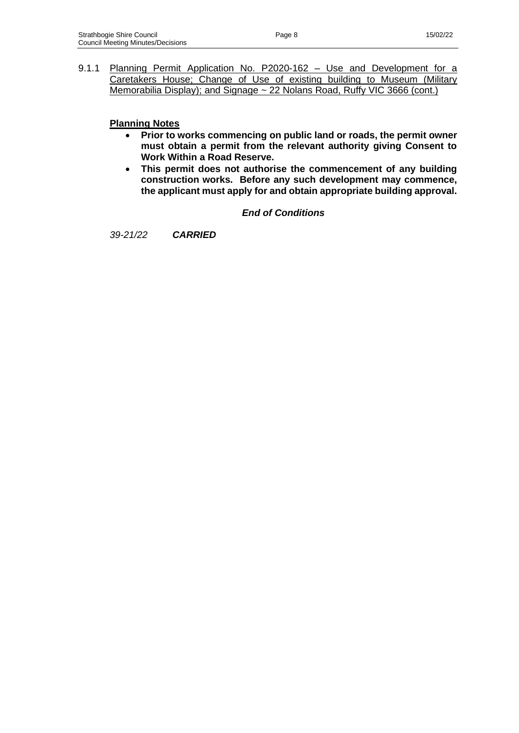9.1.1 Planning Permit Application No. P2020-162 – Use and Development for a Caretakers House; Change of Use of existing building to Museum (Military Memorabilia Display); and Signage ~ 22 Nolans Road, Ruffy VIC 3666 (cont.)

**Planning Notes**

- **Prior to works commencing on public land or roads, the permit owner must obtain a permit from the relevant authority giving Consent to Work Within a Road Reserve.**
- **This permit does not authorise the commencement of any building construction works. Before any such development may commence, the applicant must apply for and obtain appropriate building approval.**

***End of Conditions***

*39-21/22* ***CARRIED***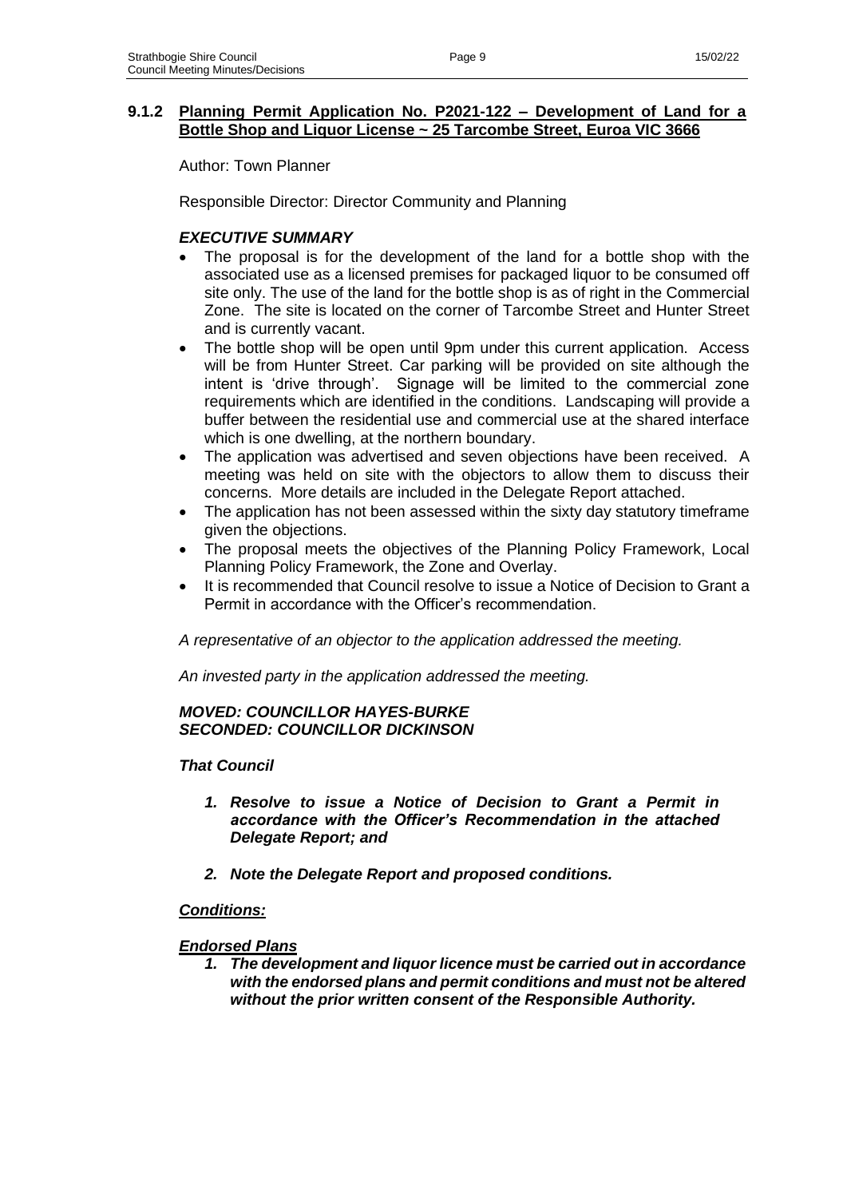### **9.1.2 Planning Permit Application No. P2021-122 – Development of Land for a Bottle Shop and Liquor License ~ 25 Tarcombe Street, Euroa VIC 3666**

Author: Town Planner

Responsible Director: Director Community and Planning

***EXECUTIVE SUMMARY***

- The proposal is for the development of the land for a bottle shop with the associated use as a licensed premises for packaged liquor to be consumed off site only. The use of the land for the bottle shop is as of right in the Commercial Zone. The site is located on the corner of Tarcombe Street and Hunter Street and is currently vacant.
- The bottle shop will be open until 9pm under this current application. Access will be from Hunter Street. Car parking will be provided on site although the intent is 'drive through'. Signage will be limited to the commercial zone requirements which are identified in the conditions. Landscaping will provide a buffer between the residential use and commercial use at the shared interface which is one dwelling, at the northern boundary.
- The application was advertised and seven objections have been received. A meeting was held on site with the objectors to allow them to discuss their concerns. More details are included in the Delegate Report attached.
- The application has not been assessed within the sixty day statutory timeframe given the objections.
- The proposal meets the objectives of the Planning Policy Framework, Local Planning Policy Framework, the Zone and Overlay.
- It is recommended that Council resolve to issue a Notice of Decision to Grant a Permit in accordance with the Officer's recommendation.

*A representative of an objector to the application addressed the meeting.*

*An invested party in the application addressed the meeting.*

***MOVED: COUNCILLOR HAYES-BURKE***
***SECONDED: COUNCILLOR DICKINSON***

***That Council***

1. ***Resolve to issue a Notice of Decision to Grant a Permit in accordance with the Officer's Recommendation in the attached Delegate Report; and***
2. ***Note the Delegate Report and proposed conditions.***

***Conditions:***

***Endorsed Plans***

1. ***The development and liquor licence must be carried out in accordance with the endorsed plans and permit conditions and must not be altered without the prior written consent of the Responsible Authority.***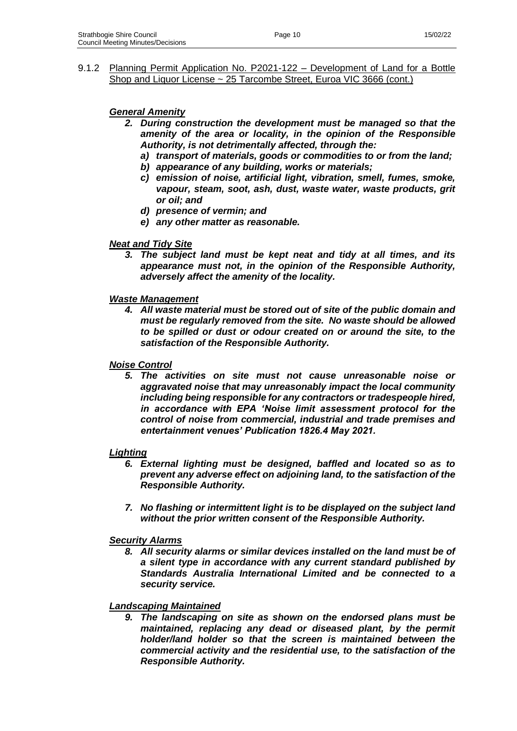9.1.2 Planning Permit Application No. P2021-122 – Development of Land for a Bottle Shop and Liquor License ~ 25 Tarcombe Street, Euroa VIC 3666 (cont.)

***General Amenity***

2. ***During construction the development must be managed so that the amenity of the area or locality, in the opinion of the Responsible Authority, is not detrimentally affected, through the:***
   a) ***transport of materials, goods or commodities to or from the land;***
   b) ***appearance of any building, works or materials;***
   c) ***emission of noise, artificial light, vibration, smell, fumes, smoke, vapour, steam, soot, ash, dust, waste water, waste products, grit or oil; and***
   d) ***presence of vermin; and***
   e) ***any other matter as reasonable.***

***Neat and Tidy Site***

3. ***The subject land must be kept neat and tidy at all times, and its appearance must not, in the opinion of the Responsible Authority, adversely affect the amenity of the locality.***

***Waste Management***

4. ***All waste material must be stored out of site of the public domain and must be regularly removed from the site. No waste should be allowed to be spilled or dust or odour created on or around the site, to the satisfaction of the Responsible Authority.***

***Noise Control***

5. ***The activities on site must not cause unreasonable noise or aggravated noise that may unreasonably impact the local community including being responsible for any contractors or tradespeople hired, in accordance with EPA 'Noise limit assessment protocol for the control of noise from commercial, industrial and trade premises and entertainment venues' Publication 1826.4 May 2021.***

***Lighting***

6. ***External lighting must be designed, baffled and located so as to prevent any adverse effect on adjoining land, to the satisfaction of the Responsible Authority.***

7. ***No flashing or intermittent light is to be displayed on the subject land without the prior written consent of the Responsible Authority.***

***Security Alarms***

8. ***All security alarms or similar devices installed on the land must be of a silent type in accordance with any current standard published by Standards Australia International Limited and be connected to a security service.***

***Landscaping Maintained***

9. ***The landscaping on site as shown on the endorsed plans must be maintained, replacing any dead or diseased plant, by the permit holder/land holder so that the screen is maintained between the commercial activity and the residential use, to the satisfaction of the Responsible Authority.***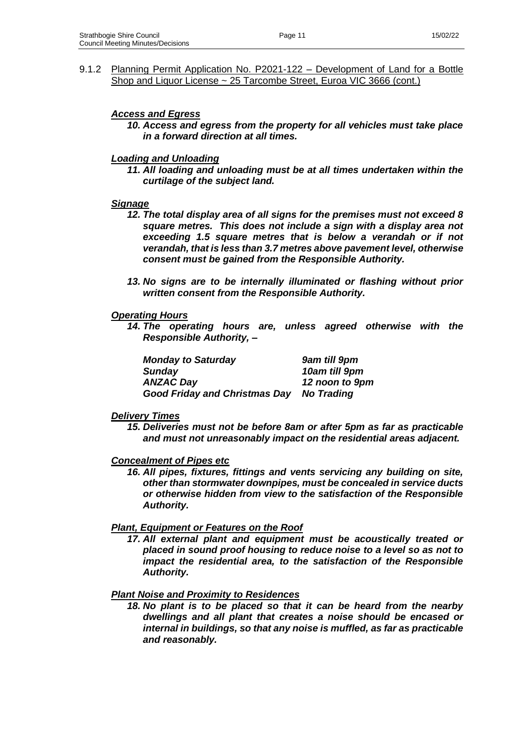9.1.2 Planning Permit Application No. P2021-122 – Development of Land for a Bottle Shop and Liquor License ~ 25 Tarcombe Street, Euroa VIC 3666 (cont.)

***Access and Egress***

***10. Access and egress from the property for all vehicles must take place in a forward direction at all times.***

***Loading and Unloading***

***11. All loading and unloading must be at all times undertaken within the curtilage of the subject land.***

***Signage***

***12. The total display area of all signs for the premises must not exceed 8 square metres. This does not include a sign with a display area not exceeding 1.5 square metres that is below a verandah or if not verandah, that is less than 3.7 metres above pavement level, otherwise consent must be gained from the Responsible Authority.***

***13. No signs are to be internally illuminated or flashing without prior written consent from the Responsible Authority.***

***Operating Hours***

***14. The operating hours are, unless agreed otherwise with the Responsible Authority, –***

| | |
|---|---|
| ***Monday to Saturday*** | ***9am till 9pm*** |
| ***Sunday*** | ***10am till 9pm*** |
| ***ANZAC Day*** | ***12 noon to 9pm*** |
| ***Good Friday and Christmas Day*** | ***No Trading*** |

***Delivery Times***

***15. Deliveries must not be before 8am or after 5pm as far as practicable and must not unreasonably impact on the residential areas adjacent.***

***Concealment of Pipes etc***

***16. All pipes, fixtures, fittings and vents servicing any building on site, other than stormwater downpipes, must be concealed in service ducts or otherwise hidden from view to the satisfaction of the Responsible Authority.***

***Plant, Equipment or Features on the Roof***

***17. All external plant and equipment must be acoustically treated or placed in sound proof housing to reduce noise to a level so as not to impact the residential area, to the satisfaction of the Responsible Authority.***

***Plant Noise and Proximity to Residences***

***18. No plant is to be placed so that it can be heard from the nearby dwellings and all plant that creates a noise should be encased or internal in buildings, so that any noise is muffled, as far as practicable and reasonably.***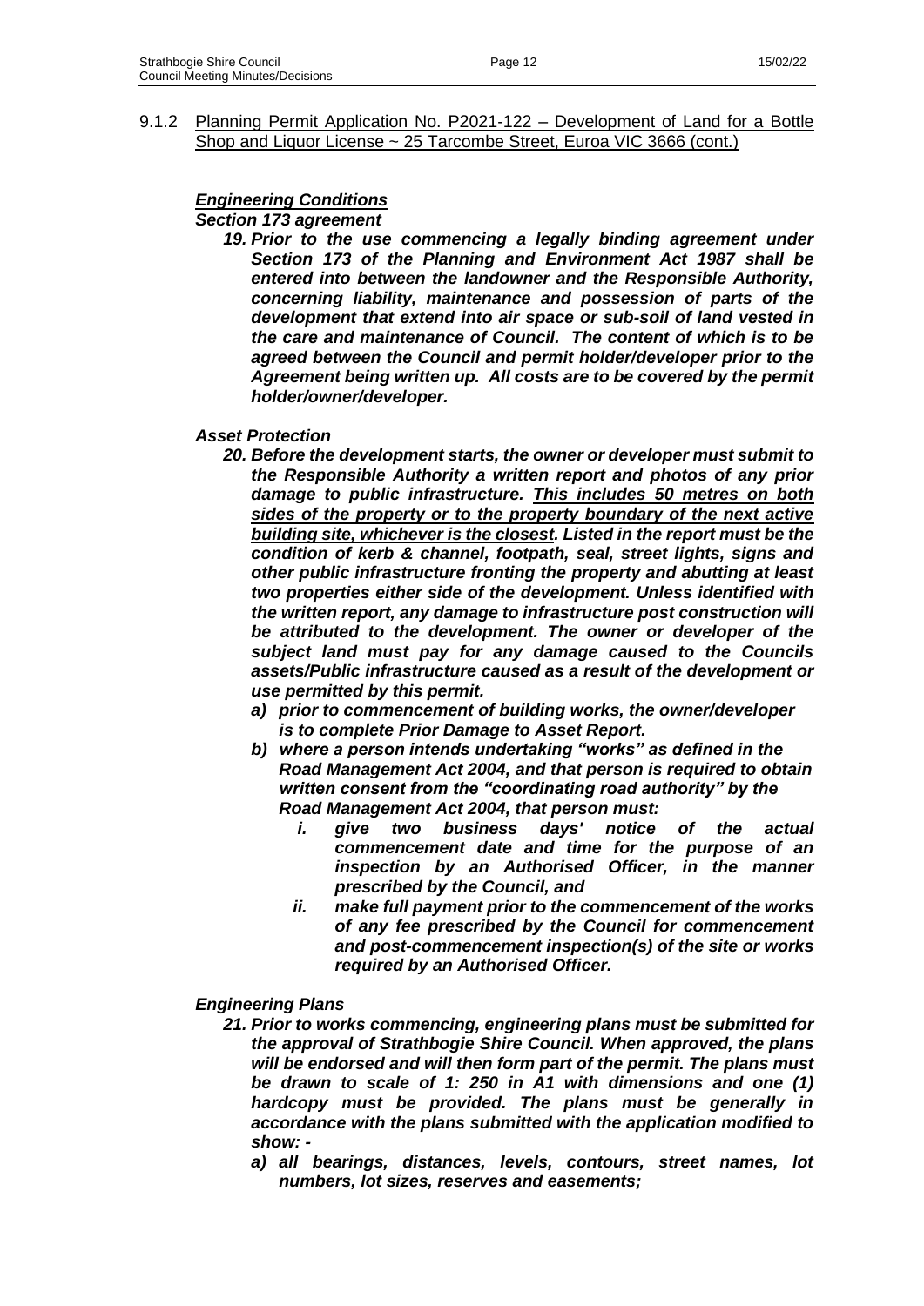9.1.2 Planning Permit Application No. P2021-122 – Development of Land for a Bottle Shop and Liquor License ~ 25 Tarcombe Street, Euroa VIC 3666 (cont.)

***Engineering Conditions***

***Section 173 agreement***

19. ***Prior to the use commencing a legally binding agreement under Section 173 of the Planning and Environment Act 1987 shall be entered into between the landowner and the Responsible Authority, concerning liability, maintenance and possession of parts of the development that extend into air space or sub-soil of land vested in the care and maintenance of Council. The content of which is to be agreed between the Council and permit holder/developer prior to the Agreement being written up. All costs are to be covered by the permit holder/owner/developer.***

***Asset Protection***

20. ***Before the development starts, the owner or developer must submit to the Responsible Authority a written report and photos of any prior damage to public infrastructure. This includes 50 metres on both sides of the property or to the property boundary of the next active building site, whichever is the closest. Listed in the report must be the condition of kerb & channel, footpath, seal, street lights, signs and other public infrastructure fronting the property and abutting at least two properties either side of the development. Unless identified with the written report, any damage to infrastructure post construction will be attributed to the development. The owner or developer of the subject land must pay for any damage caused to the Councils assets/Public infrastructure caused as a result of the development or use permitted by this permit.***
    a) ***prior to commencement of building works, the owner/developer is to complete Prior Damage to Asset Report.***
    b) ***where a person intends undertaking "works" as defined in the Road Management Act 2004, and that person is required to obtain written consent from the "coordinating road authority" by the Road Management Act 2004, that person must:***
        i. ***give two business days' notice of the actual commencement date and time for the purpose of an inspection by an Authorised Officer, in the manner prescribed by the Council, and***
        ii. ***make full payment prior to the commencement of the works of any fee prescribed by the Council for commencement and post-commencement inspection(s) of the site or works required by an Authorised Officer.***

***Engineering Plans***

21. ***Prior to works commencing, engineering plans must be submitted for the approval of Strathbogie Shire Council. When approved, the plans will be endorsed and will then form part of the permit. The plans must be drawn to scale of 1: 250 in A1 with dimensions and one (1) hardcopy must be provided. The plans must be generally in accordance with the plans submitted with the application modified to show: -***
    a) ***all bearings, distances, levels, contours, street names, lot numbers, lot sizes, reserves and easements;***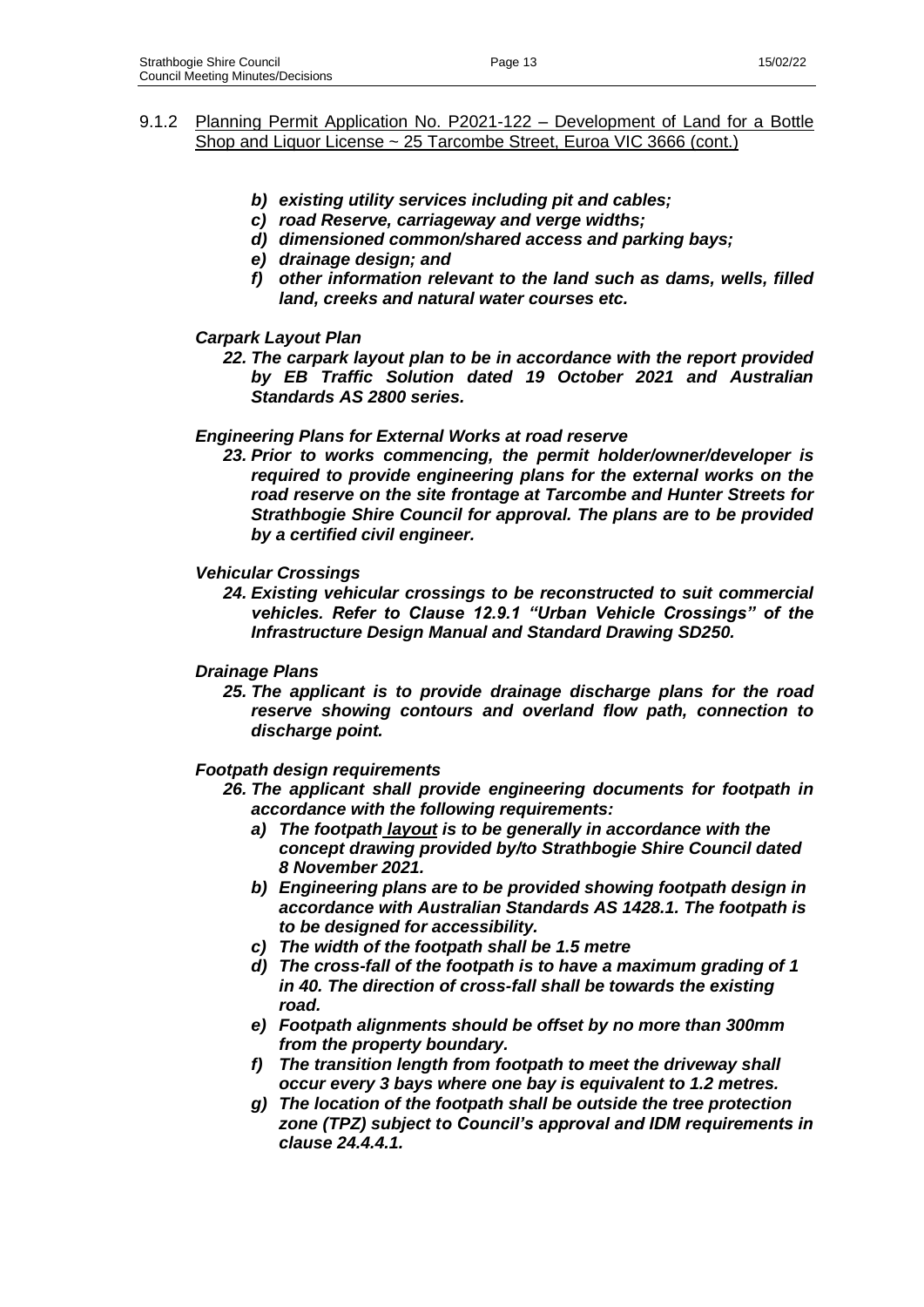9.1.2 Planning Permit Application No. P2021-122 – Development of Land for a Bottle Shop and Liquor License ~ 25 Tarcombe Street, Euroa VIC 3666 (cont.)

- ***b) existing utility services including pit and cables;***
- ***c) road Reserve, carriageway and verge widths;***
- ***d) dimensioned common/shared access and parking bays;***
- ***e) drainage design; and***
- ***f) other information relevant to the land such as dams, wells, filled land, creeks and natural water courses etc.***

***Carpark Layout Plan***

***22. The carpark layout plan to be in accordance with the report provided by EB Traffic Solution dated 19 October 2021 and Australian Standards AS 2800 series.***

***Engineering Plans for External Works at road reserve***

***23. Prior to works commencing, the permit holder/owner/developer is required to provide engineering plans for the external works on the road reserve on the site frontage at Tarcombe and Hunter Streets for Strathbogie Shire Council for approval. The plans are to be provided by a certified civil engineer.***

***Vehicular Crossings***

***24. Existing vehicular crossings to be reconstructed to suit commercial vehicles. Refer to Clause 12.9.1 "Urban Vehicle Crossings" of the Infrastructure Design Manual and Standard Drawing SD250.***

***Drainage Plans***

***25. The applicant is to provide drainage discharge plans for the road reserve showing contours and overland flow path, connection to discharge point.***

***Footpath design requirements***

***26. The applicant shall provide engineering documents for footpath in accordance with the following requirements:***

- ***a) The footpath <u>layout</u> is to be generally in accordance with the concept drawing provided by/to Strathbogie Shire Council dated 8 November 2021.***
- ***b) Engineering plans are to be provided showing footpath design in accordance with Australian Standards AS 1428.1. The footpath is to be designed for accessibility.***
- ***c) The width of the footpath shall be 1.5 metre***
- ***d) The cross-fall of the footpath is to have a maximum grading of 1 in 40. The direction of cross-fall shall be towards the existing road.***
- ***e) Footpath alignments should be offset by no more than 300mm from the property boundary.***
- ***f) The transition length from footpath to meet the driveway shall occur every 3 bays where one bay is equivalent to 1.2 metres.***
- ***g) The location of the footpath shall be outside the tree protection zone (TPZ) subject to Council's approval and IDM requirements in clause 24.4.4.1.***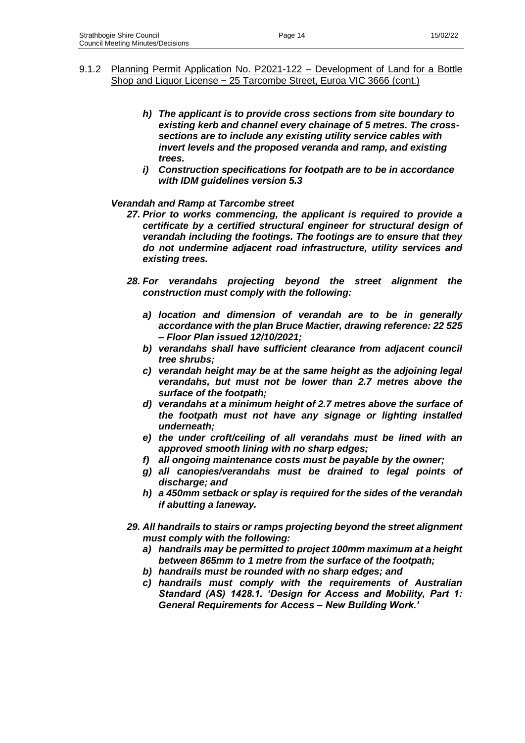9.1.2 Planning Permit Application No. P2021-122 – Development of Land for a Bottle Shop and Liquor License ~ 25 Tarcombe Street, Euroa VIC 3666 (cont.)

> ***h) The applicant is to provide cross sections from site boundary to existing kerb and channel every chainage of 5 metres. The cross-sections are to include any existing utility service cables with invert levels and the proposed veranda and ramp, and existing trees.***
>
> ***i) Construction specifications for footpath are to be in accordance with IDM guidelines version 5.3***

***Verandah and Ramp at Tarcombe street***

***27. Prior to works commencing, the applicant is required to provide a certificate by a certified structural engineer for structural design of verandah including the footings. The footings are to ensure that they do not undermine adjacent road infrastructure, utility services and existing trees.***

***28. For verandahs projecting beyond the street alignment the construction must comply with the following:***

- ***a) location and dimension of verandah are to be in generally accordance with the plan Bruce Mactier, drawing reference: 22 525 – Floor Plan issued 12/10/2021;***
- ***b) verandahs shall have sufficient clearance from adjacent council tree shrubs;***
- ***c) verandah height may be at the same height as the adjoining legal verandahs, but must not be lower than 2.7 metres above the surface of the footpath;***
- ***d) verandahs at a minimum height of 2.7 metres above the surface of the footpath must not have any signage or lighting installed underneath;***
- ***e) the under croft/ceiling of all verandahs must be lined with an approved smooth lining with no sharp edges;***
- ***f) all ongoing maintenance costs must be payable by the owner;***
- ***g) all canopies/verandahs must be drained to legal points of discharge; and***
- ***h) a 450mm setback or splay is required for the sides of the verandah if abutting a laneway.***

***29. All handrails to stairs or ramps projecting beyond the street alignment must comply with the following:***

- ***a) handrails may be permitted to project 100mm maximum at a height between 865mm to 1 metre from the surface of the footpath;***
- ***b) handrails must be rounded with no sharp edges; and***
- ***c) handrails must comply with the requirements of Australian Standard (AS) 1428.1. 'Design for Access and Mobility, Part 1: General Requirements for Access – New Building Work.'***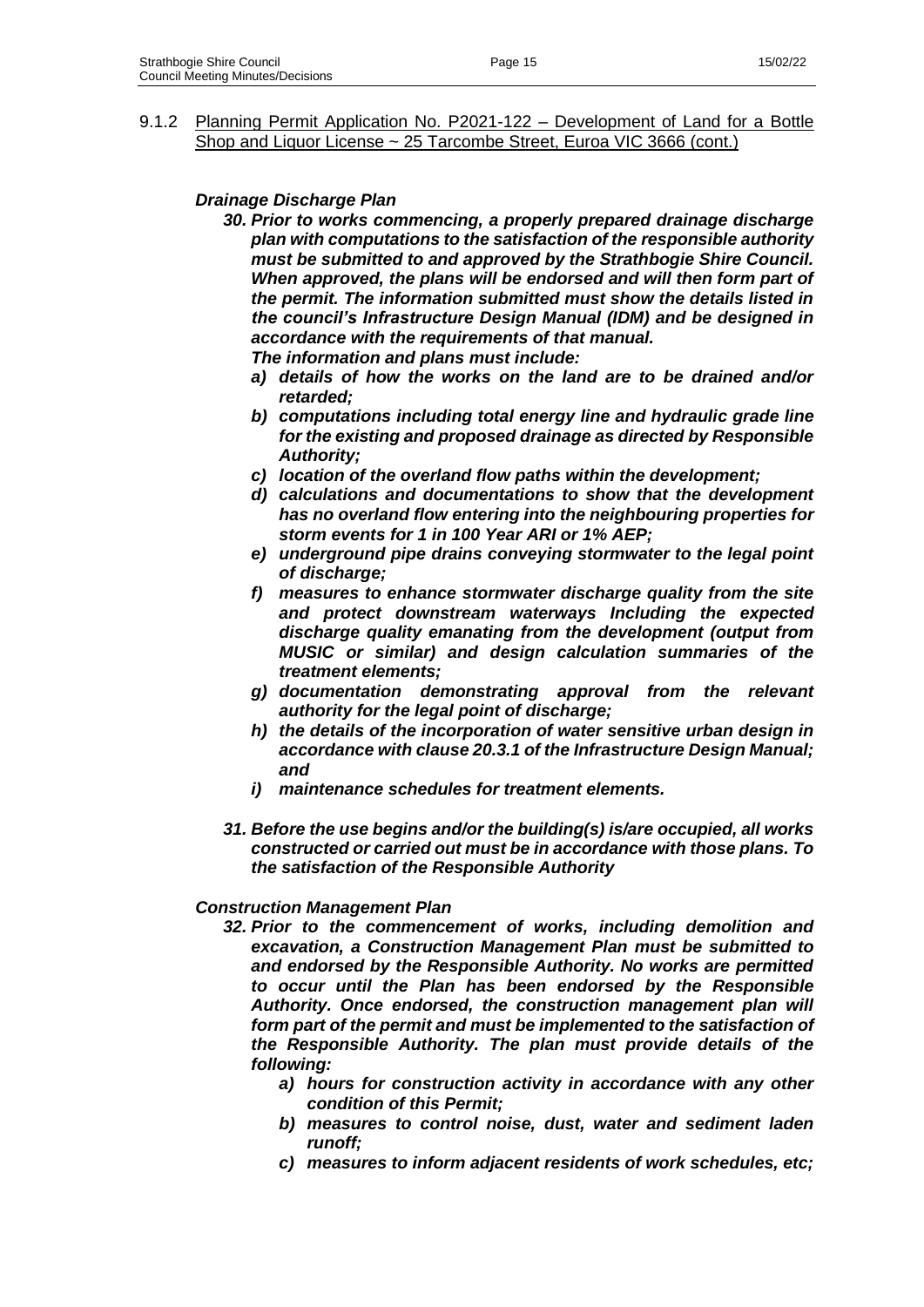9.1.2 <u>Planning Permit Application No. P2021-122 – Development of Land for a Bottle Shop and Liquor License ~ 25 Tarcombe Street, Euroa VIC 3666 (cont.)</u>

***Drainage Discharge Plan***

30. ***Prior to works commencing, a properly prepared drainage discharge plan with computations to the satisfaction of the responsible authority must be submitted to and approved by the Strathbogie Shire Council. When approved, the plans will be endorsed and will then form part of the permit. The information submitted must show the details listed in the council's Infrastructure Design Manual (IDM) and be designed in accordance with the requirements of that manual.***
    ***The information and plans must include:***
    a) ***details of how the works on the land are to be drained and/or retarded;***
    b) ***computations including total energy line and hydraulic grade line for the existing and proposed drainage as directed by Responsible Authority;***
    c) ***location of the overland flow paths within the development;***
    d) ***calculations and documentations to show that the development has no overland flow entering into the neighbouring properties for storm events for 1 in 100 Year ARI or 1% AEP;***
    e) ***underground pipe drains conveying stormwater to the legal point of discharge;***
    f) ***measures to enhance stormwater discharge quality from the site and protect downstream waterways Including the expected discharge quality emanating from the development (output from MUSIC or similar) and design calculation summaries of the treatment elements;***
    g) ***documentation demonstrating approval from the relevant authority for the legal point of discharge;***
    h) ***the details of the incorporation of water sensitive urban design in accordance with clause 20.3.1 of the Infrastructure Design Manual; and***
    i) ***maintenance schedules for treatment elements.***

31. ***Before the use begins and/or the building(s) is/are occupied, all works constructed or carried out must be in accordance with those plans. To the satisfaction of the Responsible Authority***

***Construction Management Plan***

32. ***Prior to the commencement of works, including demolition and excavation, a Construction Management Plan must be submitted to and endorsed by the Responsible Authority. No works are permitted to occur until the Plan has been endorsed by the Responsible Authority. Once endorsed, the construction management plan will form part of the permit and must be implemented to the satisfaction of the Responsible Authority. The plan must provide details of the following:***
    a) ***hours for construction activity in accordance with any other condition of this Permit;***
    b) ***measures to control noise, dust, water and sediment laden runoff;***
    c) ***measures to inform adjacent residents of work schedules, etc;***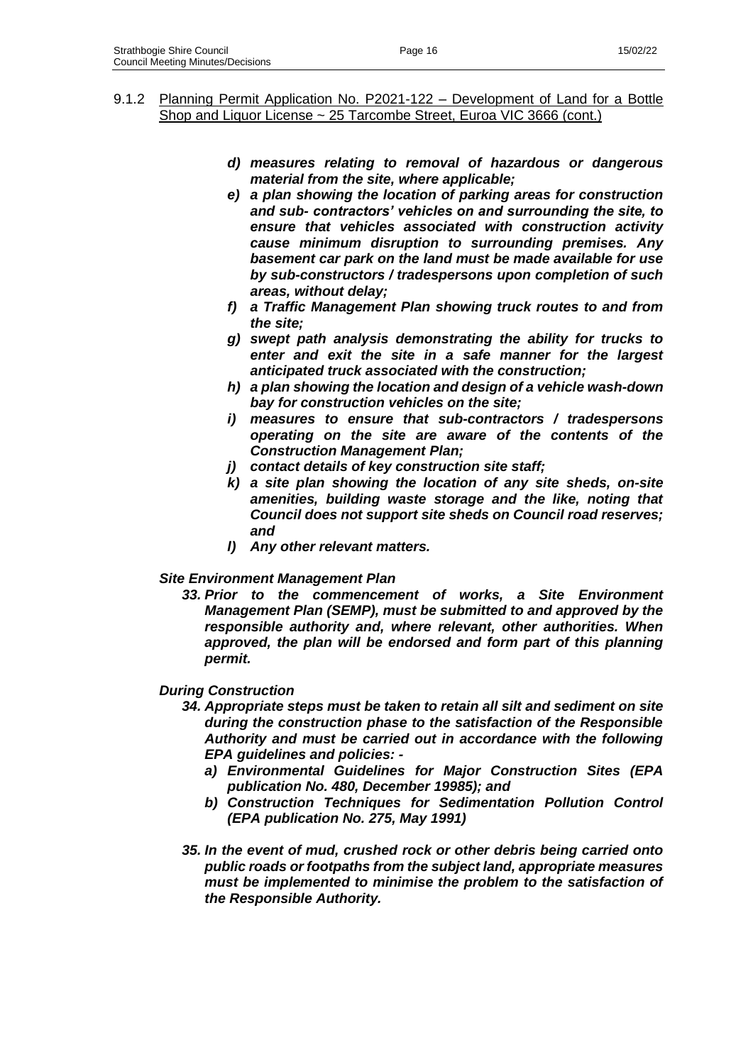9.1.2 Planning Permit Application No. P2021-122 – Development of Land for a Bottle Shop and Liquor License ~ 25 Tarcombe Street, Euroa VIC 3666 (cont.)

***d) measures relating to removal of hazardous or dangerous material from the site, where applicable;***

***e) a plan showing the location of parking areas for construction and sub- contractors' vehicles on and surrounding the site, to ensure that vehicles associated with construction activity cause minimum disruption to surrounding premises. Any basement car park on the land must be made available for use by sub-constructors / tradespersons upon completion of such areas, without delay;***

***f) a Traffic Management Plan showing truck routes to and from the site;***

***g) swept path analysis demonstrating the ability for trucks to enter and exit the site in a safe manner for the largest anticipated truck associated with the construction;***

***h) a plan showing the location and design of a vehicle wash-down bay for construction vehicles on the site;***

***i) measures to ensure that sub-contractors / tradespersons operating on the site are aware of the contents of the Construction Management Plan;***

***j) contact details of key construction site staff;***

***k) a site plan showing the location of any site sheds, on-site amenities, building waste storage and the like, noting that Council does not support site sheds on Council road reserves; and***

***l) Any other relevant matters.***

***Site Environment Management Plan***

***33. Prior to the commencement of works, a Site Environment Management Plan (SEMP), must be submitted to and approved by the responsible authority and, where relevant, other authorities. When approved, the plan will be endorsed and form part of this planning permit.***

***During Construction***

***34. Appropriate steps must be taken to retain all silt and sediment on site during the construction phase to the satisfaction of the Responsible Authority and must be carried out in accordance with the following EPA guidelines and policies: -***

***a) Environmental Guidelines for Major Construction Sites (EPA publication No. 480, December 19985); and***

***b) Construction Techniques for Sedimentation Pollution Control (EPA publication No. 275, May 1991)***

***35. In the event of mud, crushed rock or other debris being carried onto public roads or footpaths from the subject land, appropriate measures must be implemented to minimise the problem to the satisfaction of the Responsible Authority.***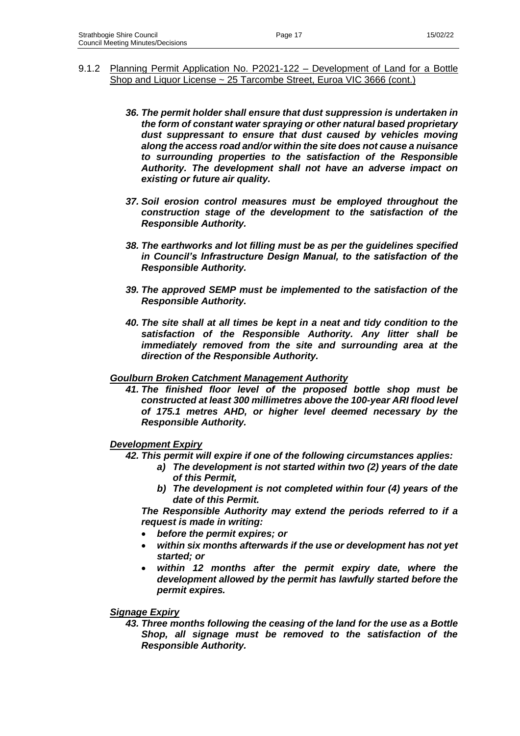9.1.2 <u>Planning Permit Application No. P2021-122 – Development of Land for a Bottle Shop and Liquor License ~ 25 Tarcombe Street, Euroa VIC 3666 (cont.)</u>

***36. The permit holder shall ensure that dust suppression is undertaken in the form of constant water spraying or other natural based proprietary dust suppressant to ensure that dust caused by vehicles moving along the access road and/or within the site does not cause a nuisance to surrounding properties to the satisfaction of the Responsible Authority. The development shall not have an adverse impact on existing or future air quality.***

***37. Soil erosion control measures must be employed throughout the construction stage of the development to the satisfaction of the Responsible Authority.***

***38. The earthworks and lot filling must be as per the guidelines specified in Council's Infrastructure Design Manual, to the satisfaction of the Responsible Authority.***

***39. The approved SEMP must be implemented to the satisfaction of the Responsible Authority.***

***40. The site shall at all times be kept in a neat and tidy condition to the satisfaction of the Responsible Authority. Any litter shall be immediately removed from the site and surrounding area at the direction of the Responsible Authority.***

***<u>Goulburn Broken Catchment Management Authority</u>***

***41. The finished floor level of the proposed bottle shop must be constructed at least 300 millimetres above the 100-year ARI flood level of 175.1 metres AHD, or higher level deemed necessary by the Responsible Authority.***

***<u>Development Expiry</u>***

***42. This permit will expire if one of the following circumstances applies:***

***a) The development is not started within two (2) years of the date of this Permit,***

***b) The development is not completed within four (4) years of the date of this Permit.***

***The Responsible Authority may extend the periods referred to if a request is made in writing:***

- ***before the permit expires; or***
- ***within six months afterwards if the use or development has not yet started; or***
- ***within 12 months after the permit expiry date, where the development allowed by the permit has lawfully started before the permit expires.***

***<u>Signage Expiry</u>***

***43. Three months following the ceasing of the land for the use as a Bottle Shop, all signage must be removed to the satisfaction of the Responsible Authority.***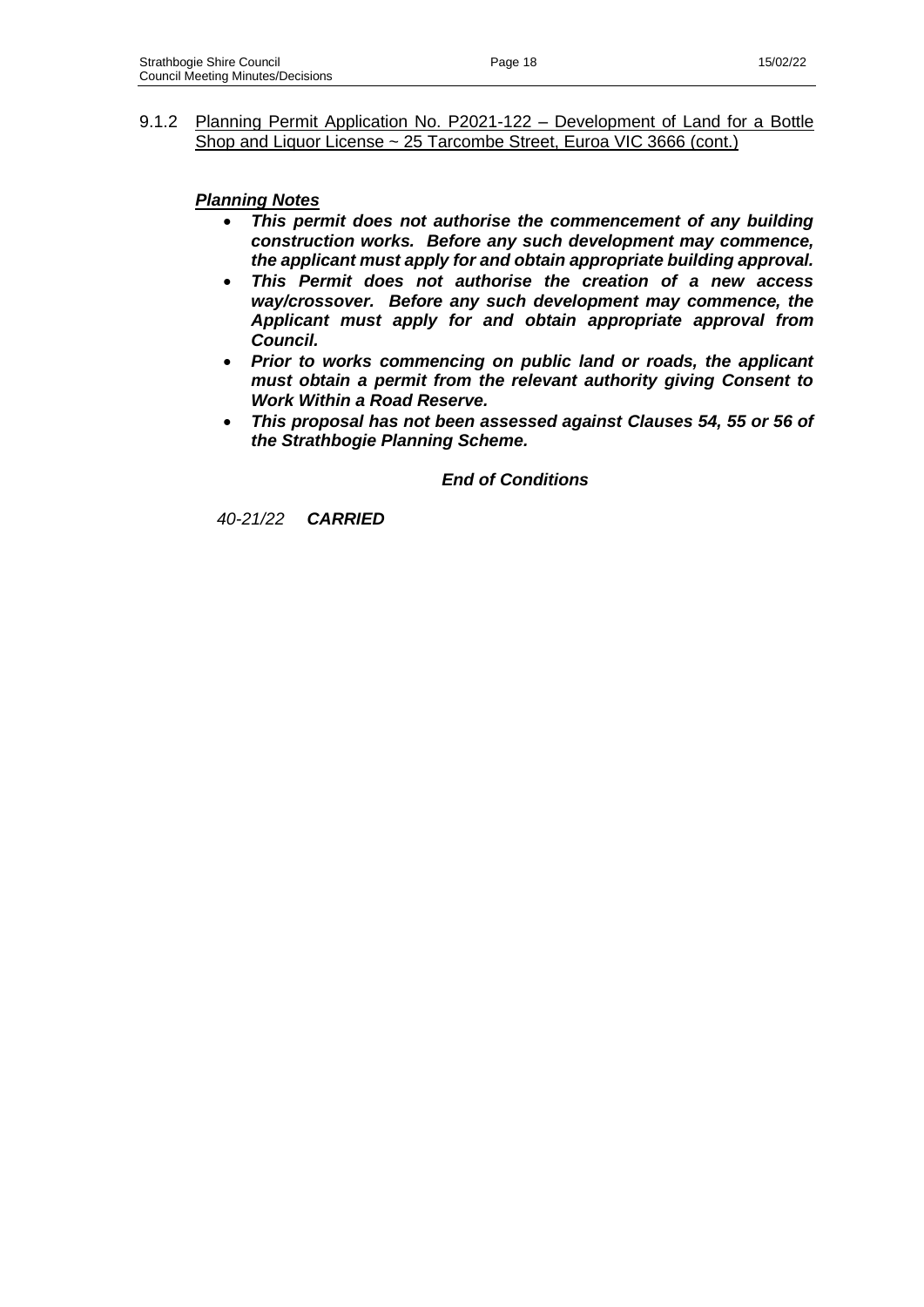9.1.2 Planning Permit Application No. P2021-122 – Development of Land for a Bottle Shop and Liquor License ~ 25 Tarcombe Street, Euroa VIC 3666 (cont.)

***Planning Notes***

- ***This permit does not authorise the commencement of any building construction works. Before any such development may commence, the applicant must apply for and obtain appropriate building approval.***
- ***This Permit does not authorise the creation of a new access way/crossover. Before any such development may commence, the Applicant must apply for and obtain appropriate approval from Council.***
- ***Prior to works commencing on public land or roads, the applicant must obtain a permit from the relevant authority giving Consent to Work Within a Road Reserve.***
- ***This proposal has not been assessed against Clauses 54, 55 or 56 of the Strathbogie Planning Scheme.***

***End of Conditions***

*40-21/22* ***CARRIED***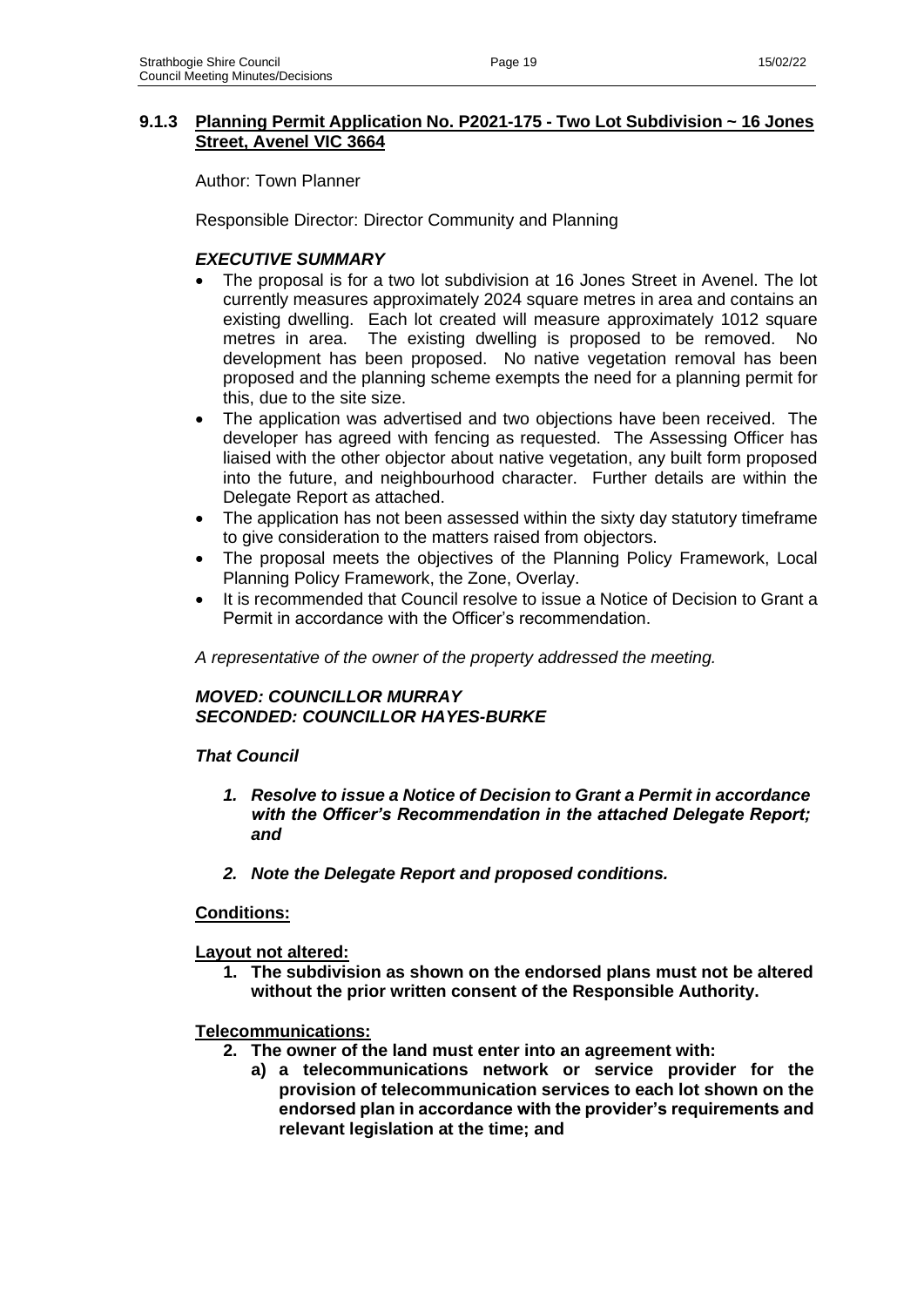### 9.1.3 Planning Permit Application No. P2021-175 - Two Lot Subdivision ~ 16 Jones Street, Avenel VIC 3664

Author: Town Planner

Responsible Director: Director Community and Planning

***EXECUTIVE SUMMARY***

- The proposal is for a two lot subdivision at 16 Jones Street in Avenel. The lot currently measures approximately 2024 square metres in area and contains an existing dwelling. Each lot created will measure approximately 1012 square metres in area. The existing dwelling is proposed to be removed. No development has been proposed. No native vegetation removal has been proposed and the planning scheme exempts the need for a planning permit for this, due to the site size.
- The application was advertised and two objections have been received. The developer has agreed with fencing as requested. The Assessing Officer has liaised with the other objector about native vegetation, any built form proposed into the future, and neighbourhood character. Further details are within the Delegate Report as attached.
- The application has not been assessed within the sixty day statutory timeframe to give consideration to the matters raised from objectors.
- The proposal meets the objectives of the Planning Policy Framework, Local Planning Policy Framework, the Zone, Overlay.
- It is recommended that Council resolve to issue a Notice of Decision to Grant a Permit in accordance with the Officer's recommendation.

*A representative of the owner of the property addressed the meeting.*

***MOVED: COUNCILLOR MURRAY***
***SECONDED: COUNCILLOR HAYES-BURKE***

***That Council***

1. ***Resolve to issue a Notice of Decision to Grant a Permit in accordance with the Officer's Recommendation in the attached Delegate Report; and***
2. ***Note the Delegate Report and proposed conditions.***

**Conditions:**

**Layout not altered:**

1. **The subdivision as shown on the endorsed plans must not be altered without the prior written consent of the Responsible Authority.**

**Telecommunications:**

2. **The owner of the land must enter into an agreement with:**
   a) **a telecommunications network or service provider for the provision of telecommunication services to each lot shown on the endorsed plan in accordance with the provider's requirements and relevant legislation at the time; and**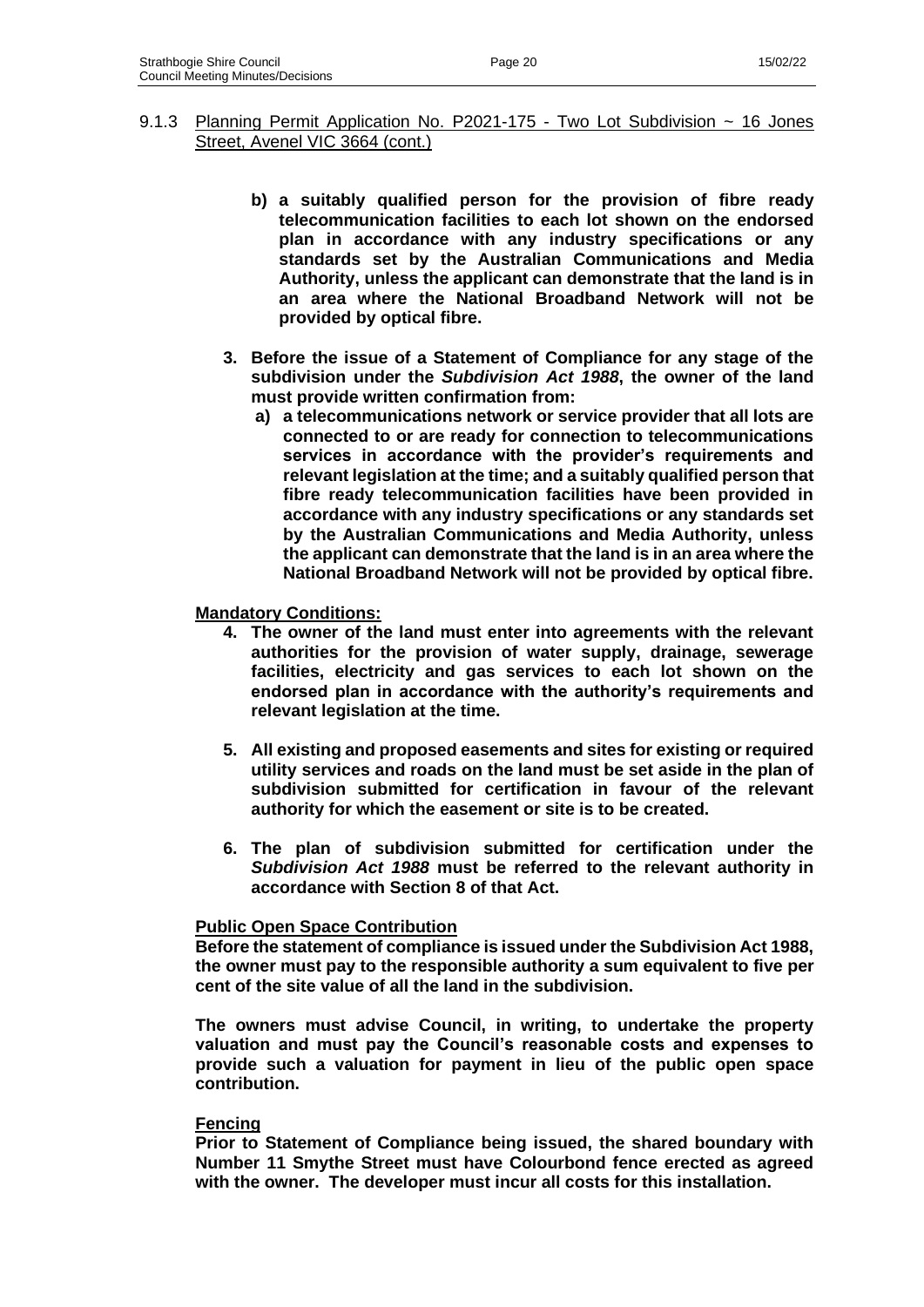9.1.3 Planning Permit Application No. P2021-175 - Two Lot Subdivision ~ 16 Jones Street, Avenel VIC 3664 (cont.)

**b) a suitably qualified person for the provision of fibre ready telecommunication facilities to each lot shown on the endorsed plan in accordance with any industry specifications or any standards set by the Australian Communications and Media Authority, unless the applicant can demonstrate that the land is in an area where the National Broadband Network will not be provided by optical fibre.**

**3. Before the issue of a Statement of Compliance for any stage of the subdivision under the *Subdivision Act 1988*, the owner of the land must provide written confirmation from:**

**a) a telecommunications network or service provider that all lots are connected to or are ready for connection to telecommunications services in accordance with the provider's requirements and relevant legislation at the time; and a suitably qualified person that fibre ready telecommunication facilities have been provided in accordance with any industry specifications or any standards set by the Australian Communications and Media Authority, unless the applicant can demonstrate that the land is in an area where the National Broadband Network will not be provided by optical fibre.**

**<u>Mandatory Conditions:</u>**

**4. The owner of the land must enter into agreements with the relevant authorities for the provision of water supply, drainage, sewerage facilities, electricity and gas services to each lot shown on the endorsed plan in accordance with the authority's requirements and relevant legislation at the time.**

**5. All existing and proposed easements and sites for existing or required utility services and roads on the land must be set aside in the plan of subdivision submitted for certification in favour of the relevant authority for which the easement or site is to be created.**

**6. The plan of subdivision submitted for certification under the *Subdivision Act 1988* must be referred to the relevant authority in accordance with Section 8 of that Act.**

**<u>Public Open Space Contribution</u>**

**Before the statement of compliance is issued under the Subdivision Act 1988, the owner must pay to the responsible authority a sum equivalent to five per cent of the site value of all the land in the subdivision.**

**The owners must advise Council, in writing, to undertake the property valuation and must pay the Council's reasonable costs and expenses to provide such a valuation for payment in lieu of the public open space contribution.**

**<u>Fencing</u>**

**Prior to Statement of Compliance being issued, the shared boundary with Number 11 Smythe Street must have Colourbond fence erected as agreed with the owner. The developer must incur all costs for this installation.**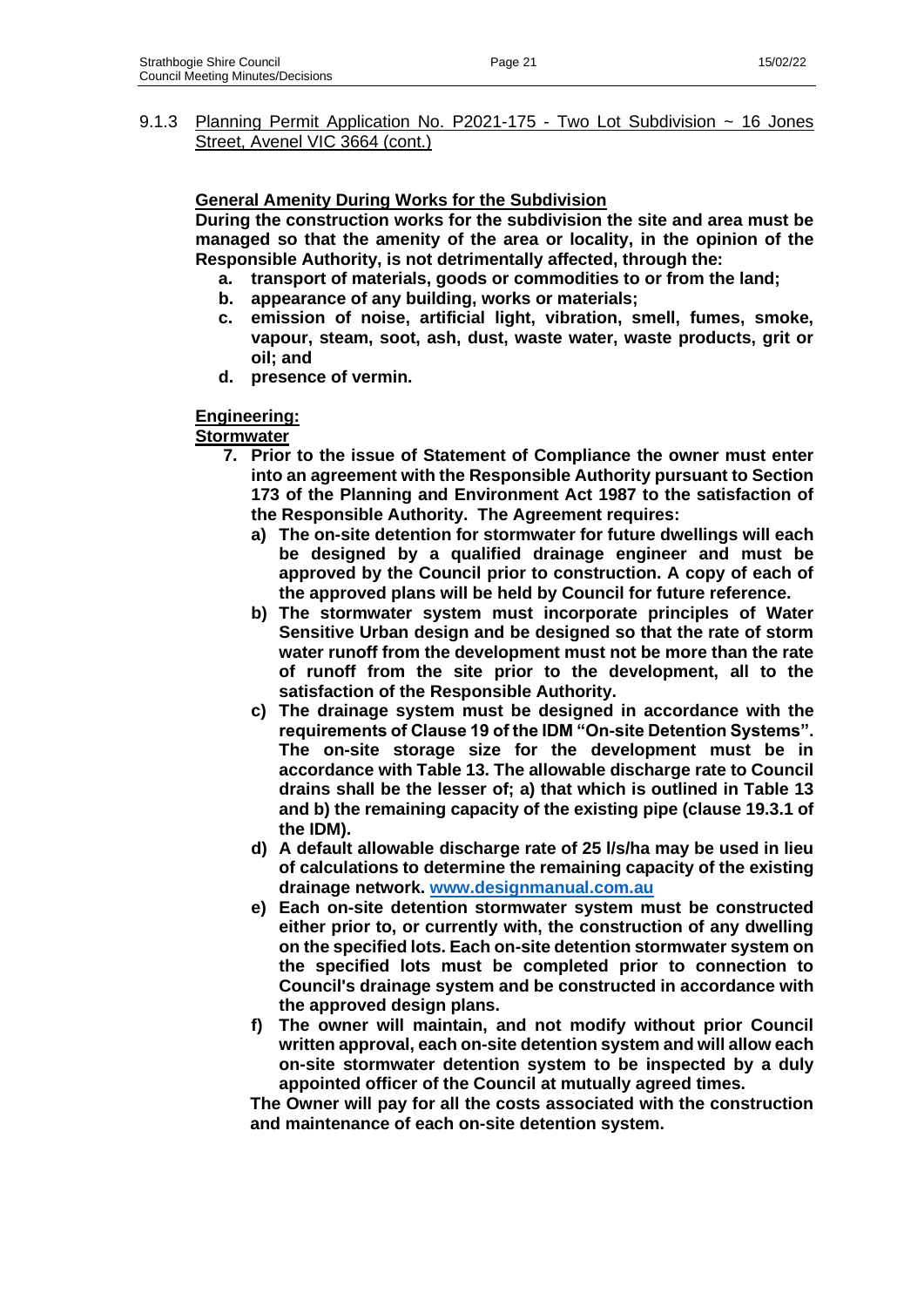9.1.3 Planning Permit Application No. P2021-175 - Two Lot Subdivision ~ 16 Jones Street, Avenel VIC 3664 (cont.)

**General Amenity During Works for the Subdivision**

**During the construction works for the subdivision the site and area must be managed so that the amenity of the area or locality, in the opinion of the Responsible Authority, is not detrimentally affected, through the:**

- **a. transport of materials, goods or commodities to or from the land;**
- **b. appearance of any building, works or materials;**
- **c. emission of noise, artificial light, vibration, smell, fumes, smoke, vapour, steam, soot, ash, dust, waste water, waste products, grit or oil; and**
- **d. presence of vermin.**

**Engineering:**

**Stormwater**

7. **Prior to the issue of Statement of Compliance the owner must enter into an agreement with the Responsible Authority pursuant to Section 173 of the Planning and Environment Act 1987 to the satisfaction of the Responsible Authority. The Agreement requires:**
   - **a) The on-site detention for stormwater for future dwellings will each be designed by a qualified drainage engineer and must be approved by the Council prior to construction. A copy of each of the approved plans will be held by Council for future reference.**
   - **b) The stormwater system must incorporate principles of Water Sensitive Urban design and be designed so that the rate of storm water runoff from the development must not be more than the rate of runoff from the site prior to the development, all to the satisfaction of the Responsible Authority.**
   - **c) The drainage system must be designed in accordance with the requirements of Clause 19 of the IDM "On-site Detention Systems". The on-site storage size for the development must be in accordance with Table 13. The allowable discharge rate to Council drains shall be the lesser of; a) that which is outlined in Table 13 and b) the remaining capacity of the existing pipe (clause 19.3.1 of the IDM).**
   - **d) A default allowable discharge rate of 25 l/s/ha may be used in lieu of calculations to determine the remaining capacity of the existing drainage network. [www.designmanual.com.au](www.designmanual.com.au)**
   - **e) Each on-site detention stormwater system must be constructed either prior to, or currently with, the construction of any dwelling on the specified lots. Each on-site detention stormwater system on the specified lots must be completed prior to connection to Council's drainage system and be constructed in accordance with the approved design plans.**
   - **f) The owner will maintain, and not modify without prior Council written approval, each on-site detention system and will allow each on-site stormwater detention system to be inspected by a duly appointed officer of the Council at mutually agreed times.**

   **The Owner will pay for all the costs associated with the construction and maintenance of each on-site detention system.**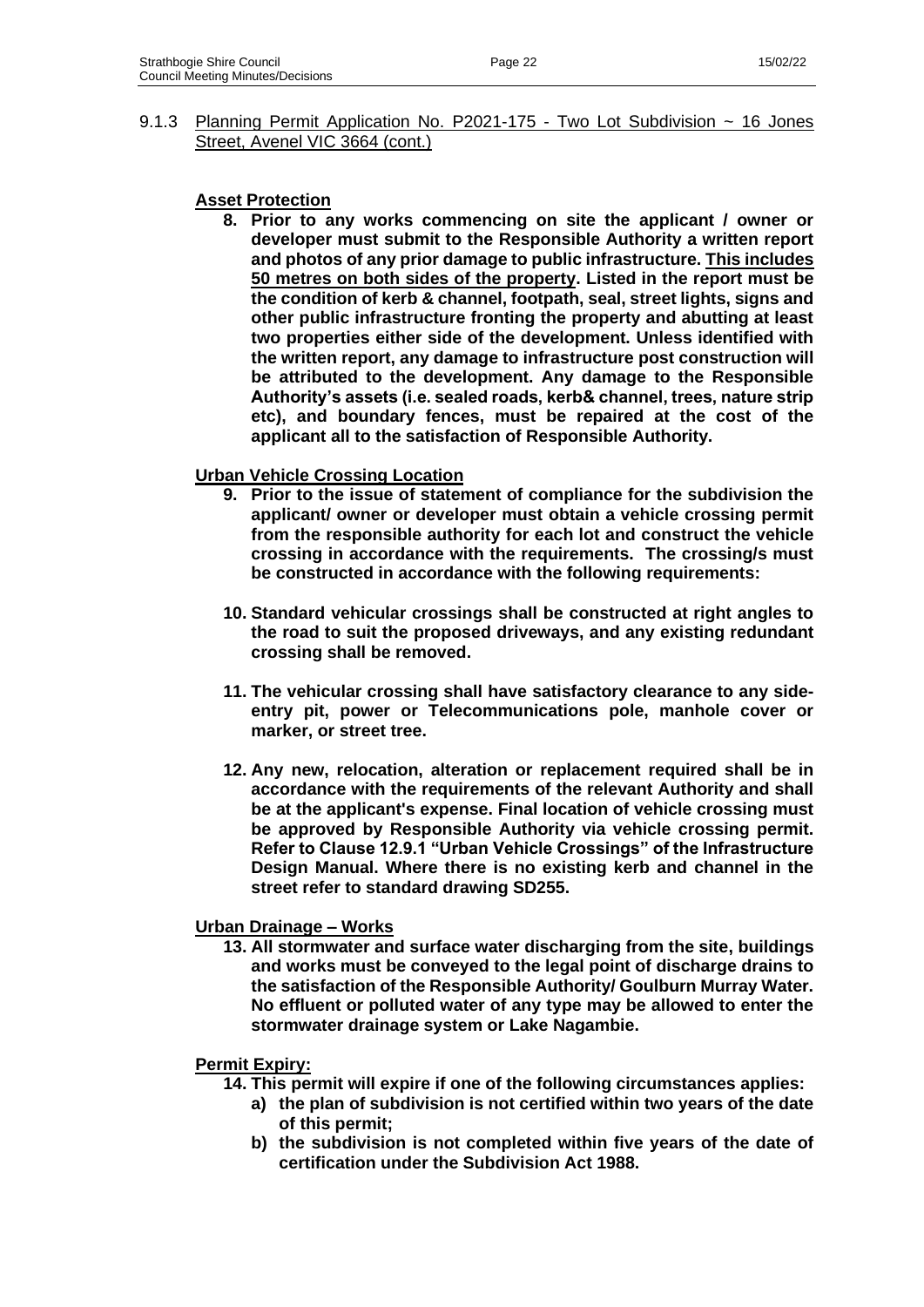9.1.3 <u>Planning Permit Application No. P2021-175 - Two Lot Subdivision ~ 16 Jones Street, Avenel VIC 3664 (cont.)</u>

**<u>Asset Protection</u>**

**8. Prior to any works commencing on site the applicant / owner or developer must submit to the Responsible Authority a written report and photos of any prior damage to public infrastructure. <u>This includes 50 metres on both sides of the property</u>. Listed in the report must be the condition of kerb & channel, footpath, seal, street lights, signs and other public infrastructure fronting the property and abutting at least two properties either side of the development. Unless identified with the written report, any damage to infrastructure post construction will be attributed to the development. Any damage to the Responsible Authority's assets (i.e. sealed roads, kerb& channel, trees, nature strip etc), and boundary fences, must be repaired at the cost of the applicant all to the satisfaction of Responsible Authority.**

**<u>Urban Vehicle Crossing Location</u>**

**9. Prior to the issue of statement of compliance for the subdivision the applicant/ owner or developer must obtain a vehicle crossing permit from the responsible authority for each lot and construct the vehicle crossing in accordance with the requirements. The crossing/s must be constructed in accordance with the following requirements:**

**10. Standard vehicular crossings shall be constructed at right angles to the road to suit the proposed driveways, and any existing redundant crossing shall be removed.**

**11. The vehicular crossing shall have satisfactory clearance to any side-entry pit, power or Telecommunications pole, manhole cover or marker, or street tree.**

**12. Any new, relocation, alteration or replacement required shall be in accordance with the requirements of the relevant Authority and shall be at the applicant's expense. Final location of vehicle crossing must be approved by Responsible Authority via vehicle crossing permit. Refer to Clause 12.9.1 "Urban Vehicle Crossings" of the Infrastructure Design Manual. Where there is no existing kerb and channel in the street refer to standard drawing SD255.**

**<u>Urban Drainage – Works</u>**

**13. All stormwater and surface water discharging from the site, buildings and works must be conveyed to the legal point of discharge drains to the satisfaction of the Responsible Authority/ Goulburn Murray Water. No effluent or polluted water of any type may be allowed to enter the stormwater drainage system or Lake Nagambie.**

**<u>Permit Expiry:</u>**

**14. This permit will expire if one of the following circumstances applies:**

**a) the plan of subdivision is not certified within two years of the date of this permit;**

**b) the subdivision is not completed within five years of the date of certification under the Subdivision Act 1988.**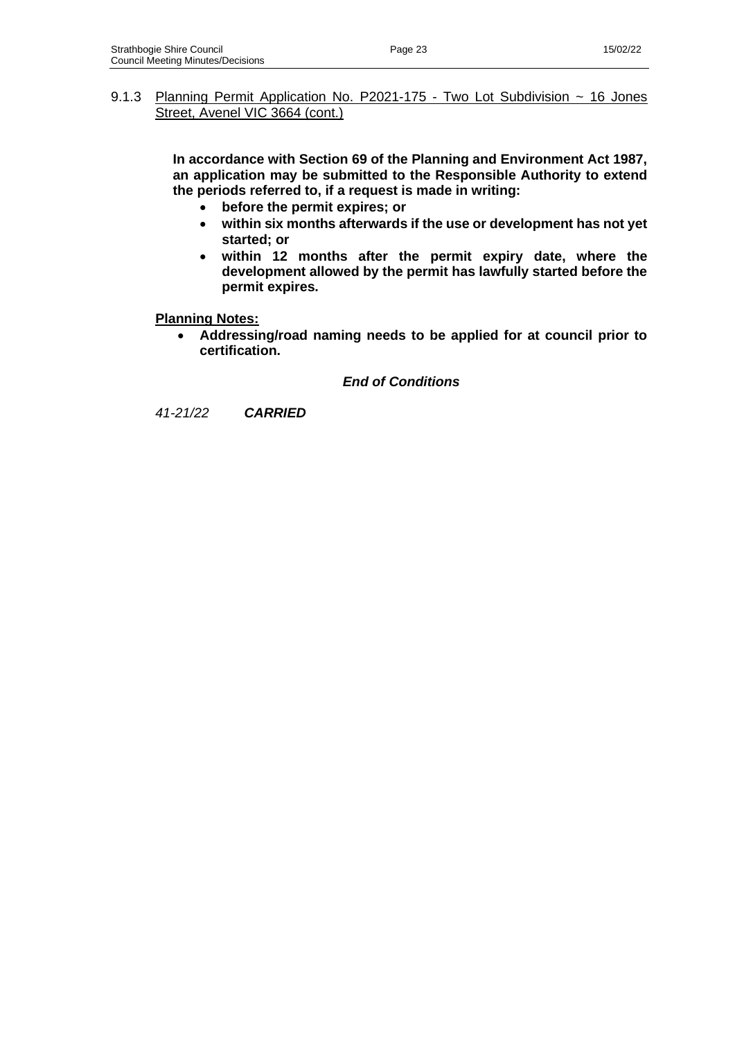9.1.3 Planning Permit Application No. P2021-175 - Two Lot Subdivision ~ 16 Jones Street, Avenel VIC 3664 (cont.)

**In accordance with Section 69 of the Planning and Environment Act 1987, an application may be submitted to the Responsible Authority to extend the periods referred to, if a request is made in writing:**

- **before the permit expires; or**
- **within six months afterwards if the use or development has not yet started; or**
- **within 12 months after the permit expiry date, where the development allowed by the permit has lawfully started before the permit expires.**

**Planning Notes:**

- **Addressing/road naming needs to be applied for at council prior to certification.**

***End of Conditions***

*41-21/22* ***CARRIED***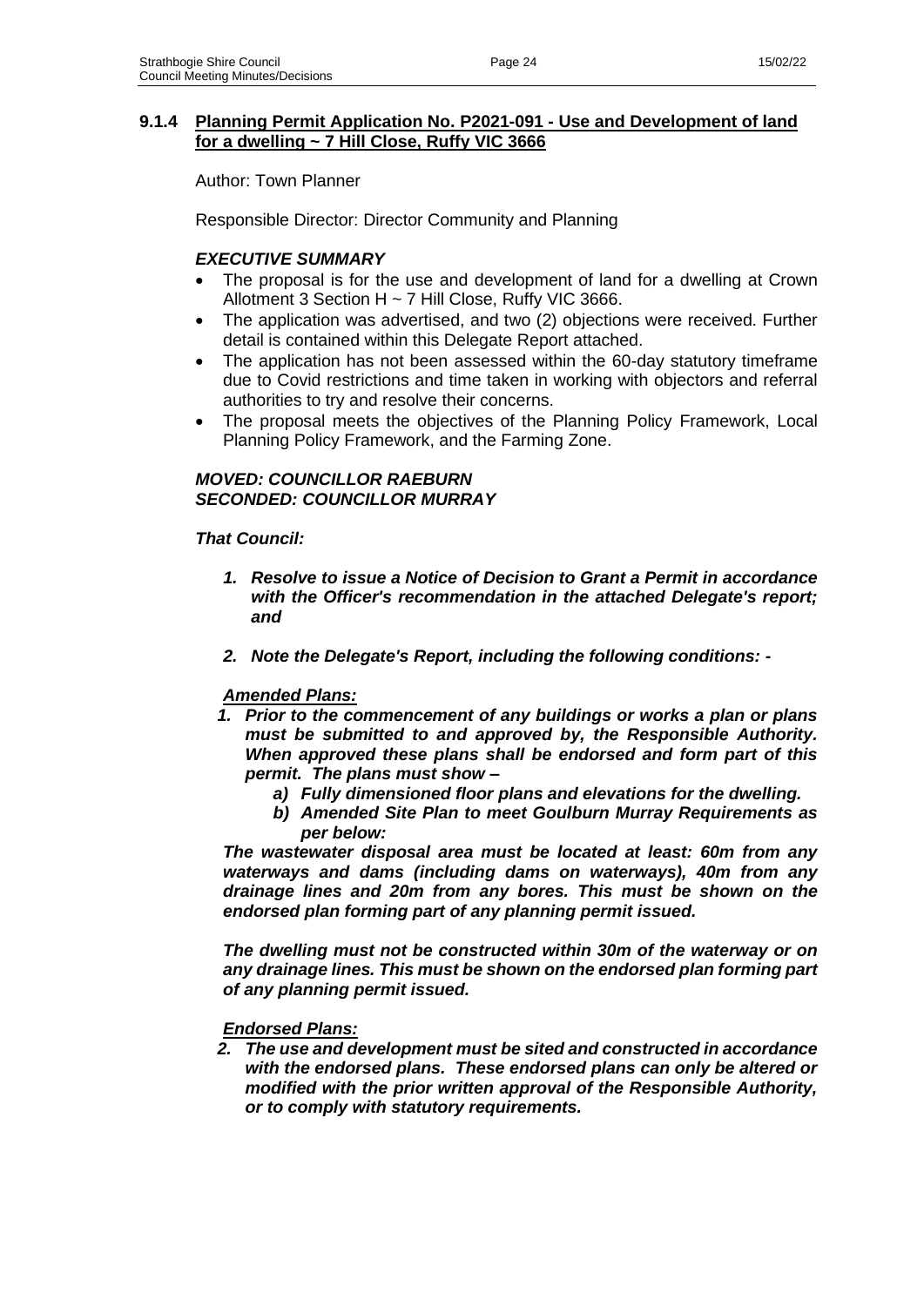### 9.1.4 Planning Permit Application No. P2021-091 - Use and Development of land for a dwelling ~ 7 Hill Close, Ruffy VIC 3666

Author: Town Planner

Responsible Director: Director Community and Planning

#### *EXECUTIVE SUMMARY*

- The proposal is for the use and development of land for a dwelling at Crown Allotment 3 Section H ~ 7 Hill Close, Ruffy VIC 3666.
- The application was advertised, and two (2) objections were received. Further detail is contained within this Delegate Report attached.
- The application has not been assessed within the 60-day statutory timeframe due to Covid restrictions and time taken in working with objectors and referral authorities to try and resolve their concerns.
- The proposal meets the objectives of the Planning Policy Framework, Local Planning Policy Framework, and the Farming Zone.

***MOVED: COUNCILLOR RAEBURN***
***SECONDED: COUNCILLOR MURRAY***

***That Council:***

1. ***Resolve to issue a Notice of Decision to Grant a Permit in accordance with the Officer's recommendation in the attached Delegate's report; and***
2. ***Note the Delegate's Report, including the following conditions: -***

***<u>Amended Plans:</u>***

1. ***Prior to the commencement of any buildings or works a plan or plans must be submitted to and approved by, the Responsible Authority. When approved these plans shall be endorsed and form part of this permit. The plans must show –***
   - ***a) Fully dimensioned floor plans and elevations for the dwelling.***
   - ***b) Amended Site Plan to meet Goulburn Murray Requirements as per below:***

   ***The wastewater disposal area must be located at least: 60m from any waterways and dams (including dams on waterways), 40m from any drainage lines and 20m from any bores. This must be shown on the endorsed plan forming part of any planning permit issued.***

   ***The dwelling must not be constructed within 30m of the waterway or on any drainage lines. This must be shown on the endorsed plan forming part of any planning permit issued.***

***<u>Endorsed Plans:</u>***

2. ***The use and development must be sited and constructed in accordance with the endorsed plans. These endorsed plans can only be altered or modified with the prior written approval of the Responsible Authority, or to comply with statutory requirements.***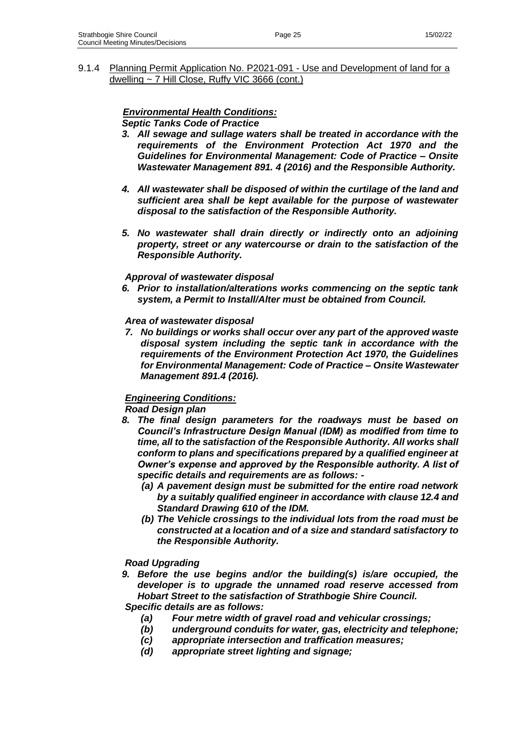9.1.4 Planning Permit Application No. P2021-091 - Use and Development of land for a dwelling ~ 7 Hill Close, Ruffy VIC 3666 (cont.)

***Environmental Health Conditions:***

***Septic Tanks Code of Practice***

3. ***All sewage and sullage waters shall be treated in accordance with the requirements of the Environment Protection Act 1970 and the Guidelines for Environmental Management: Code of Practice – Onsite Wastewater Management 891. 4 (2016) and the Responsible Authority.***

4. ***All wastewater shall be disposed of within the curtilage of the land and sufficient area shall be kept available for the purpose of wastewater disposal to the satisfaction of the Responsible Authority.***

5. ***No wastewater shall drain directly or indirectly onto an adjoining property, street or any watercourse or drain to the satisfaction of the Responsible Authority.***

***Approval of wastewater disposal***

6. ***Prior to installation/alterations works commencing on the septic tank system, a Permit to Install/Alter must be obtained from Council.***

***Area of wastewater disposal***

7. ***No buildings or works shall occur over any part of the approved waste disposal system including the septic tank in accordance with the requirements of the Environment Protection Act 1970, the Guidelines for Environmental Management: Code of Practice – Onsite Wastewater Management 891.4 (2016).***

***Engineering Conditions:***

***Road Design plan***

8. ***The final design parameters for the roadways must be based on Council's Infrastructure Design Manual (IDM) as modified from time to time, all to the satisfaction of the Responsible Authority. All works shall conform to plans and specifications prepared by a qualified engineer at Owner's expense and approved by the Responsible authority. A list of specific details and requirements are as follows: -***
   - ***(a) A pavement design must be submitted for the entire road network by a suitably qualified engineer in accordance with clause 12.4 and Standard Drawing 610 of the IDM.***
   - ***(b) The Vehicle crossings to the individual lots from the road must be constructed at a location and of a size and standard satisfactory to the Responsible Authority.***

***Road Upgrading***

9. ***Before the use begins and/or the building(s) is/are occupied, the developer is to upgrade the unnamed road reserve accessed from Hobart Street to the satisfaction of Strathbogie Shire Council.***

   ***Specific details are as follows:***
   - ***(a) Four metre width of gravel road and vehicular crossings;***
   - ***(b) underground conduits for water, gas, electricity and telephone;***
   - ***(c) appropriate intersection and traffication measures;***
   - ***(d) appropriate street lighting and signage;***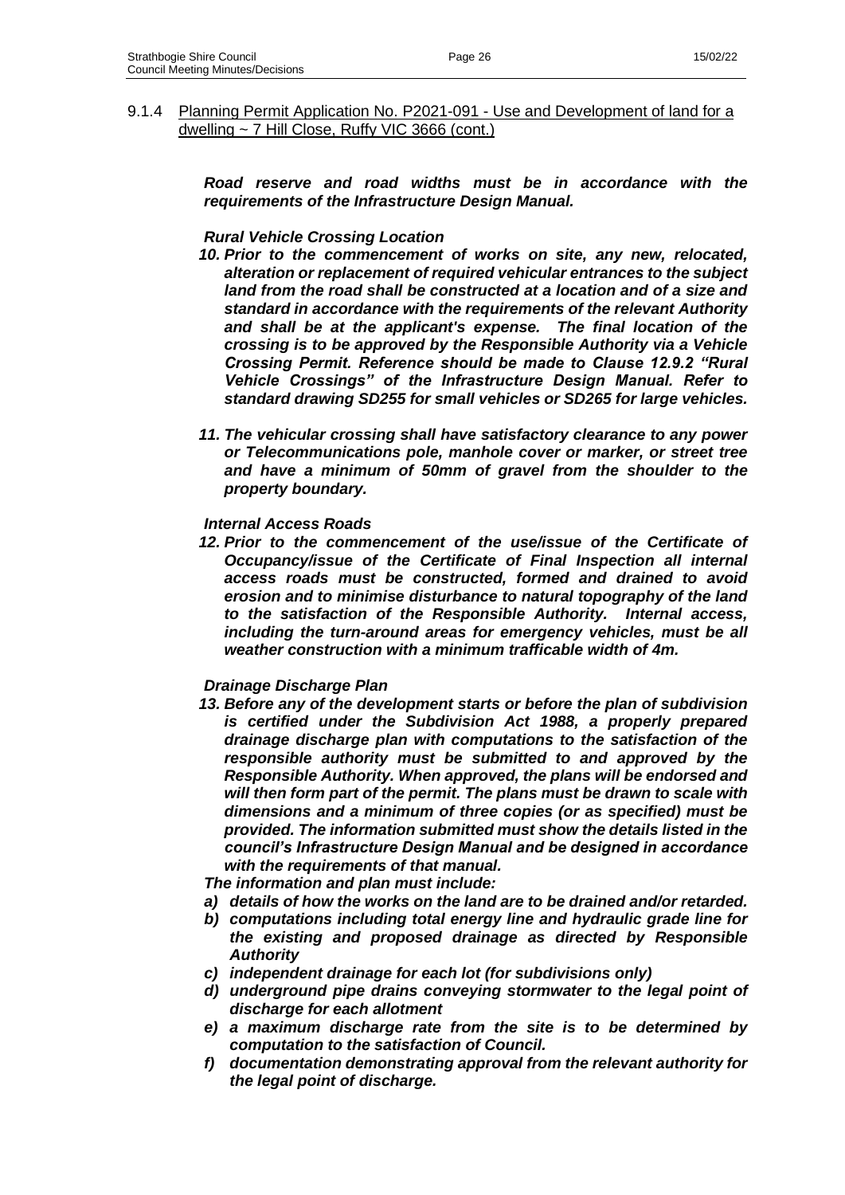9.1.4 Planning Permit Application No. P2021-091 - Use and Development of land for a dwelling ~ 7 Hill Close, Ruffy VIC 3666 (cont.)

***Road reserve and road widths must be in accordance with the requirements of the Infrastructure Design Manual.***

***Rural Vehicle Crossing Location***

10. ***Prior to the commencement of works on site, any new, relocated, alteration or replacement of required vehicular entrances to the subject land from the road shall be constructed at a location and of a size and standard in accordance with the requirements of the relevant Authority and shall be at the applicant's expense. The final location of the crossing is to be approved by the Responsible Authority via a Vehicle Crossing Permit. Reference should be made to Clause 12.9.2 "Rural Vehicle Crossings" of the Infrastructure Design Manual. Refer to standard drawing SD255 for small vehicles or SD265 for large vehicles.***

11. ***The vehicular crossing shall have satisfactory clearance to any power or Telecommunications pole, manhole cover or marker, or street tree and have a minimum of 50mm of gravel from the shoulder to the property boundary.***

***Internal Access Roads***

12. ***Prior to the commencement of the use/issue of the Certificate of Occupancy/issue of the Certificate of Final Inspection all internal access roads must be constructed, formed and drained to avoid erosion and to minimise disturbance to natural topography of the land to the satisfaction of the Responsible Authority. Internal access, including the turn-around areas for emergency vehicles, must be all weather construction with a minimum trafficable width of 4m.***

***Drainage Discharge Plan***

13. ***Before any of the development starts or before the plan of subdivision is certified under the Subdivision Act 1988, a properly prepared drainage discharge plan with computations to the satisfaction of the responsible authority must be submitted to and approved by the Responsible Authority. When approved, the plans will be endorsed and will then form part of the permit. The plans must be drawn to scale with dimensions and a minimum of three copies (or as specified) must be provided. The information submitted must show the details listed in the council's Infrastructure Design Manual and be designed in accordance with the requirements of that manual.***

***The information and plan must include:***

a) ***details of how the works on the land are to be drained and/or retarded.***
b) ***computations including total energy line and hydraulic grade line for the existing and proposed drainage as directed by Responsible Authority***
c) ***independent drainage for each lot (for subdivisions only)***
d) ***underground pipe drains conveying stormwater to the legal point of discharge for each allotment***
e) ***a maximum discharge rate from the site is to be determined by computation to the satisfaction of Council.***
f) ***documentation demonstrating approval from the relevant authority for the legal point of discharge.***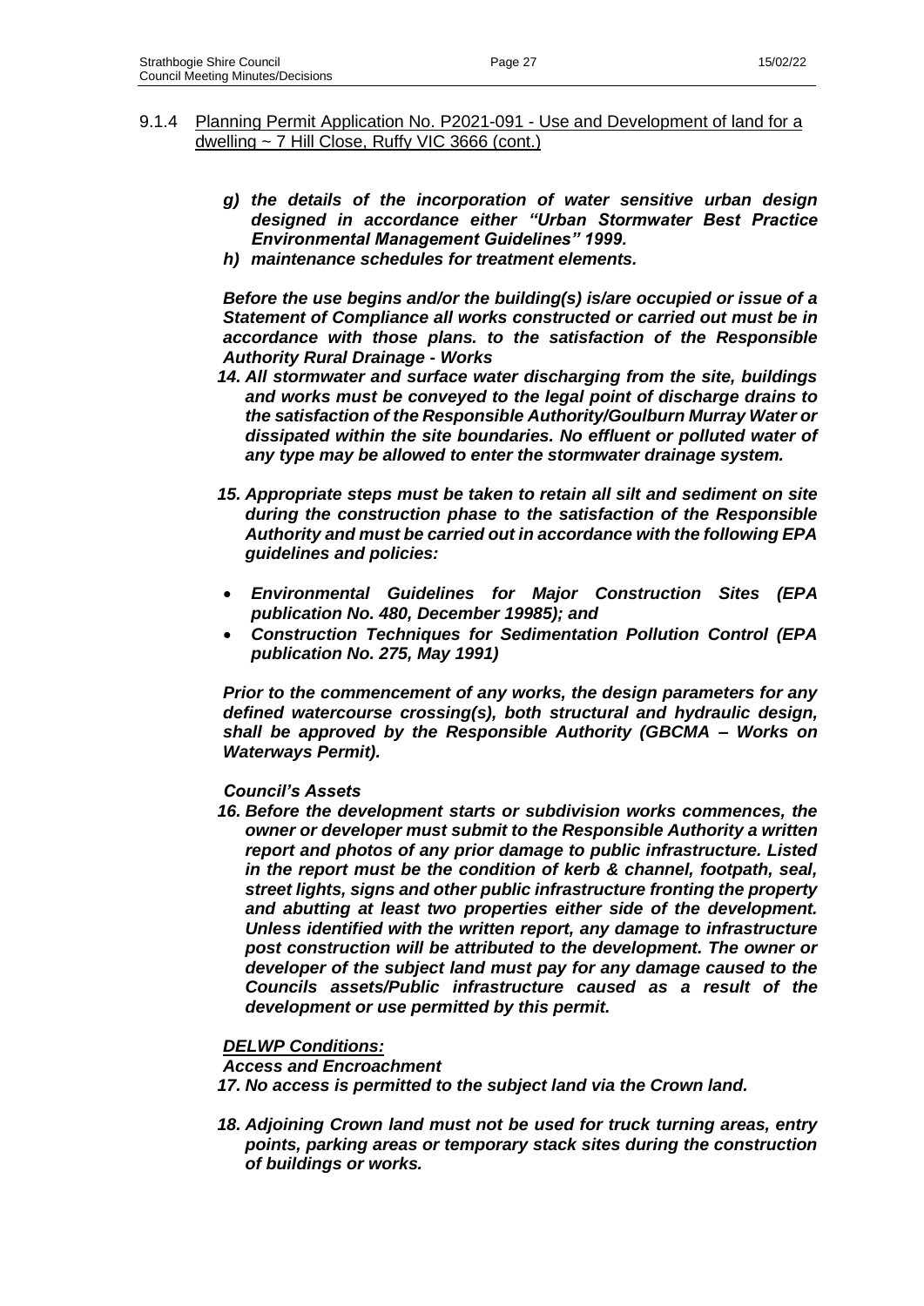9.1.4 Planning Permit Application No. P2021-091 - Use and Development of land for a dwelling ~ 7 Hill Close, Ruffy VIC 3666 (cont.)

*g) the details of the incorporation of water sensitive urban design designed in accordance either "Urban Stormwater Best Practice Environmental Management Guidelines" 1999.*

*h) maintenance schedules for treatment elements.*

***Before the use begins and/or the building(s) is/are occupied or issue of a Statement of Compliance all works constructed or carried out must be in accordance with those plans. to the satisfaction of the Responsible Authority Rural Drainage - Works***

***14. All stormwater and surface water discharging from the site, buildings and works must be conveyed to the legal point of discharge drains to the satisfaction of the Responsible Authority/Goulburn Murray Water or dissipated within the site boundaries. No effluent or polluted water of any type may be allowed to enter the stormwater drainage system.***

***15. Appropriate steps must be taken to retain all silt and sediment on site during the construction phase to the satisfaction of the Responsible Authority and must be carried out in accordance with the following EPA guidelines and policies:***

- ***Environmental Guidelines for Major Construction Sites (EPA publication No. 480, December 19985); and***
- ***Construction Techniques for Sedimentation Pollution Control (EPA publication No. 275, May 1991)***

***Prior to the commencement of any works, the design parameters for any defined watercourse crossing(s), both structural and hydraulic design, shall be approved by the Responsible Authority (GBCMA – Works on Waterways Permit).***

***Council's Assets***

***16. Before the development starts or subdivision works commences, the owner or developer must submit to the Responsible Authority a written report and photos of any prior damage to public infrastructure. Listed in the report must be the condition of kerb & channel, footpath, seal, street lights, signs and other public infrastructure fronting the property and abutting at least two properties either side of the development. Unless identified with the written report, any damage to infrastructure post construction will be attributed to the development. The owner or developer of the subject land must pay for any damage caused to the Councils assets/Public infrastructure caused as a result of the development or use permitted by this permit.***

***DELWP Conditions:***

***Access and Encroachment***

***17. No access is permitted to the subject land via the Crown land.***

***18. Adjoining Crown land must not be used for truck turning areas, entry points, parking areas or temporary stack sites during the construction of buildings or works.***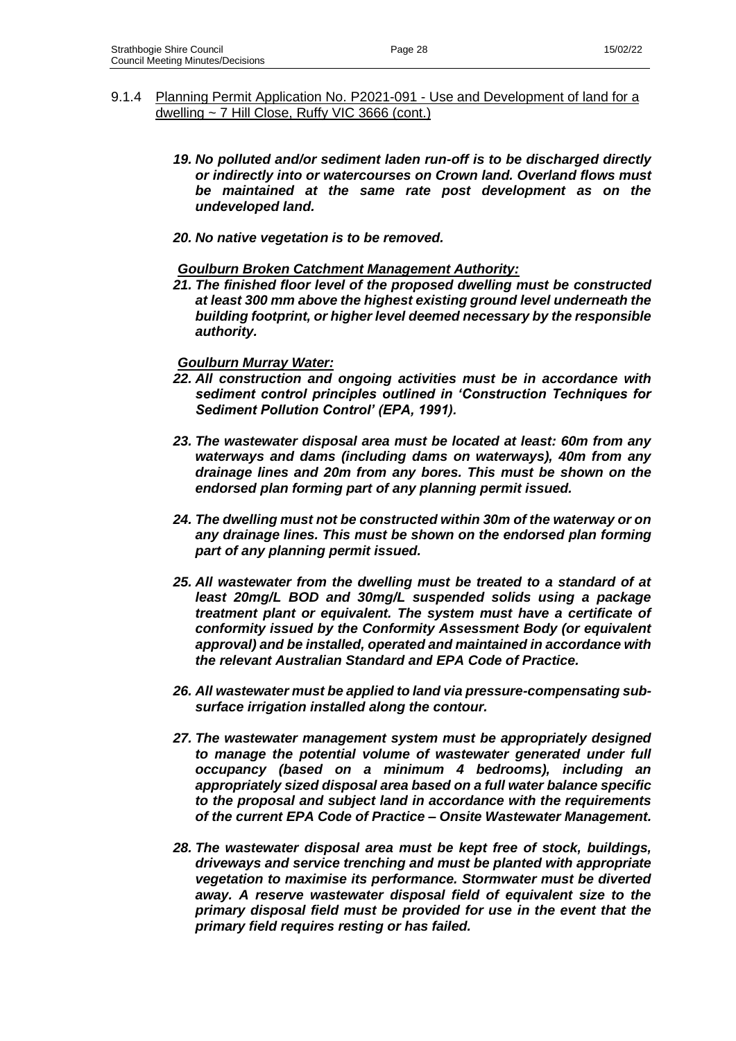### 9.1.4 Planning Permit Application No. P2021-091 - Use and Development of land for a dwelling ~ 7 Hill Close, Ruffy VIC 3666 (cont.)

***19. No polluted and/or sediment laden run-off is to be discharged directly or indirectly into or watercourses on Crown land. Overland flows must be maintained at the same rate post development as on the undeveloped land.***

***20. No native vegetation is to be removed.***

***Goulburn Broken Catchment Management Authority:***

***21. The finished floor level of the proposed dwelling must be constructed at least 300 mm above the highest existing ground level underneath the building footprint, or higher level deemed necessary by the responsible authority.***

***Goulburn Murray Water:***

***22. All construction and ongoing activities must be in accordance with sediment control principles outlined in 'Construction Techniques for Sediment Pollution Control' (EPA, 1991).***

***23. The wastewater disposal area must be located at least: 60m from any waterways and dams (including dams on waterways), 40m from any drainage lines and 20m from any bores. This must be shown on the endorsed plan forming part of any planning permit issued.***

***24. The dwelling must not be constructed within 30m of the waterway or on any drainage lines. This must be shown on the endorsed plan forming part of any planning permit issued.***

***25. All wastewater from the dwelling must be treated to a standard of at least 20mg/L BOD and 30mg/L suspended solids using a package treatment plant or equivalent. The system must have a certificate of conformity issued by the Conformity Assessment Body (or equivalent approval) and be installed, operated and maintained in accordance with the relevant Australian Standard and EPA Code of Practice.***

***26. All wastewater must be applied to land via pressure-compensating sub-surface irrigation installed along the contour.***

***27. The wastewater management system must be appropriately designed to manage the potential volume of wastewater generated under full occupancy (based on a minimum 4 bedrooms), including an appropriately sized disposal area based on a full water balance specific to the proposal and subject land in accordance with the requirements of the current EPA Code of Practice – Onsite Wastewater Management.***

***28. The wastewater disposal area must be kept free of stock, buildings, driveways and service trenching and must be planted with appropriate vegetation to maximise its performance. Stormwater must be diverted away. A reserve wastewater disposal field of equivalent size to the primary disposal field must be provided for use in the event that the primary field requires resting or has failed.***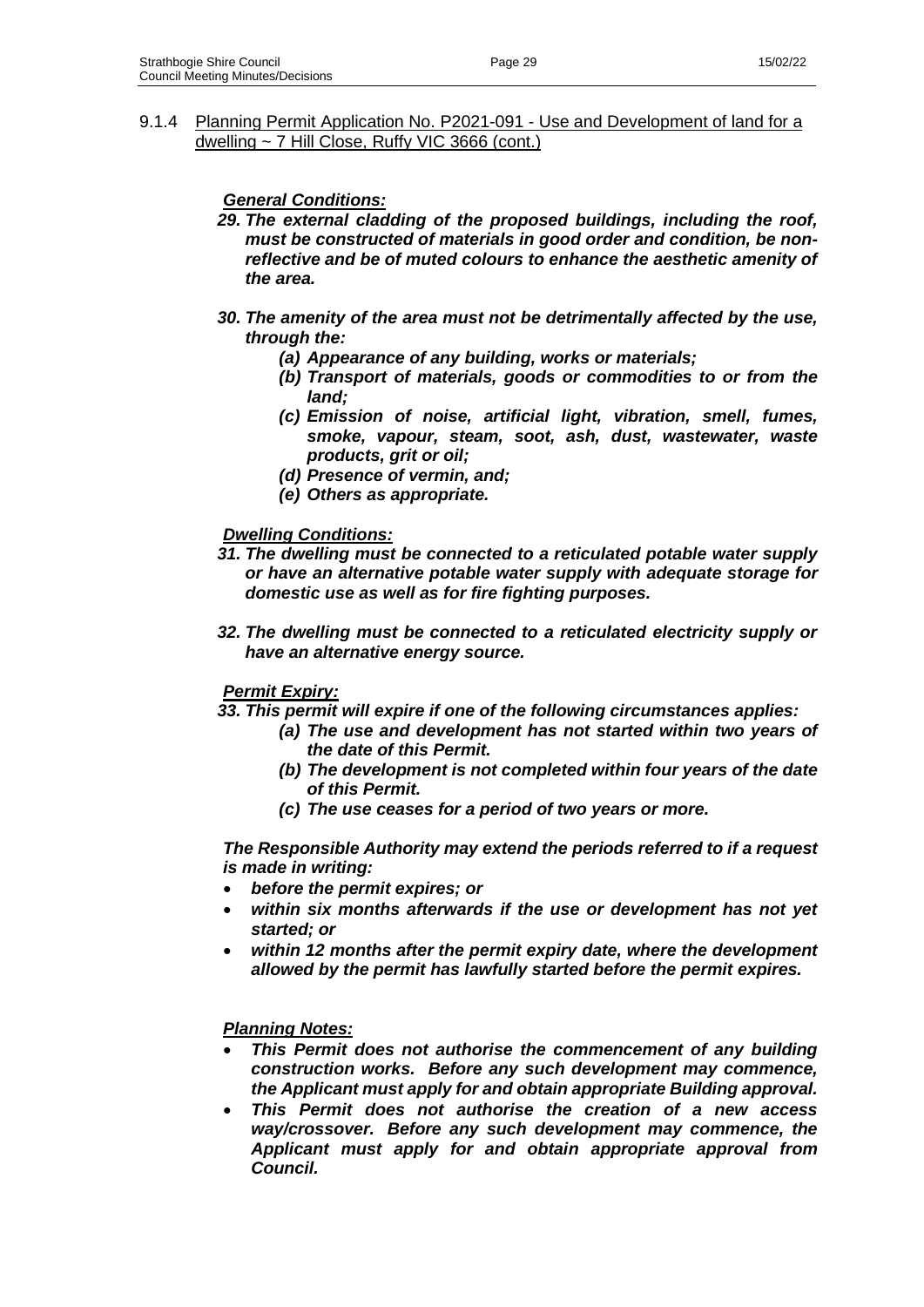9.1.4 Planning Permit Application No. P2021-091 - Use and Development of land for a dwelling ~ 7 Hill Close, Ruffy VIC 3666 (cont.)

***General Conditions:***

***29. The external cladding of the proposed buildings, including the roof, must be constructed of materials in good order and condition, be non-reflective and be of muted colours to enhance the aesthetic amenity of the area.***

***30. The amenity of the area must not be detrimentally affected by the use, through the:***

- ***(a) Appearance of any building, works or materials;***
- ***(b) Transport of materials, goods or commodities to or from the land;***
- ***(c) Emission of noise, artificial light, vibration, smell, fumes, smoke, vapour, steam, soot, ash, dust, wastewater, waste products, grit or oil;***
- ***(d) Presence of vermin, and;***
- ***(e) Others as appropriate.***

***Dwelling Conditions:***

***31. The dwelling must be connected to a reticulated potable water supply or have an alternative potable water supply with adequate storage for domestic use as well as for fire fighting purposes.***

***32. The dwelling must be connected to a reticulated electricity supply or have an alternative energy source.***

***Permit Expiry:***

***33. This permit will expire if one of the following circumstances applies:***

- ***(a) The use and development has not started within two years of the date of this Permit.***
- ***(b) The development is not completed within four years of the date of this Permit.***
- ***(c) The use ceases for a period of two years or more.***

***The Responsible Authority may extend the periods referred to if a request is made in writing:***

- ***before the permit expires; or***
- ***within six months afterwards if the use or development has not yet started; or***
- ***within 12 months after the permit expiry date, where the development allowed by the permit has lawfully started before the permit expires.***

***Planning Notes:***

- ***This Permit does not authorise the commencement of any building construction works. Before any such development may commence, the Applicant must apply for and obtain appropriate Building approval.***
- ***This Permit does not authorise the creation of a new access way/crossover. Before any such development may commence, the Applicant must apply for and obtain appropriate approval from Council.***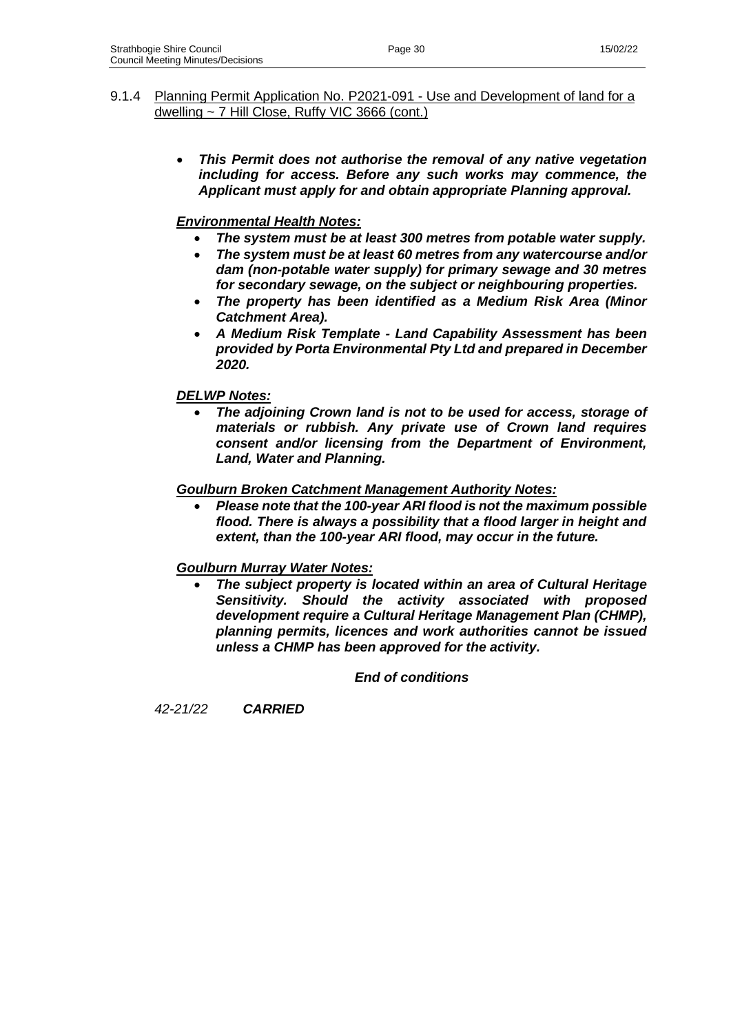9.1.4 <u>Planning Permit Application No. P2021-091 - Use and Development of land for a dwelling ~ 7 Hill Close, Ruffy VIC 3666 (cont.)</u>

- ***This Permit does not authorise the removal of any native vegetation including for access. Before any such works may commence, the Applicant must apply for and obtain appropriate Planning approval.***

***<u>Environmental Health Notes:</u>***

- ***The system must be at least 300 metres from potable water supply.***
- ***The system must be at least 60 metres from any watercourse and/or dam (non-potable water supply) for primary sewage and 30 metres for secondary sewage, on the subject or neighbouring properties.***
- ***The property has been identified as a Medium Risk Area (Minor Catchment Area).***
- ***A Medium Risk Template - Land Capability Assessment has been provided by Porta Environmental Pty Ltd and prepared in December 2020.***

***<u>DELWP Notes:</u>***

- ***The adjoining Crown land is not to be used for access, storage of materials or rubbish. Any private use of Crown land requires consent and/or licensing from the Department of Environment, Land, Water and Planning.***

***<u>Goulburn Broken Catchment Management Authority Notes:</u>***

- ***Please note that the 100-year ARI flood is not the maximum possible flood. There is always a possibility that a flood larger in height and extent, than the 100-year ARI flood, may occur in the future.***

***<u>Goulburn Murray Water Notes:</u>***

- ***The subject property is located within an area of Cultural Heritage Sensitivity. Should the activity associated with proposed development require a Cultural Heritage Management Plan (CHMP), planning permits, licences and work authorities cannot be issued unless a CHMP has been approved for the activity.***

***End of conditions***

*42-21/22* ***CARRIED***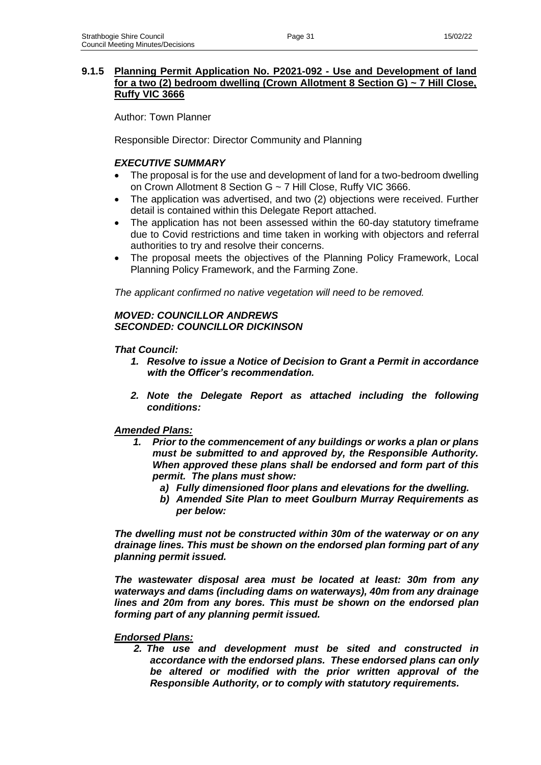### 9.1.5 Planning Permit Application No. P2021-092 - Use and Development of land for a two (2) bedroom dwelling (Crown Allotment 8 Section G) ~ 7 Hill Close, Ruffy VIC 3666

Author: Town Planner

Responsible Director: Director Community and Planning

***EXECUTIVE SUMMARY***

- The proposal is for the use and development of land for a two-bedroom dwelling on Crown Allotment 8 Section G ~ 7 Hill Close, Ruffy VIC 3666.
- The application was advertised, and two (2) objections were received. Further detail is contained within this Delegate Report attached.
- The application has not been assessed within the 60-day statutory timeframe due to Covid restrictions and time taken in working with objectors and referral authorities to try and resolve their concerns.
- The proposal meets the objectives of the Planning Policy Framework, Local Planning Policy Framework, and the Farming Zone.

*The applicant confirmed no native vegetation will need to be removed.*

***MOVED: COUNCILLOR ANDREWS***
***SECONDED: COUNCILLOR DICKINSON***

***That Council:***

1. ***Resolve to issue a Notice of Decision to Grant a Permit in accordance with the Officer's recommendation.***
2. ***Note the Delegate Report as attached including the following conditions:***

***Amended Plans:***

1. ***Prior to the commencement of any buildings or works a plan or plans must be submitted to and approved by, the Responsible Authority. When approved these plans shall be endorsed and form part of this permit. The plans must show:***
   a) ***Fully dimensioned floor plans and elevations for the dwelling.***
   b) ***Amended Site Plan to meet Goulburn Murray Requirements as per below:***

***The dwelling must not be constructed within 30m of the waterway or on any drainage lines. This must be shown on the endorsed plan forming part of any planning permit issued.***

***The wastewater disposal area must be located at least: 30m from any waterways and dams (including dams on waterways), 40m from any drainage lines and 20m from any bores. This must be shown on the endorsed plan forming part of any planning permit issued.***

***Endorsed Plans:***

2. ***The use and development must be sited and constructed in accordance with the endorsed plans. These endorsed plans can only be altered or modified with the prior written approval of the Responsible Authority, or to comply with statutory requirements.***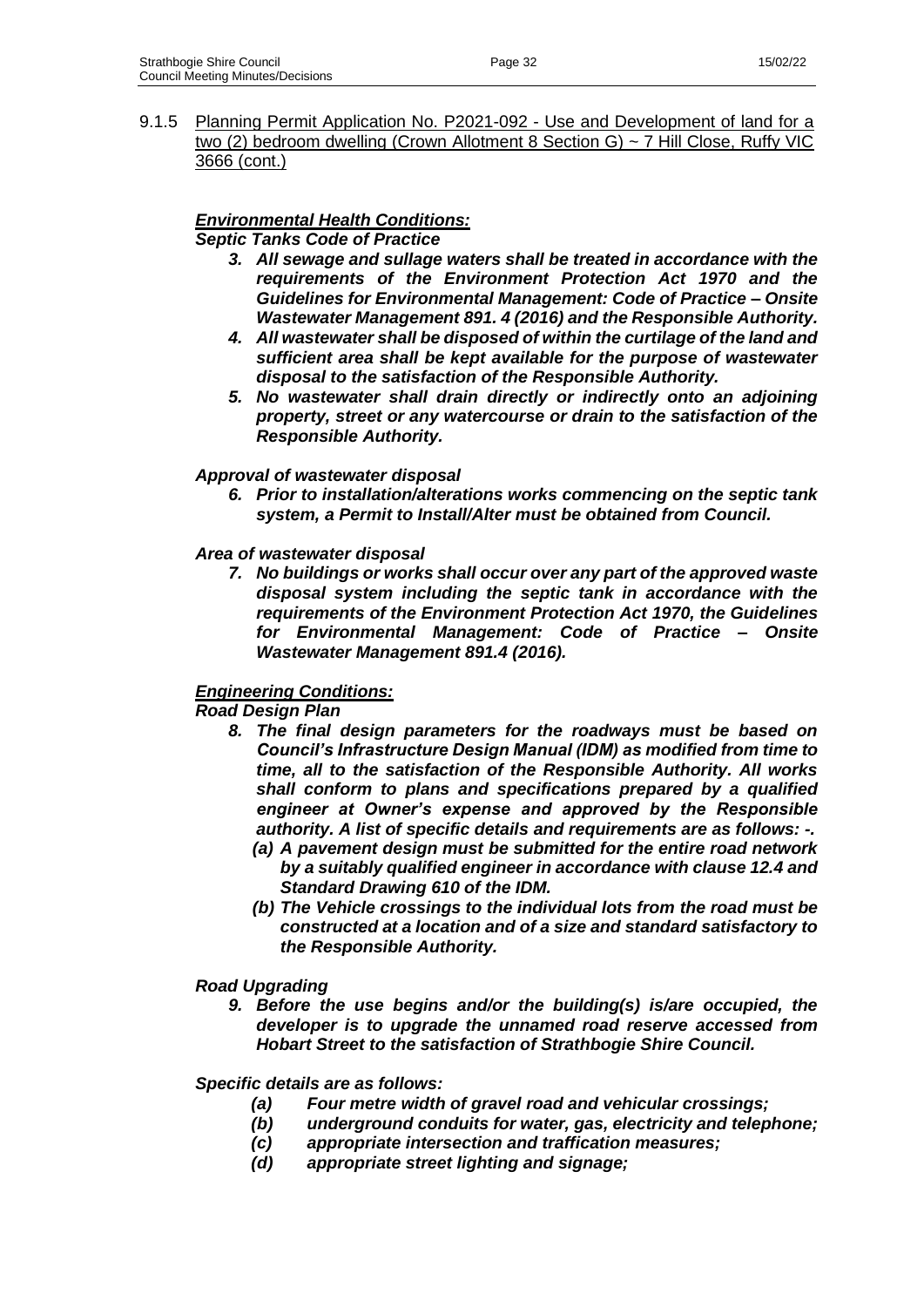9.1.5 Planning Permit Application No. P2021-092 - Use and Development of land for a two (2) bedroom dwelling (Crown Allotment 8 Section G) ~ 7 Hill Close, Ruffy VIC 3666 (cont.)

***Environmental Health Conditions:***

***Septic Tanks Code of Practice***

3. ***All sewage and sullage waters shall be treated in accordance with the requirements of the Environment Protection Act 1970 and the Guidelines for Environmental Management: Code of Practice – Onsite Wastewater Management 891. 4 (2016) and the Responsible Authority.***
4. ***All wastewater shall be disposed of within the curtilage of the land and sufficient area shall be kept available for the purpose of wastewater disposal to the satisfaction of the Responsible Authority.***
5. ***No wastewater shall drain directly or indirectly onto an adjoining property, street or any watercourse or drain to the satisfaction of the Responsible Authority.***

***Approval of wastewater disposal***

6. ***Prior to installation/alterations works commencing on the septic tank system, a Permit to Install/Alter must be obtained from Council.***

***Area of wastewater disposal***

7. ***No buildings or works shall occur over any part of the approved waste disposal system including the septic tank in accordance with the requirements of the Environment Protection Act 1970, the Guidelines for Environmental Management: Code of Practice – Onsite Wastewater Management 891.4 (2016).***

***Engineering Conditions:***

***Road Design Plan***

8. ***The final design parameters for the roadways must be based on Council's Infrastructure Design Manual (IDM) as modified from time to time, all to the satisfaction of the Responsible Authority. All works shall conform to plans and specifications prepared by a qualified engineer at Owner's expense and approved by the Responsible authority. A list of specific details and requirements are as follows: -.***
   - ***(a) A pavement design must be submitted for the entire road network by a suitably qualified engineer in accordance with clause 12.4 and Standard Drawing 610 of the IDM.***
   - ***(b) The Vehicle crossings to the individual lots from the road must be constructed at a location and of a size and standard satisfactory to the Responsible Authority.***

***Road Upgrading***

9. ***Before the use begins and/or the building(s) is/are occupied, the developer is to upgrade the unnamed road reserve accessed from Hobart Street to the satisfaction of Strathbogie Shire Council.***

***Specific details are as follows:***

- ***(a) Four metre width of gravel road and vehicular crossings;***
- ***(b) underground conduits for water, gas, electricity and telephone;***
- ***(c) appropriate intersection and traffication measures;***
- ***(d) appropriate street lighting and signage;***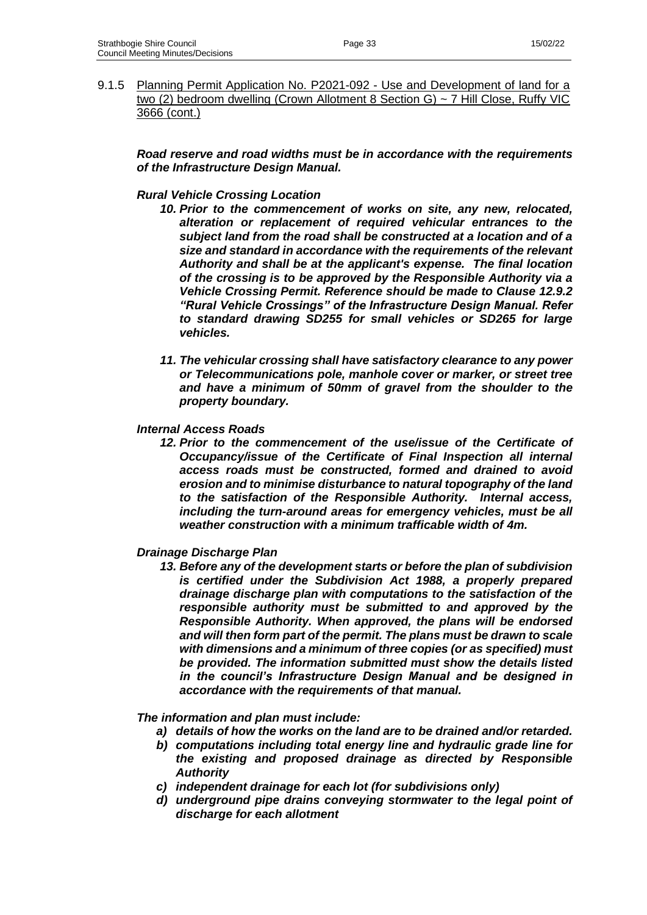9.1.5 <u>Planning Permit Application No. P2021-092 - Use and Development of land for a two (2) bedroom dwelling (Crown Allotment 8 Section G) ~ 7 Hill Close, Ruffy VIC 3666 (cont.)</u>

***Road reserve and road widths must be in accordance with the requirements of the Infrastructure Design Manual.***

***Rural Vehicle Crossing Location***

10. ***Prior to the commencement of works on site, any new, relocated, alteration or replacement of required vehicular entrances to the subject land from the road shall be constructed at a location and of a size and standard in accordance with the requirements of the relevant Authority and shall be at the applicant's expense. The final location of the crossing is to be approved by the Responsible Authority via a Vehicle Crossing Permit. Reference should be made to Clause 12.9.2 "Rural Vehicle Crossings" of the Infrastructure Design Manual. Refer to standard drawing SD255 for small vehicles or SD265 for large vehicles.***

11. ***The vehicular crossing shall have satisfactory clearance to any power or Telecommunications pole, manhole cover or marker, or street tree and have a minimum of 50mm of gravel from the shoulder to the property boundary.***

***Internal Access Roads***

12. ***Prior to the commencement of the use/issue of the Certificate of Occupancy/issue of the Certificate of Final Inspection all internal access roads must be constructed, formed and drained to avoid erosion and to minimise disturbance to natural topography of the land to the satisfaction of the Responsible Authority. Internal access, including the turn-around areas for emergency vehicles, must be all weather construction with a minimum trafficable width of 4m.***

***Drainage Discharge Plan***

13. ***Before any of the development starts or before the plan of subdivision is certified under the Subdivision Act 1988, a properly prepared drainage discharge plan with computations to the satisfaction of the responsible authority must be submitted to and approved by the Responsible Authority. When approved, the plans will be endorsed and will then form part of the permit. The plans must be drawn to scale with dimensions and a minimum of three copies (or as specified) must be provided. The information submitted must show the details listed in the council's Infrastructure Design Manual and be designed in accordance with the requirements of that manual.***

***The information and plan must include:***

- ***a) details of how the works on the land are to be drained and/or retarded.***
- ***b) computations including total energy line and hydraulic grade line for the existing and proposed drainage as directed by Responsible Authority***
- ***c) independent drainage for each lot (for subdivisions only)***
- ***d) underground pipe drains conveying stormwater to the legal point of discharge for each allotment***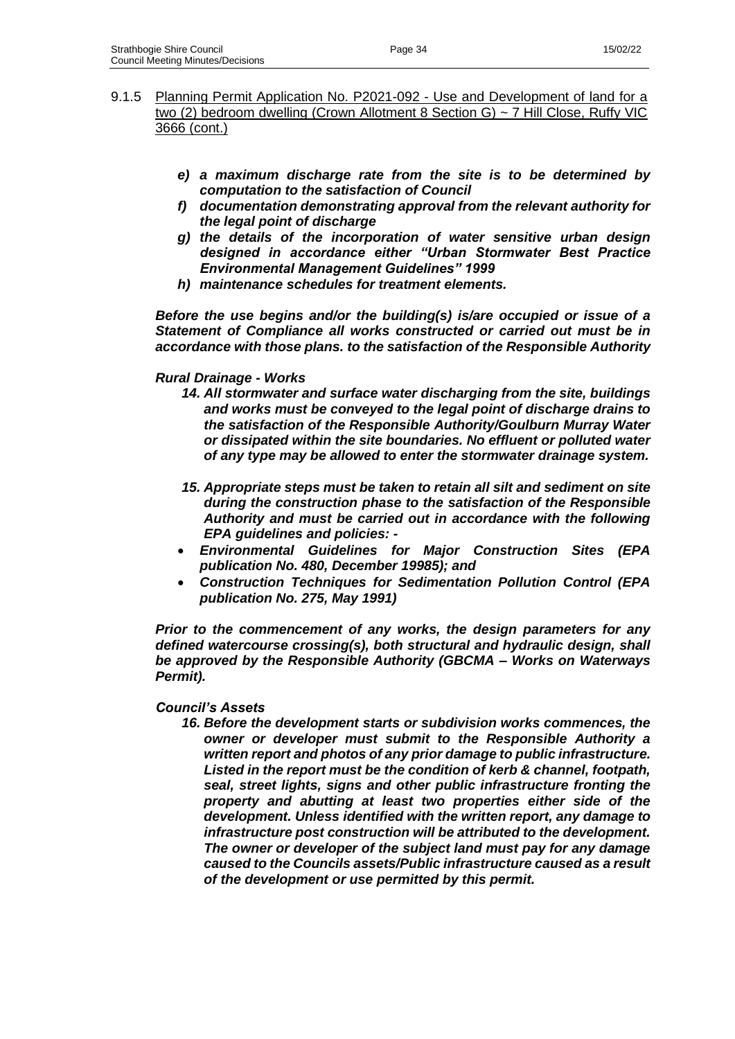9.1.5 Planning Permit Application No. P2021-092 - Use and Development of land for a two (2) bedroom dwelling (Crown Allotment 8 Section G) ~ 7 Hill Close, Ruffy VIC 3666 (cont.)

*e) a maximum discharge rate from the site is to be determined by computation to the satisfaction of Council*

*f) documentation demonstrating approval from the relevant authority for the legal point of discharge*

*g) the details of the incorporation of water sensitive urban design designed in accordance either "Urban Stormwater Best Practice Environmental Management Guidelines" 1999*

*h) maintenance schedules for treatment elements.*

***Before the use begins and/or the building(s) is/are occupied or issue of a Statement of Compliance all works constructed or carried out must be in accordance with those plans. to the satisfaction of the Responsible Authority***

***Rural Drainage - Works***

***14. All stormwater and surface water discharging from the site, buildings and works must be conveyed to the legal point of discharge drains to the satisfaction of the Responsible Authority/Goulburn Murray Water or dissipated within the site boundaries. No effluent or polluted water of any type may be allowed to enter the stormwater drainage system.***

***15. Appropriate steps must be taken to retain all silt and sediment on site during the construction phase to the satisfaction of the Responsible Authority and must be carried out in accordance with the following EPA guidelines and policies: -***

- ***Environmental Guidelines for Major Construction Sites (EPA publication No. 480, December 19985); and***
- ***Construction Techniques for Sedimentation Pollution Control (EPA publication No. 275, May 1991)***

***Prior to the commencement of any works, the design parameters for any defined watercourse crossing(s), both structural and hydraulic design, shall be approved by the Responsible Authority (GBCMA – Works on Waterways Permit).***

***Council's Assets***

***16. Before the development starts or subdivision works commences, the owner or developer must submit to the Responsible Authority a written report and photos of any prior damage to public infrastructure. Listed in the report must be the condition of kerb & channel, footpath, seal, street lights, signs and other public infrastructure fronting the property and abutting at least two properties either side of the development. Unless identified with the written report, any damage to infrastructure post construction will be attributed to the development. The owner or developer of the subject land must pay for any damage caused to the Councils assets/Public infrastructure caused as a result of the development or use permitted by this permit.***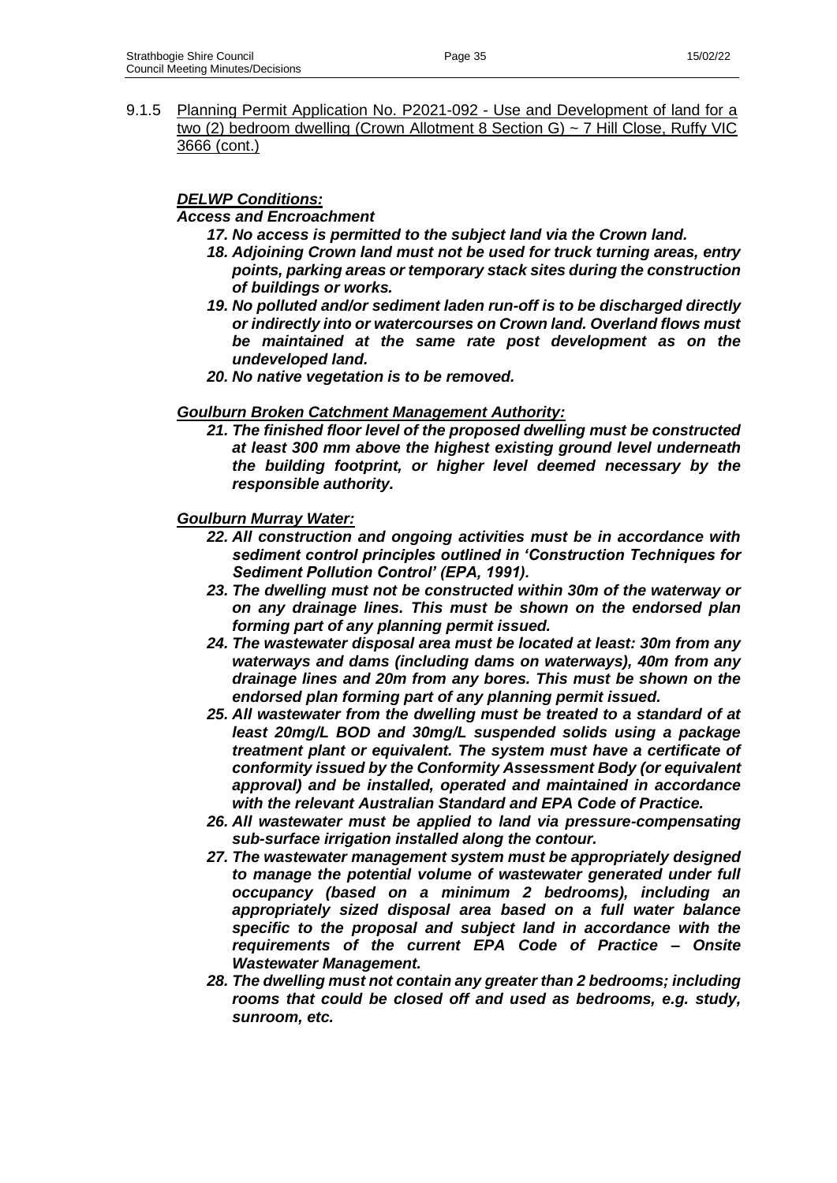9.1.5 <u>Planning Permit Application No. P2021-092 - Use and Development of land for a two (2) bedroom dwelling (Crown Allotment 8 Section G) ~ 7 Hill Close, Ruffy VIC 3666 (cont.)</u>

***<u>DELWP Conditions:</u>***

***Access and Encroachment***

***17. No access is permitted to the subject land via the Crown land.***

***18. Adjoining Crown land must not be used for truck turning areas, entry points, parking areas or temporary stack sites during the construction of buildings or works.***

***19. No polluted and/or sediment laden run-off is to be discharged directly or indirectly into or watercourses on Crown land. Overland flows must be maintained at the same rate post development as on the undeveloped land.***

***20. No native vegetation is to be removed.***

***<u>Goulburn Broken Catchment Management Authority:</u>***

***21. The finished floor level of the proposed dwelling must be constructed at least 300 mm above the highest existing ground level underneath the building footprint, or higher level deemed necessary by the responsible authority.***

***<u>Goulburn Murray Water:</u>***

***22. All construction and ongoing activities must be in accordance with sediment control principles outlined in 'Construction Techniques for Sediment Pollution Control' (EPA, 1991).***

***23. The dwelling must not be constructed within 30m of the waterway or on any drainage lines. This must be shown on the endorsed plan forming part of any planning permit issued.***

***24. The wastewater disposal area must be located at least: 30m from any waterways and dams (including dams on waterways), 40m from any drainage lines and 20m from any bores. This must be shown on the endorsed plan forming part of any planning permit issued.***

***25. All wastewater from the dwelling must be treated to a standard of at least 20mg/L BOD and 30mg/L suspended solids using a package treatment plant or equivalent. The system must have a certificate of conformity issued by the Conformity Assessment Body (or equivalent approval) and be installed, operated and maintained in accordance with the relevant Australian Standard and EPA Code of Practice.***

***26. All wastewater must be applied to land via pressure-compensating sub-surface irrigation installed along the contour.***

***27. The wastewater management system must be appropriately designed to manage the potential volume of wastewater generated under full occupancy (based on a minimum 2 bedrooms), including an appropriately sized disposal area based on a full water balance specific to the proposal and subject land in accordance with the requirements of the current EPA Code of Practice – Onsite Wastewater Management.***

***28. The dwelling must not contain any greater than 2 bedrooms; including rooms that could be closed off and used as bedrooms, e.g. study, sunroom, etc.***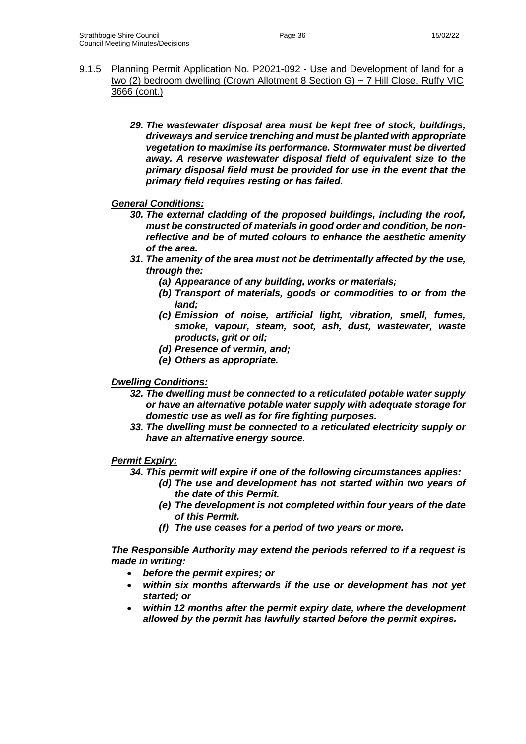9.1.5 <u>Planning Permit Application No. P2021-092 - Use and Development of land for a two (2) bedroom dwelling (Crown Allotment 8 Section G) ~ 7 Hill Close, Ruffy VIC 3666 (cont.)</u>

***29. The wastewater disposal area must be kept free of stock, buildings, driveways and service trenching and must be planted with appropriate vegetation to maximise its performance. Stormwater must be diverted away. A reserve wastewater disposal field of equivalent size to the primary disposal field must be provided for use in the event that the primary field requires resting or has failed.***

***<u>General Conditions:</u>***

***30. The external cladding of the proposed buildings, including the roof, must be constructed of materials in good order and condition, be non-reflective and be of muted colours to enhance the aesthetic amenity of the area.***

***31. The amenity of the area must not be detrimentally affected by the use, through the:***

- ***(a) Appearance of any building, works or materials;***
- ***(b) Transport of materials, goods or commodities to or from the land;***
- ***(c) Emission of noise, artificial light, vibration, smell, fumes, smoke, vapour, steam, soot, ash, dust, wastewater, waste products, grit or oil;***
- ***(d) Presence of vermin, and;***
- ***(e) Others as appropriate.***

***<u>Dwelling Conditions:</u>***

***32. The dwelling must be connected to a reticulated potable water supply or have an alternative potable water supply with adequate storage for domestic use as well as for fire fighting purposes.***

***33. The dwelling must be connected to a reticulated electricity supply or have an alternative energy source.***

***<u>Permit Expiry:</u>***

***34. This permit will expire if one of the following circumstances applies:***

- ***(d) The use and development has not started within two years of the date of this Permit.***
- ***(e) The development is not completed within four years of the date of this Permit.***
- ***(f) The use ceases for a period of two years or more.***

***The Responsible Authority may extend the periods referred to if a request is made in writing:***

- ***before the permit expires; or***
- ***within six months afterwards if the use or development has not yet started; or***
- ***within 12 months after the permit expiry date, where the development allowed by the permit has lawfully started before the permit expires.***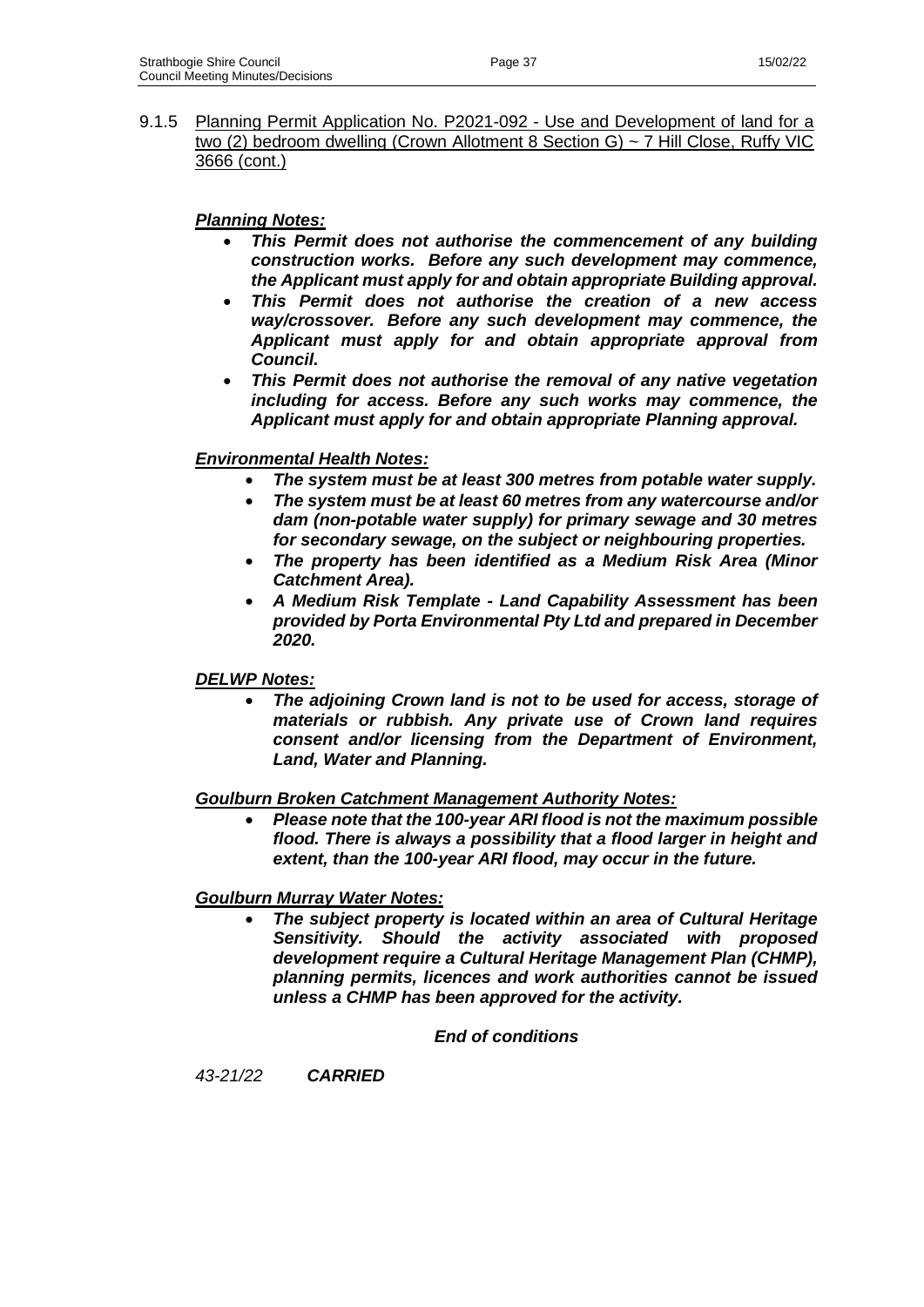9.1.5 Planning Permit Application No. P2021-092 - Use and Development of land for a two (2) bedroom dwelling (Crown Allotment 8 Section G) ~ 7 Hill Close, Ruffy VIC 3666 (cont.)

***Planning Notes:***

- ***This Permit does not authorise the commencement of any building construction works. Before any such development may commence, the Applicant must apply for and obtain appropriate Building approval.***
- ***This Permit does not authorise the creation of a new access way/crossover. Before any such development may commence, the Applicant must apply for and obtain appropriate approval from Council.***
- ***This Permit does not authorise the removal of any native vegetation including for access. Before any such works may commence, the Applicant must apply for and obtain appropriate Planning approval.***

***Environmental Health Notes:***

- ***The system must be at least 300 metres from potable water supply.***
- ***The system must be at least 60 metres from any watercourse and/or dam (non-potable water supply) for primary sewage and 30 metres for secondary sewage, on the subject or neighbouring properties.***
- ***The property has been identified as a Medium Risk Area (Minor Catchment Area).***
- ***A Medium Risk Template - Land Capability Assessment has been provided by Porta Environmental Pty Ltd and prepared in December 2020.***

***DELWP Notes:***

- ***The adjoining Crown land is not to be used for access, storage of materials or rubbish. Any private use of Crown land requires consent and/or licensing from the Department of Environment, Land, Water and Planning.***

***Goulburn Broken Catchment Management Authority Notes:***

- ***Please note that the 100-year ARI flood is not the maximum possible flood. There is always a possibility that a flood larger in height and extent, than the 100-year ARI flood, may occur in the future.***

***Goulburn Murray Water Notes:***

- ***The subject property is located within an area of Cultural Heritage Sensitivity. Should the activity associated with proposed development require a Cultural Heritage Management Plan (CHMP), planning permits, licences and work authorities cannot be issued unless a CHMP has been approved for the activity.***

*End of conditions*

*43-21/22* ***CARRIED***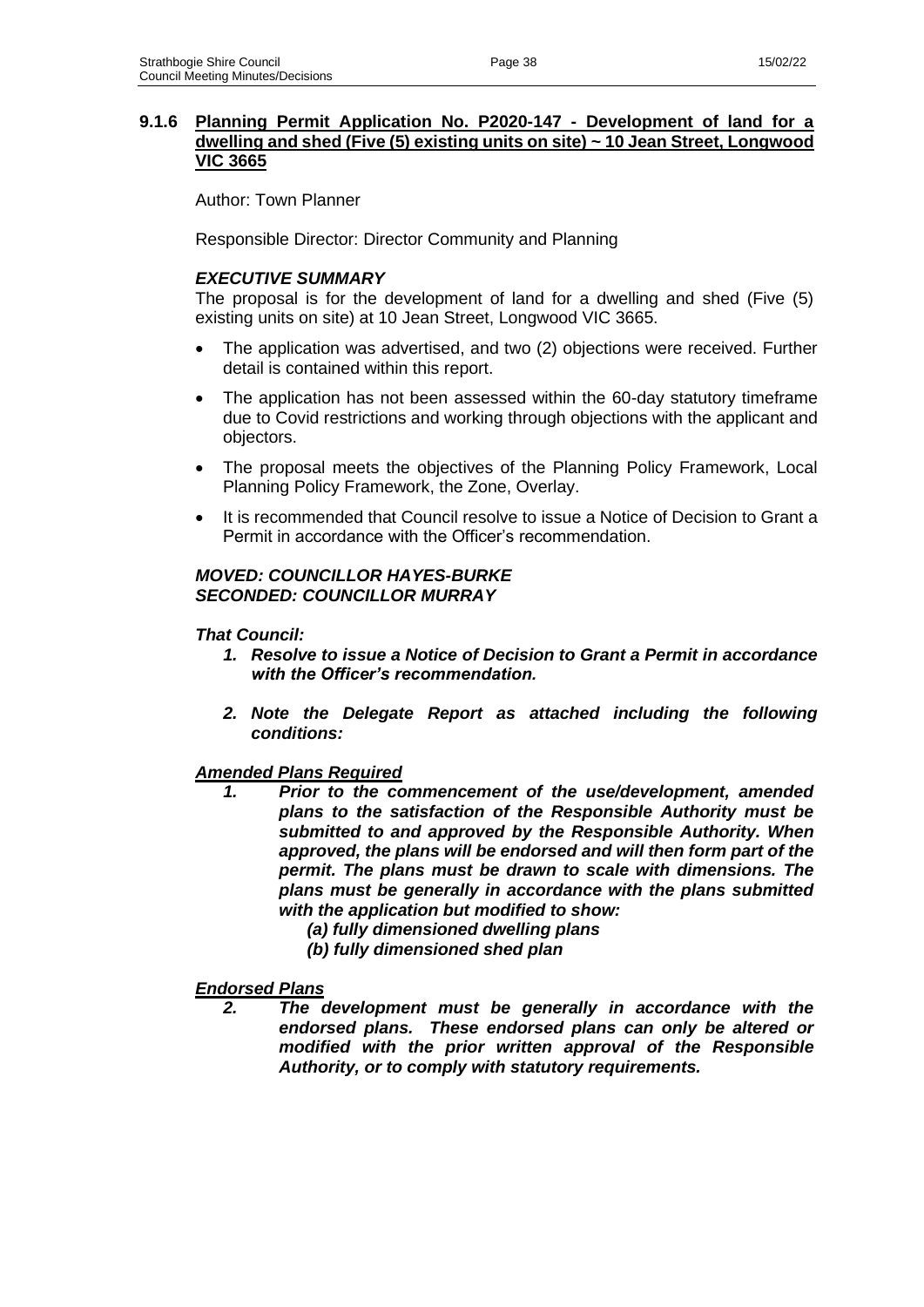### 9.1.6 Planning Permit Application No. P2020-147 - Development of land for a dwelling and shed (Five (5) existing units on site) ~ 10 Jean Street, Longwood VIC 3665

Author: Town Planner

Responsible Director: Director Community and Planning

***EXECUTIVE SUMMARY***

The proposal is for the development of land for a dwelling and shed (Five (5) existing units on site) at 10 Jean Street, Longwood VIC 3665.

- The application was advertised, and two (2) objections were received. Further detail is contained within this report.
- The application has not been assessed within the 60-day statutory timeframe due to Covid restrictions and working through objections with the applicant and objectors.
- The proposal meets the objectives of the Planning Policy Framework, Local Planning Policy Framework, the Zone, Overlay.
- It is recommended that Council resolve to issue a Notice of Decision to Grant a Permit in accordance with the Officer's recommendation.

***MOVED: COUNCILLOR HAYES-BURKE***
***SECONDED: COUNCILLOR MURRAY***

***That Council:***

1. ***Resolve to issue a Notice of Decision to Grant a Permit in accordance with the Officer's recommendation.***
2. ***Note the Delegate Report as attached including the following conditions:***

***Amended Plans Required***

1. ***Prior to the commencement of the use/development, amended plans to the satisfaction of the Responsible Authority must be submitted to and approved by the Responsible Authority. When approved, the plans will be endorsed and will then form part of the permit. The plans must be drawn to scale with dimensions. The plans must be generally in accordance with the plans submitted with the application but modified to show:***
   - ***(a) fully dimensioned dwelling plans***
   - ***(b) fully dimensioned shed plan***

***Endorsed Plans***

2. ***The development must be generally in accordance with the endorsed plans. These endorsed plans can only be altered or modified with the prior written approval of the Responsible Authority, or to comply with statutory requirements.***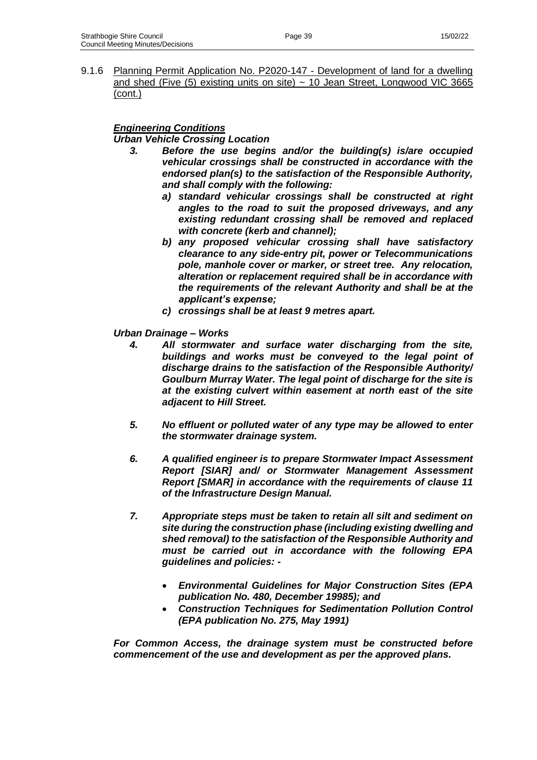9.1.6 Planning Permit Application No. P2020-147 - Development of land for a dwelling and shed (Five (5) existing units on site) ~ 10 Jean Street, Longwood VIC 3665 (cont.)

***Engineering Conditions***

***Urban Vehicle Crossing Location***

3. ***Before the use begins and/or the building(s) is/are occupied vehicular crossings shall be constructed in accordance with the endorsed plan(s) to the satisfaction of the Responsible Authority, and shall comply with the following:***
   a) ***standard vehicular crossings shall be constructed at right angles to the road to suit the proposed driveways, and any existing redundant crossing shall be removed and replaced with concrete (kerb and channel);***
   b) ***any proposed vehicular crossing shall have satisfactory clearance to any side-entry pit, power or Telecommunications pole, manhole cover or marker, or street tree. Any relocation, alteration or replacement required shall be in accordance with the requirements of the relevant Authority and shall be at the applicant's expense;***
   c) ***crossings shall be at least 9 metres apart.***

***Urban Drainage – Works***

4. ***All stormwater and surface water discharging from the site, buildings and works must be conveyed to the legal point of discharge drains to the satisfaction of the Responsible Authority/ Goulburn Murray Water. The legal point of discharge for the site is at the existing culvert within easement at north east of the site adjacent to Hill Street.***

5. ***No effluent or polluted water of any type may be allowed to enter the stormwater drainage system.***

6. ***A qualified engineer is to prepare Stormwater Impact Assessment Report [SIAR] and/ or Stormwater Management Assessment Report [SMAR] in accordance with the requirements of clause 11 of the Infrastructure Design Manual.***

7. ***Appropriate steps must be taken to retain all silt and sediment on site during the construction phase (including existing dwelling and shed removal) to the satisfaction of the Responsible Authority and must be carried out in accordance with the following EPA guidelines and policies: -***

   - ***Environmental Guidelines for Major Construction Sites (EPA publication No. 480, December 19985); and***
   - ***Construction Techniques for Sedimentation Pollution Control (EPA publication No. 275, May 1991)***

***For Common Access, the drainage system must be constructed before commencement of the use and development as per the approved plans.***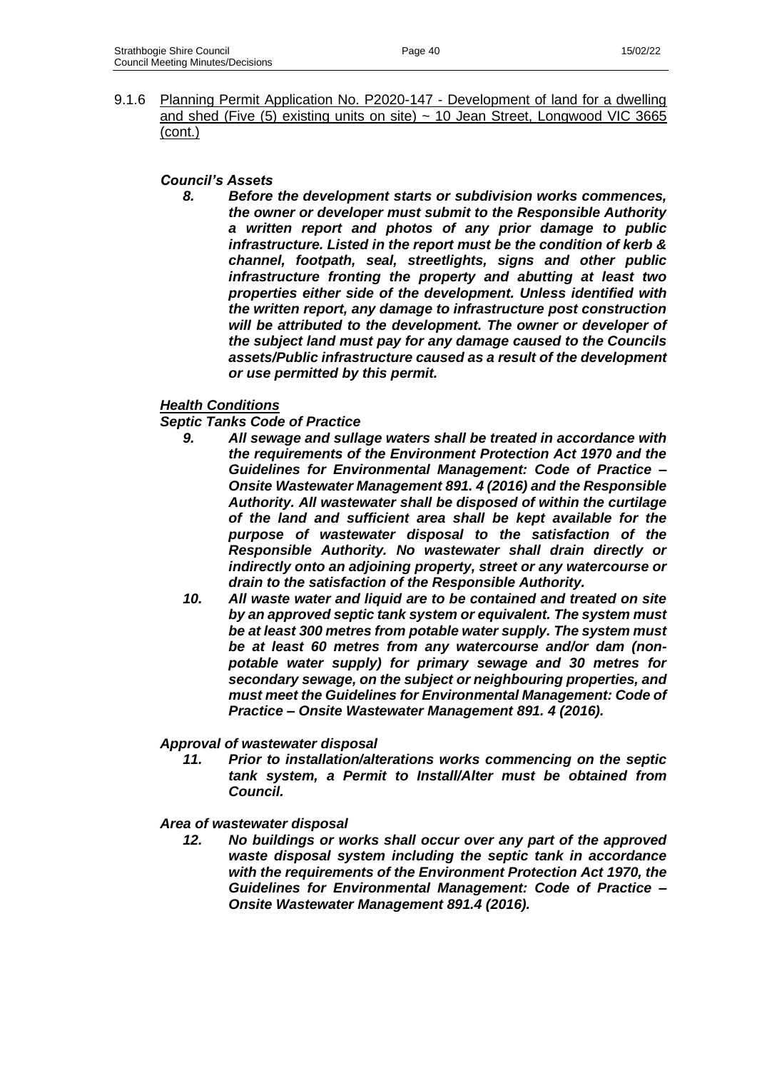9.1.6 Planning Permit Application No. P2020-147 - Development of land for a dwelling and shed (Five (5) existing units on site) ~ 10 Jean Street, Longwood VIC 3665 (cont.)

***Council's Assets***

8. ***Before the development starts or subdivision works commences, the owner or developer must submit to the Responsible Authority a written report and photos of any prior damage to public infrastructure. Listed in the report must be the condition of kerb & channel, footpath, seal, streetlights, signs and other public infrastructure fronting the property and abutting at least two properties either side of the development. Unless identified with the written report, any damage to infrastructure post construction will be attributed to the development. The owner or developer of the subject land must pay for any damage caused to the Councils assets/Public infrastructure caused as a result of the development or use permitted by this permit.***

***Health Conditions***

***Septic Tanks Code of Practice***

9. ***All sewage and sullage waters shall be treated in accordance with the requirements of the Environment Protection Act 1970 and the Guidelines for Environmental Management: Code of Practice – Onsite Wastewater Management 891. 4 (2016) and the Responsible Authority. All wastewater shall be disposed of within the curtilage of the land and sufficient area shall be kept available for the purpose of wastewater disposal to the satisfaction of the Responsible Authority. No wastewater shall drain directly or indirectly onto an adjoining property, street or any watercourse or drain to the satisfaction of the Responsible Authority.***
10. ***All waste water and liquid are to be contained and treated on site by an approved septic tank system or equivalent. The system must be at least 300 metres from potable water supply. The system must be at least 60 metres from any watercourse and/or dam (non-potable water supply) for primary sewage and 30 metres for secondary sewage, on the subject or neighbouring properties, and must meet the Guidelines for Environmental Management: Code of Practice – Onsite Wastewater Management 891. 4 (2016).***

***Approval of wastewater disposal***

11. ***Prior to installation/alterations works commencing on the septic tank system, a Permit to Install/Alter must be obtained from Council.***

***Area of wastewater disposal***

12. ***No buildings or works shall occur over any part of the approved waste disposal system including the septic tank in accordance with the requirements of the Environment Protection Act 1970, the Guidelines for Environmental Management: Code of Practice – Onsite Wastewater Management 891.4 (2016).***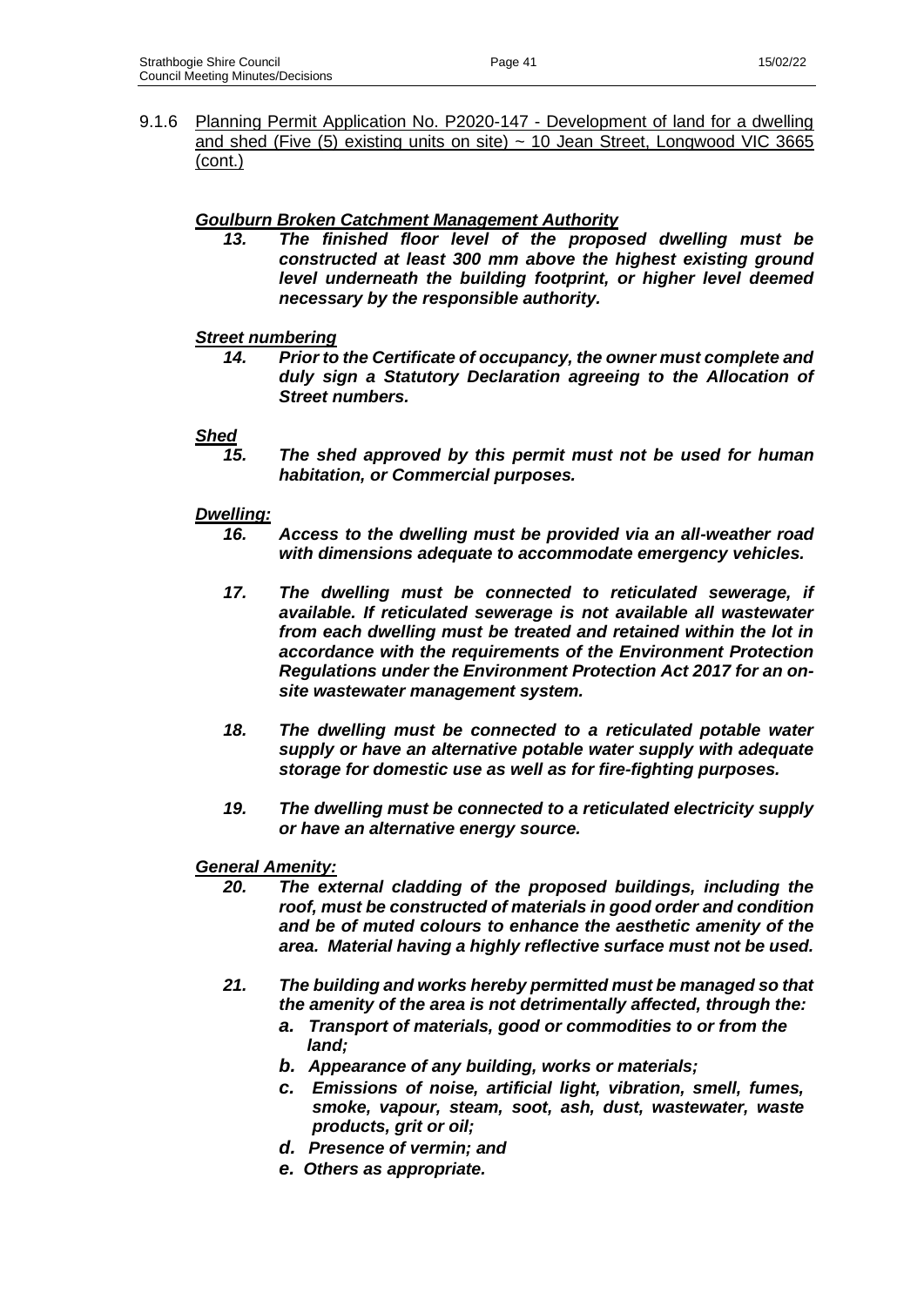9.1.6 <u>Planning Permit Application No. P2020-147 - Development of land for a dwelling and shed (Five (5) existing units on site) ~ 10 Jean Street, Longwood VIC 3665 (cont.)</u>

***<u>Goulburn Broken Catchment Management Authority</u>***

***13. The finished floor level of the proposed dwelling must be constructed at least 300 mm above the highest existing ground level underneath the building footprint, or higher level deemed necessary by the responsible authority.***

***<u>Street numbering</u>***

***14. Prior to the Certificate of occupancy, the owner must complete and duly sign a Statutory Declaration agreeing to the Allocation of Street numbers.***

***<u>Shed</u>***

***15. The shed approved by this permit must not be used for human habitation, or Commercial purposes.***

***<u>Dwelling:</u>***

***16. Access to the dwelling must be provided via an all-weather road with dimensions adequate to accommodate emergency vehicles.***

***17. The dwelling must be connected to reticulated sewerage, if available. If reticulated sewerage is not available all wastewater from each dwelling must be treated and retained within the lot in accordance with the requirements of the Environment Protection Regulations under the Environment Protection Act 2017 for an on-site wastewater management system.***

***18. The dwelling must be connected to a reticulated potable water supply or have an alternative potable water supply with adequate storage for domestic use as well as for fire-fighting purposes.***

***19. The dwelling must be connected to a reticulated electricity supply or have an alternative energy source.***

***<u>General Amenity:</u>***

***20. The external cladding of the proposed buildings, including the roof, must be constructed of materials in good order and condition and be of muted colours to enhance the aesthetic amenity of the area. Material having a highly reflective surface must not be used.***

***21. The building and works hereby permitted must be managed so that the amenity of the area is not detrimentally affected, through the:***

***a. Transport of materials, good or commodities to or from the land;***

***b. Appearance of any building, works or materials;***

***c. Emissions of noise, artificial light, vibration, smell, fumes, smoke, vapour, steam, soot, ash, dust, wastewater, waste products, grit or oil;***

***d. Presence of vermin; and***

***e. Others as appropriate.***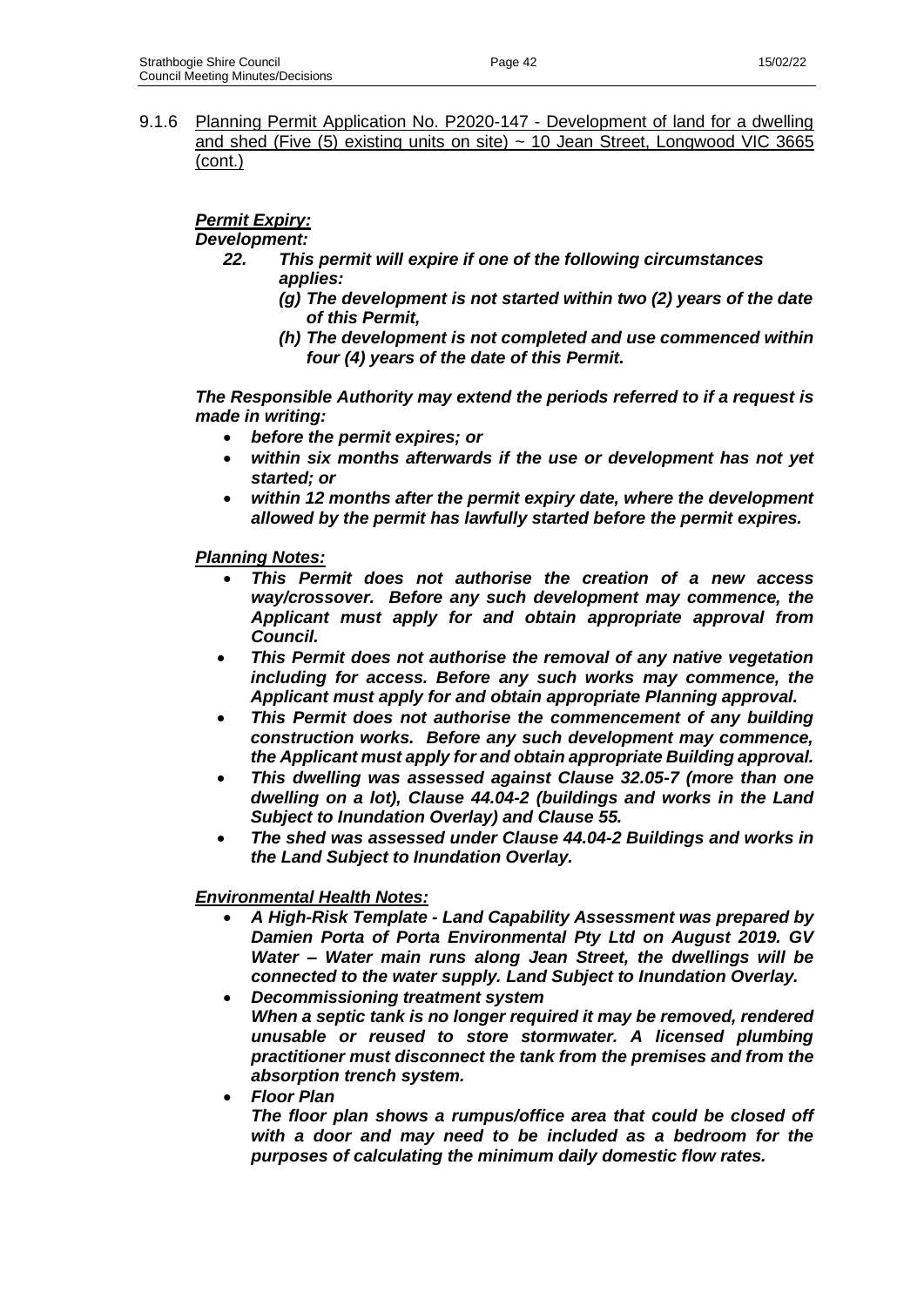9.1.6 Planning Permit Application No. P2020-147 - Development of land for a dwelling and shed (Five (5) existing units on site) ~ 10 Jean Street, Longwood VIC 3665 (cont.)

***Permit Expiry:***

***Development:***

***22. This permit will expire if one of the following circumstances applies:***

- ***(g) The development is not started within two (2) years of the date of this Permit,***
- ***(h) The development is not completed and use commenced within four (4) years of the date of this Permit.***

***The Responsible Authority may extend the periods referred to if a request is made in writing:***

- ***before the permit expires; or***
- ***within six months afterwards if the use or development has not yet started; or***
- ***within 12 months after the permit expiry date, where the development allowed by the permit has lawfully started before the permit expires.***

***Planning Notes:***

- ***This Permit does not authorise the creation of a new access way/crossover. Before any such development may commence, the Applicant must apply for and obtain appropriate approval from Council.***
- ***This Permit does not authorise the removal of any native vegetation including for access. Before any such works may commence, the Applicant must apply for and obtain appropriate Planning approval.***
- ***This Permit does not authorise the commencement of any building construction works. Before any such development may commence, the Applicant must apply for and obtain appropriate Building approval.***
- ***This dwelling was assessed against Clause 32.05-7 (more than one dwelling on a lot), Clause 44.04-2 (buildings and works in the Land Subject to Inundation Overlay) and Clause 55.***
- ***The shed was assessed under Clause 44.04-2 Buildings and works in the Land Subject to Inundation Overlay.***

***Environmental Health Notes:***

- ***A High-Risk Template - Land Capability Assessment was prepared by Damien Porta of Porta Environmental Pty Ltd on August 2019. GV Water – Water main runs along Jean Street, the dwellings will be connected to the water supply. Land Subject to Inundation Overlay.***
- ***Decommissioning treatment system***
  ***When a septic tank is no longer required it may be removed, rendered unusable or reused to store stormwater. A licensed plumbing practitioner must disconnect the tank from the premises and from the absorption trench system.***
- ***Floor Plan***
  ***The floor plan shows a rumpus/office area that could be closed off with a door and may need to be included as a bedroom for the purposes of calculating the minimum daily domestic flow rates.***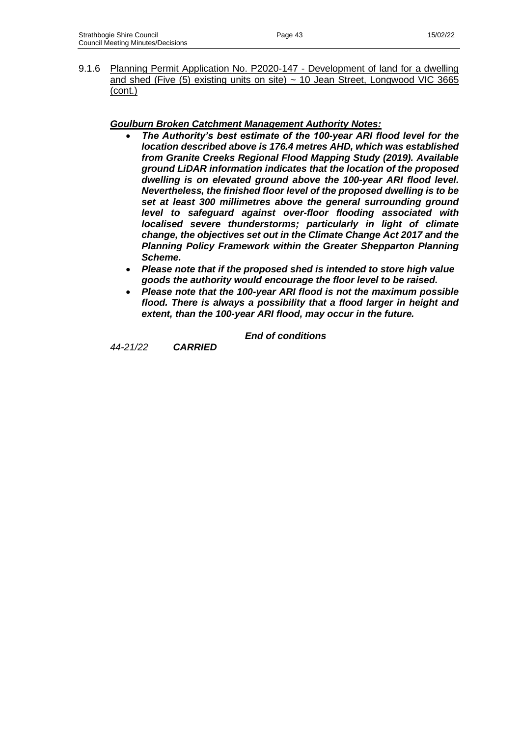9.1.6 <u>Planning Permit Application No. P2020-147 - Development of land for a dwelling and shed (Five (5) existing units on site) ~ 10 Jean Street, Longwood VIC 3665 (cont.)</u>

***<u>Goulburn Broken Catchment Management Authority Notes:</u>***

- ***The Authority's best estimate of the 100-year ARI flood level for the location described above is 176.4 metres AHD, which was established from Granite Creeks Regional Flood Mapping Study (2019). Available ground LiDAR information indicates that the location of the proposed dwelling is on elevated ground above the 100-year ARI flood level. Nevertheless, the finished floor level of the proposed dwelling is to be set at least 300 millimetres above the general surrounding ground level to safeguard against over-floor flooding associated with localised severe thunderstorms; particularly in light of climate change, the objectives set out in the Climate Change Act 2017 and the Planning Policy Framework within the Greater Shepparton Planning Scheme.***
- ***Please note that if the proposed shed is intended to store high value goods the authority would encourage the floor level to be raised.***
- ***Please note that the 100-year ARI flood is not the maximum possible flood. There is always a possibility that a flood larger in height and extent, than the 100-year ARI flood, may occur in the future.***

***End of conditions***

*44-21/22* ***CARRIED***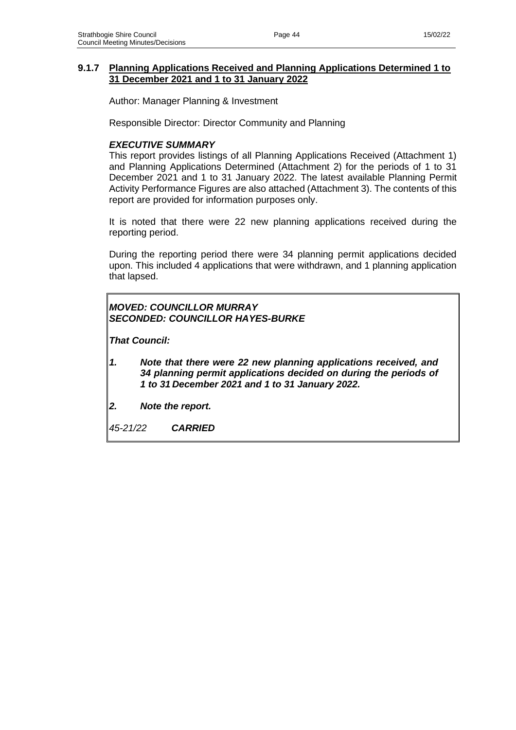### 9.1.7 Planning Applications Received and Planning Applications Determined 1 to 31 December 2021 and 1 to 31 January 2022

Author: Manager Planning & Investment

Responsible Director: Director Community and Planning

***EXECUTIVE SUMMARY***

This report provides listings of all Planning Applications Received (Attachment 1) and Planning Applications Determined (Attachment 2) for the periods of 1 to 31 December 2021 and 1 to 31 January 2022. The latest available Planning Permit Activity Performance Figures are also attached (Attachment 3). The contents of this report are provided for information purposes only.

It is noted that there were 22 new planning applications received during the reporting period.

During the reporting period there were 34 planning permit applications decided upon. This included 4 applications that were withdrawn, and 1 planning application that lapsed.

***MOVED: COUNCILLOR MURRAY***
***SECONDED: COUNCILLOR HAYES-BURKE***

***That Council:***

1. ***Note that there were 22 new planning applications received, and 34 planning permit applications decided on during the periods of 1 to 31 December 2021 and 1 to 31 January 2022.***
2. ***Note the report.***

*45-21/22* ***CARRIED***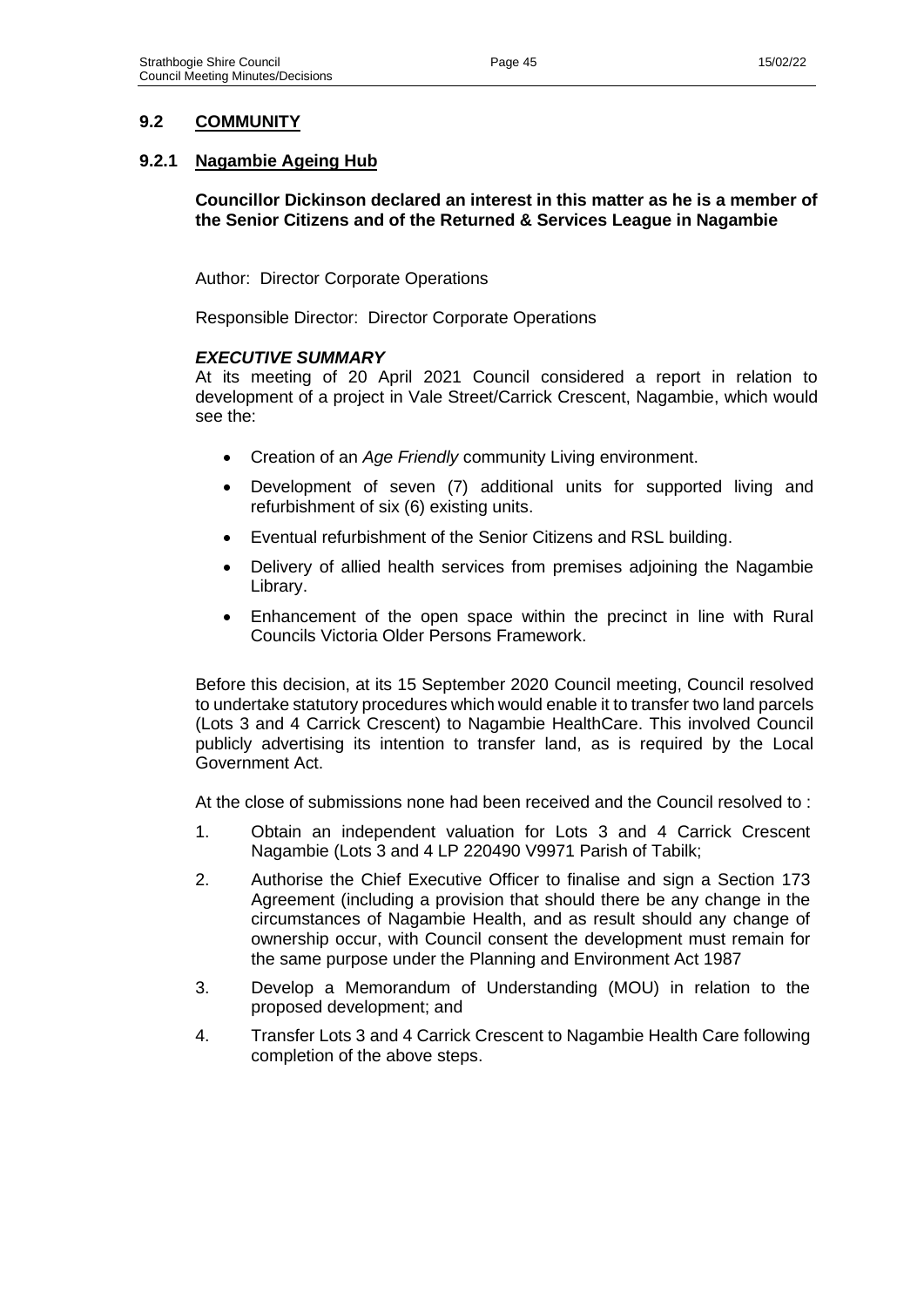## 9.2 COMMUNITY

### 9.2.1 Nagambie Ageing Hub

**Councillor Dickinson declared an interest in this matter as he is a member of the Senior Citizens and of the Returned & Services League in Nagambie**

Author: Director Corporate Operations

Responsible Director: Director Corporate Operations

***EXECUTIVE SUMMARY***

At its meeting of 20 April 2021 Council considered a report in relation to development of a project in Vale Street/Carrick Crescent, Nagambie, which would see the:

- Creation of an *Age Friendly* community Living environment.
- Development of seven (7) additional units for supported living and refurbishment of six (6) existing units.
- Eventual refurbishment of the Senior Citizens and RSL building.
- Delivery of allied health services from premises adjoining the Nagambie Library.
- Enhancement of the open space within the precinct in line with Rural Councils Victoria Older Persons Framework.

Before this decision, at its 15 September 2020 Council meeting, Council resolved to undertake statutory procedures which would enable it to transfer two land parcels (Lots 3 and 4 Carrick Crescent) to Nagambie HealthCare. This involved Council publicly advertising its intention to transfer land, as is required by the Local Government Act.

At the close of submissions none had been received and the Council resolved to :

1. Obtain an independent valuation for Lots 3 and 4 Carrick Crescent Nagambie (Lots 3 and 4 LP 220490 V9971 Parish of Tabilk;
2. Authorise the Chief Executive Officer to finalise and sign a Section 173 Agreement (including a provision that should there be any change in the circumstances of Nagambie Health, and as result should any change of ownership occur, with Council consent the development must remain for the same purpose under the Planning and Environment Act 1987
3. Develop a Memorandum of Understanding (MOU) in relation to the proposed development; and
4. Transfer Lots 3 and 4 Carrick Crescent to Nagambie Health Care following completion of the above steps.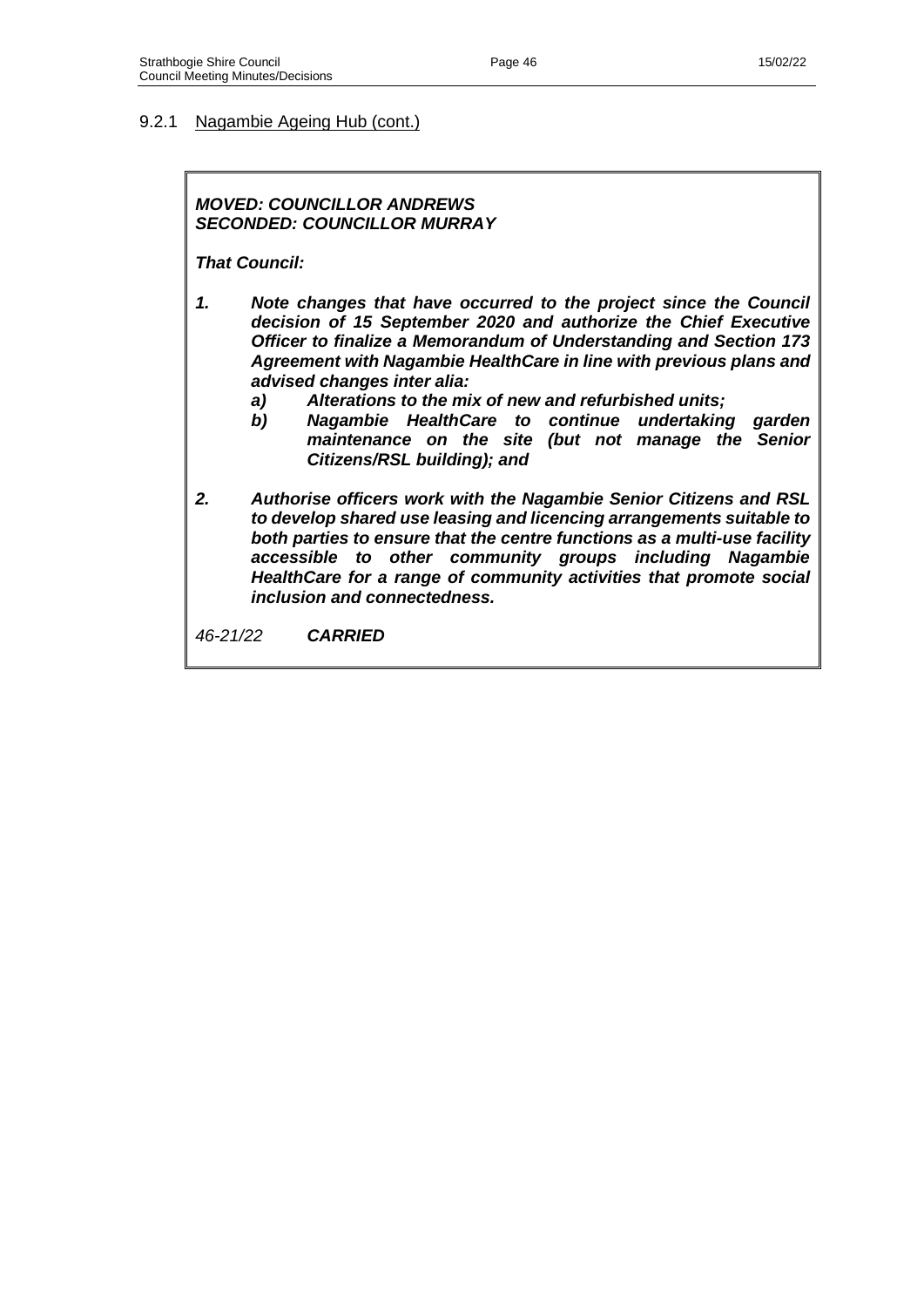### 9.2.1 Nagambie Ageing Hub (cont.)

***MOVED: COUNCILLOR ANDREWS***
***SECONDED: COUNCILLOR MURRAY***

***That Council:***

1. ***Note changes that have occurred to the project since the Council decision of 15 September 2020 and authorize the Chief Executive Officer to finalize a Memorandum of Understanding and Section 173 Agreement with Nagambie HealthCare in line with previous plans and advised changes inter alia:***
   a) ***Alterations to the mix of new and refurbished units;***
   b) ***Nagambie HealthCare to continue undertaking garden maintenance on the site (but not manage the Senior Citizens/RSL building); and***

2. ***Authorise officers work with the Nagambie Senior Citizens and RSL to develop shared use leasing and licencing arrangements suitable to both parties to ensure that the centre functions as a multi-use facility accessible to other community groups including Nagambie HealthCare for a range of community activities that promote social inclusion and connectedness.***

*46-21/22* ***CARRIED***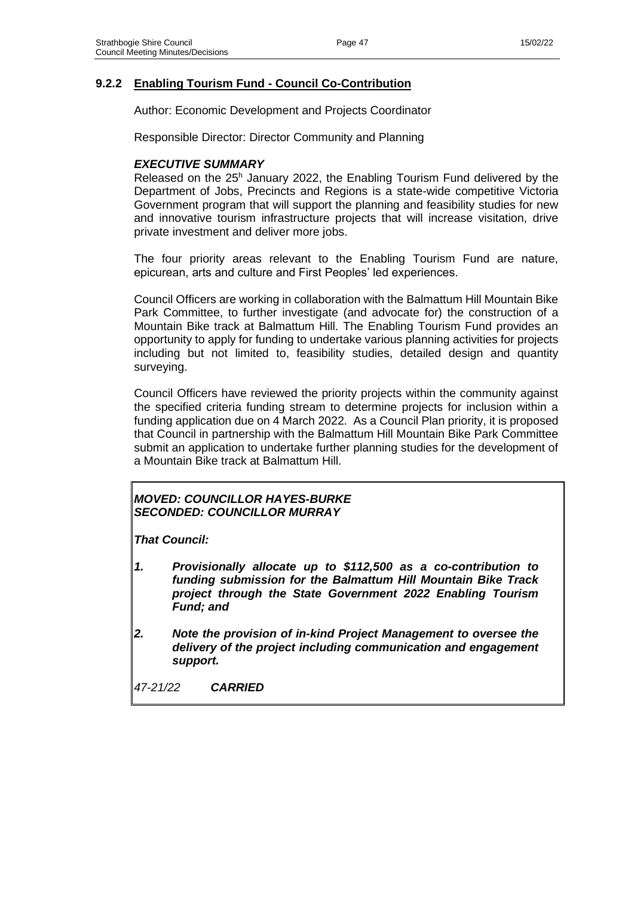### 9.2.2 Enabling Tourism Fund - Council Co-Contribution

Author: Economic Development and Projects Coordinator

Responsible Director: Director Community and Planning

***EXECUTIVE SUMMARY***

Released on the 25[h] January 2022, the Enabling Tourism Fund delivered by the Department of Jobs, Precincts and Regions is a state-wide competitive Victoria Government program that will support the planning and feasibility studies for new and innovative tourism infrastructure projects that will increase visitation, drive private investment and deliver more jobs.

The four priority areas relevant to the Enabling Tourism Fund are nature, epicurean, arts and culture and First Peoples' led experiences.

Council Officers are working in collaboration with the Balmattum Hill Mountain Bike Park Committee, to further investigate (and advocate for) the construction of a Mountain Bike track at Balmattum Hill. The Enabling Tourism Fund provides an opportunity to apply for funding to undertake various planning activities for projects including but not limited to, feasibility studies, detailed design and quantity surveying.

Council Officers have reviewed the priority projects within the community against the specified criteria funding stream to determine projects for inclusion within a funding application due on 4 March 2022. As a Council Plan priority, it is proposed that Council in partnership with the Balmattum Hill Mountain Bike Park Committee submit an application to undertake further planning studies for the development of a Mountain Bike track at Balmattum Hill.

***MOVED: COUNCILLOR HAYES-BURKE***
***SECONDED: COUNCILLOR MURRAY***

***That Council:***

1. ***Provisionally allocate up to $112,500 as a co-contribution to funding submission for the Balmattum Hill Mountain Bike Track project through the State Government 2022 Enabling Tourism Fund; and***

2. ***Note the provision of in-kind Project Management to oversee the delivery of the project including communication and engagement support.***

*47-21/22* ***CARRIED***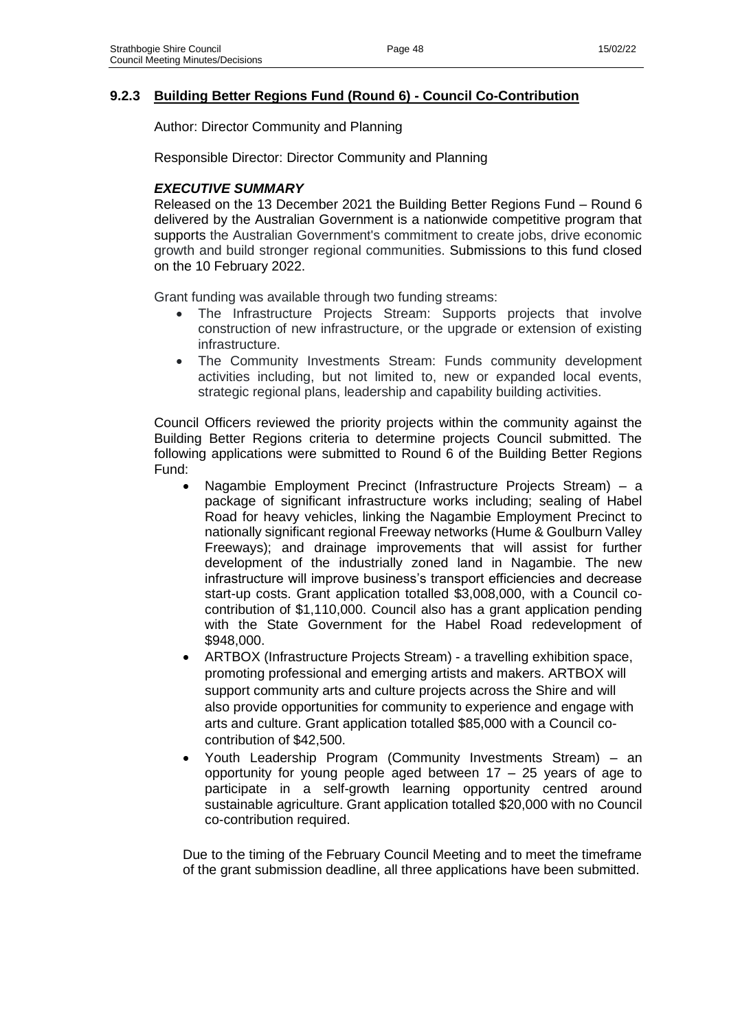### 9.2.3 Building Better Regions Fund (Round 6) - Council Co-Contribution

Author: Director Community and Planning

Responsible Director: Director Community and Planning

***EXECUTIVE SUMMARY***

Released on the 13 December 2021 the Building Better Regions Fund – Round 6 delivered by the Australian Government is a nationwide competitive program that supports the Australian Government's commitment to create jobs, drive economic growth and build stronger regional communities. Submissions to this fund closed on the 10 February 2022.

Grant funding was available through two funding streams:

- The Infrastructure Projects Stream: Supports projects that involve construction of new infrastructure, or the upgrade or extension of existing infrastructure.
- The Community Investments Stream: Funds community development activities including, but not limited to, new or expanded local events, strategic regional plans, leadership and capability building activities.

Council Officers reviewed the priority projects within the community against the Building Better Regions criteria to determine projects Council submitted. The following applications were submitted to Round 6 of the Building Better Regions Fund:

- Nagambie Employment Precinct (Infrastructure Projects Stream) – a package of significant infrastructure works including; sealing of Habel Road for heavy vehicles, linking the Nagambie Employment Precinct to nationally significant regional Freeway networks (Hume & Goulburn Valley Freeways); and drainage improvements that will assist for further development of the industrially zoned land in Nagambie. The new infrastructure will improve business's transport efficiencies and decrease start-up costs. Grant application totalled $3,008,000, with a Council co-contribution of $1,110,000. Council also has a grant application pending with the State Government for the Habel Road redevelopment of $948,000.
- ARTBOX (Infrastructure Projects Stream) - a travelling exhibition space, promoting professional and emerging artists and makers. ARTBOX will support community arts and culture projects across the Shire and will also provide opportunities for community to experience and engage with arts and culture. Grant application totalled $85,000 with a Council co-contribution of $42,500.
- Youth Leadership Program (Community Investments Stream) – an opportunity for young people aged between 17 – 25 years of age to participate in a self-growth learning opportunity centred around sustainable agriculture. Grant application totalled $20,000 with no Council co-contribution required.

Due to the timing of the February Council Meeting and to meet the timeframe of the grant submission deadline, all three applications have been submitted.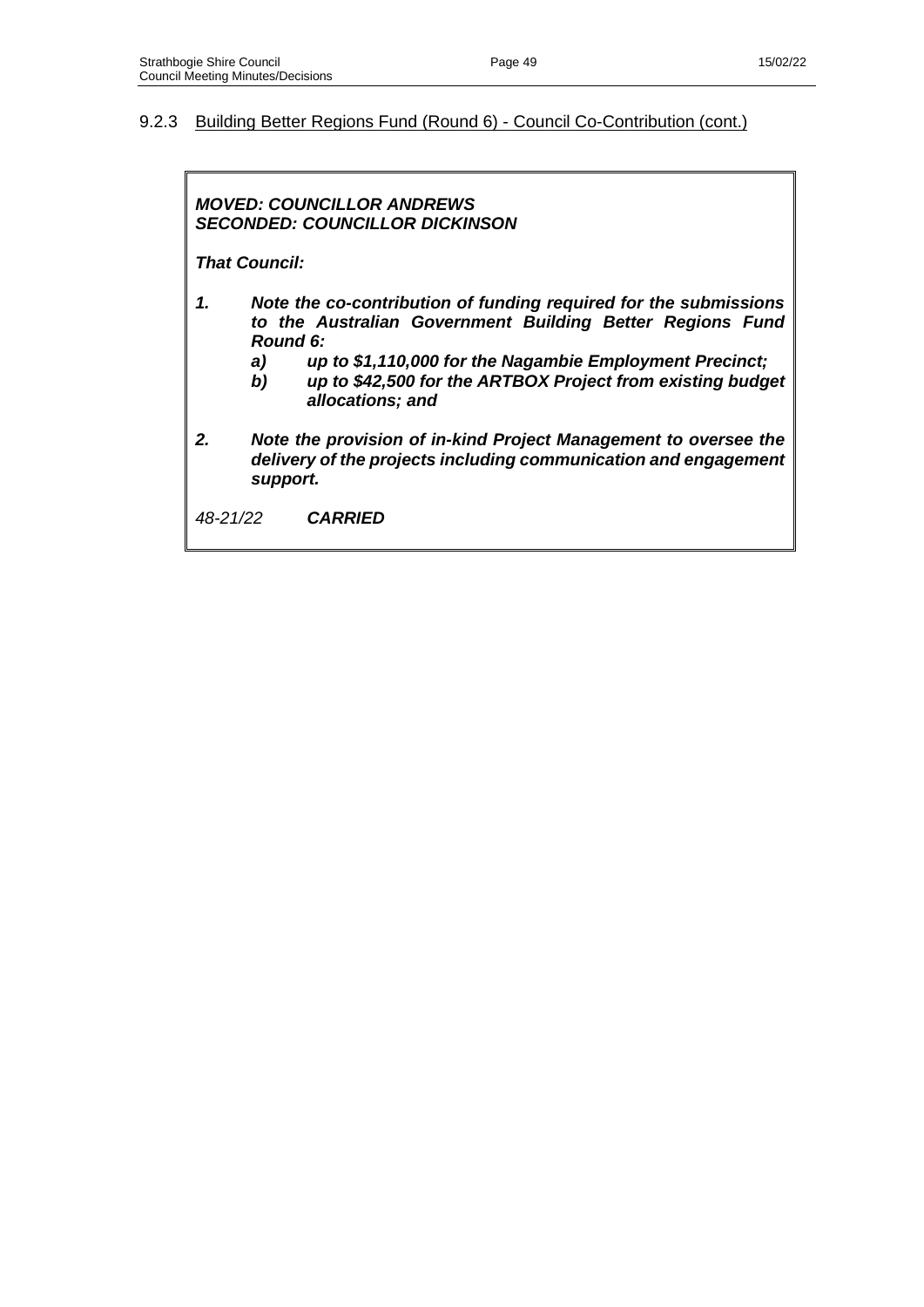### 9.2.3 Building Better Regions Fund (Round 6) - Council Co-Contribution (cont.)

***MOVED: COUNCILLOR ANDREWS***
***SECONDED: COUNCILLOR DICKINSON***

***That Council:***

1. ***Note the co-contribution of funding required for the submissions to the Australian Government Building Better Regions Fund Round 6:***
   a) ***up to $1,110,000 for the Nagambie Employment Precinct;***
   b) ***up to $42,500 for the ARTBOX Project from existing budget allocations; and***

2. ***Note the provision of in-kind Project Management to oversee the delivery of the projects including communication and engagement support.***

*48-21/22* ***CARRIED***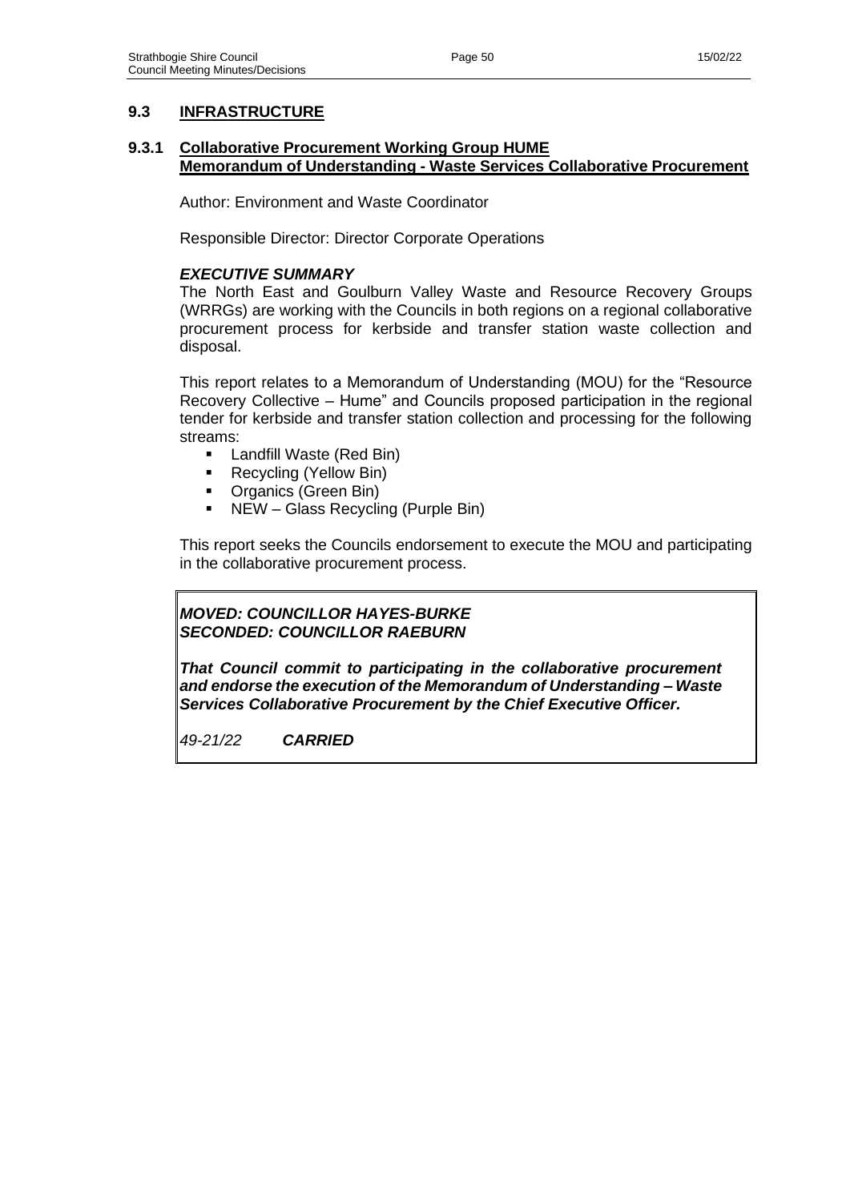## 9.3 INFRASTRUCTURE

### 9.3.1 Collaborative Procurement Working Group HUME Memorandum of Understanding - Waste Services Collaborative Procurement

Author: Environment and Waste Coordinator

Responsible Director: Director Corporate Operations

***EXECUTIVE SUMMARY***

The North East and Goulburn Valley Waste and Resource Recovery Groups (WRRGs) are working with the Councils in both regions on a regional collaborative procurement process for kerbside and transfer station waste collection and disposal.

This report relates to a Memorandum of Understanding (MOU) for the "Resource Recovery Collective – Hume" and Councils proposed participation in the regional tender for kerbside and transfer station collection and processing for the following streams:

- Landfill Waste (Red Bin)
- Recycling (Yellow Bin)
- Organics (Green Bin)
- NEW – Glass Recycling (Purple Bin)

This report seeks the Councils endorsement to execute the MOU and participating in the collaborative procurement process.

***MOVED: COUNCILLOR HAYES-BURKE***
***SECONDED: COUNCILLOR RAEBURN***

***That Council commit to participating in the collaborative procurement and endorse the execution of the Memorandum of Understanding – Waste Services Collaborative Procurement by the Chief Executive Officer.***

*49-21/22* ***CARRIED***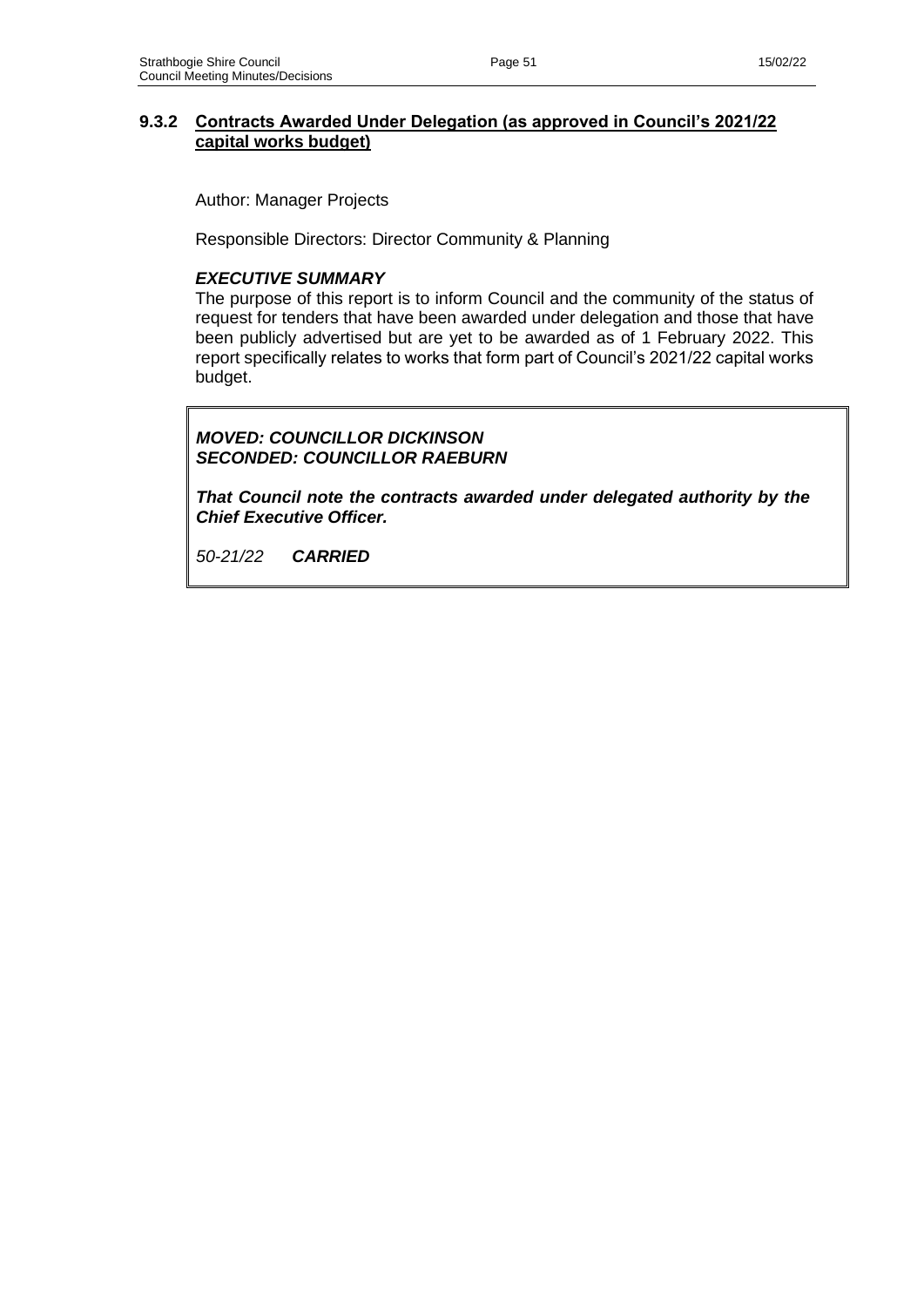### 9.3.2 Contracts Awarded Under Delegation (as approved in Council's 2021/22 capital works budget)

Author: Manager Projects

Responsible Directors: Director Community & Planning

***EXECUTIVE SUMMARY***

The purpose of this report is to inform Council and the community of the status of request for tenders that have been awarded under delegation and those that have been publicly advertised but are yet to be awarded as of 1 February 2022. This report specifically relates to works that form part of Council's 2021/22 capital works budget.

***MOVED: COUNCILLOR DICKINSON***
***SECONDED: COUNCILLOR RAEBURN***

***That Council note the contracts awarded under delegated authority by the Chief Executive Officer.***

*50-21/22* ***CARRIED***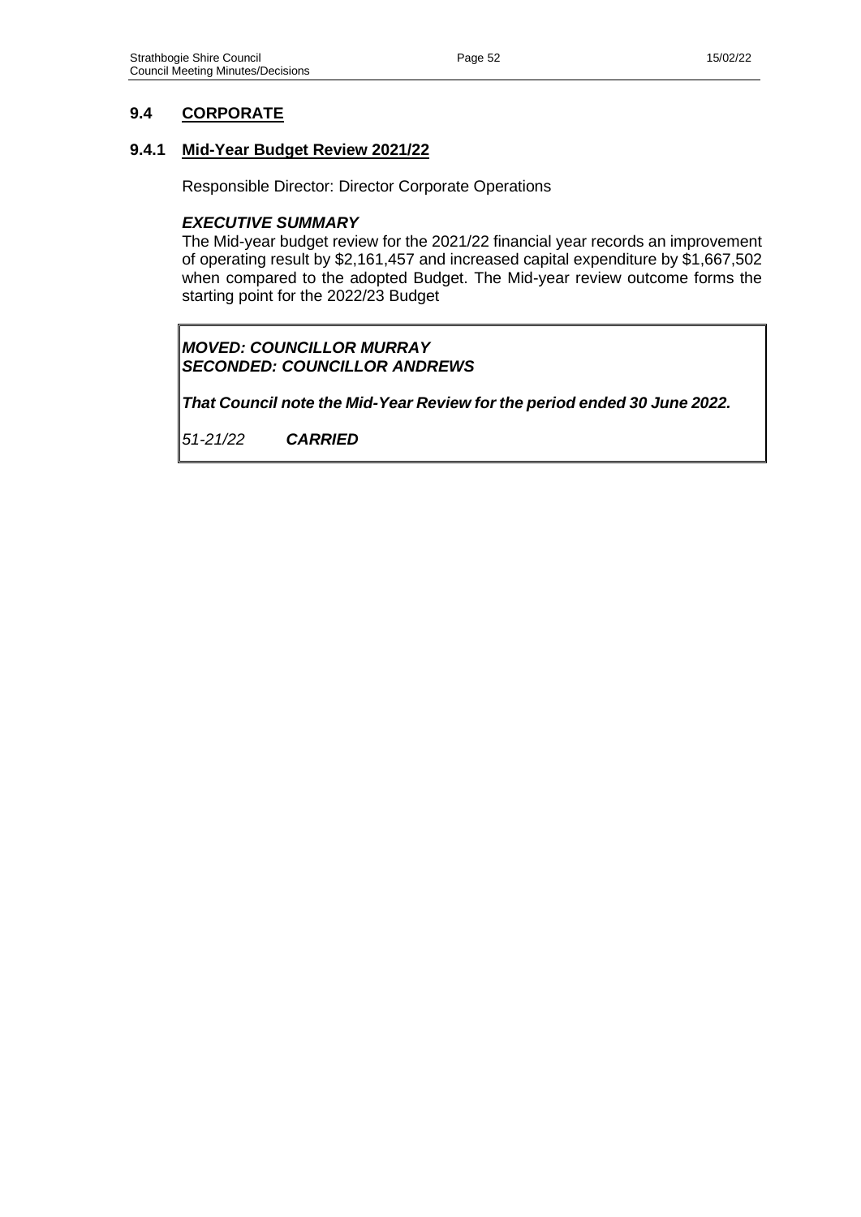## 9.4 CORPORATE

### 9.4.1 Mid-Year Budget Review 2021/22

Responsible Director: Director Corporate Operations

***EXECUTIVE SUMMARY***

The Mid-year budget review for the 2021/22 financial year records an improvement of operating result by $2,161,457 and increased capital expenditure by $1,667,502 when compared to the adopted Budget. The Mid-year review outcome forms the starting point for the 2022/23 Budget

***MOVED: COUNCILLOR MURRAY***
***SECONDED: COUNCILLOR ANDREWS***

***That Council note the Mid-Year Review for the period ended 30 June 2022.***

*51-21/22* ***CARRIED***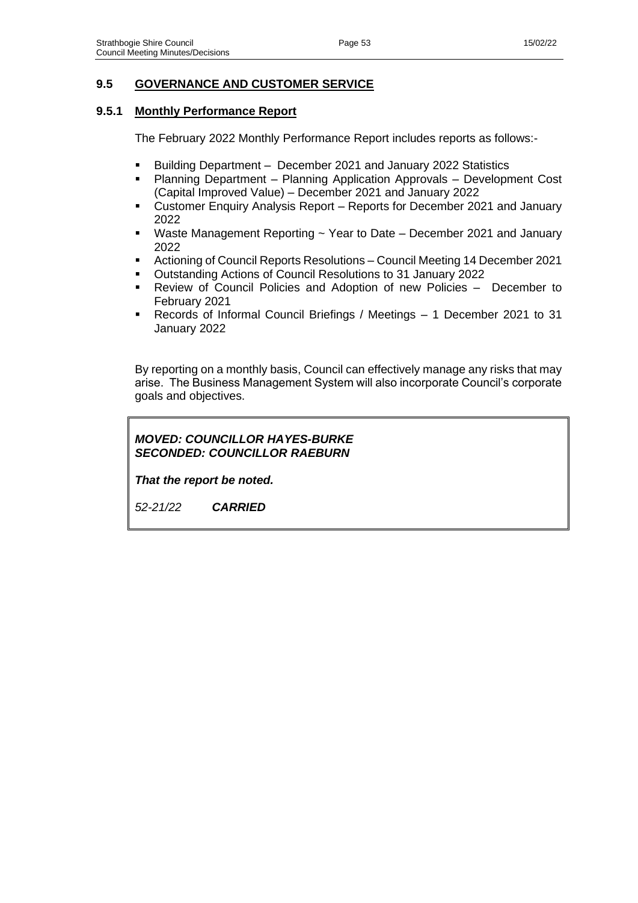## 9.5 GOVERNANCE AND CUSTOMER SERVICE

### 9.5.1 Monthly Performance Report

The February 2022 Monthly Performance Report includes reports as follows:-

- Building Department – December 2021 and January 2022 Statistics
- Planning Department – Planning Application Approvals – Development Cost (Capital Improved Value) – December 2021 and January 2022
- Customer Enquiry Analysis Report – Reports for December 2021 and January 2022
- Waste Management Reporting ~ Year to Date – December 2021 and January 2022
- Actioning of Council Reports Resolutions – Council Meeting 14 December 2021
- Outstanding Actions of Council Resolutions to 31 January 2022
- Review of Council Policies and Adoption of new Policies – December to February 2021
- Records of Informal Council Briefings / Meetings – 1 December 2021 to 31 January 2022

By reporting on a monthly basis, Council can effectively manage any risks that may arise. The Business Management System will also incorporate Council's corporate goals and objectives.

***MOVED: COUNCILLOR HAYES-BURKE***
***SECONDED: COUNCILLOR RAEBURN***

***That the report be noted.***

*52-21/22* ***CARRIED***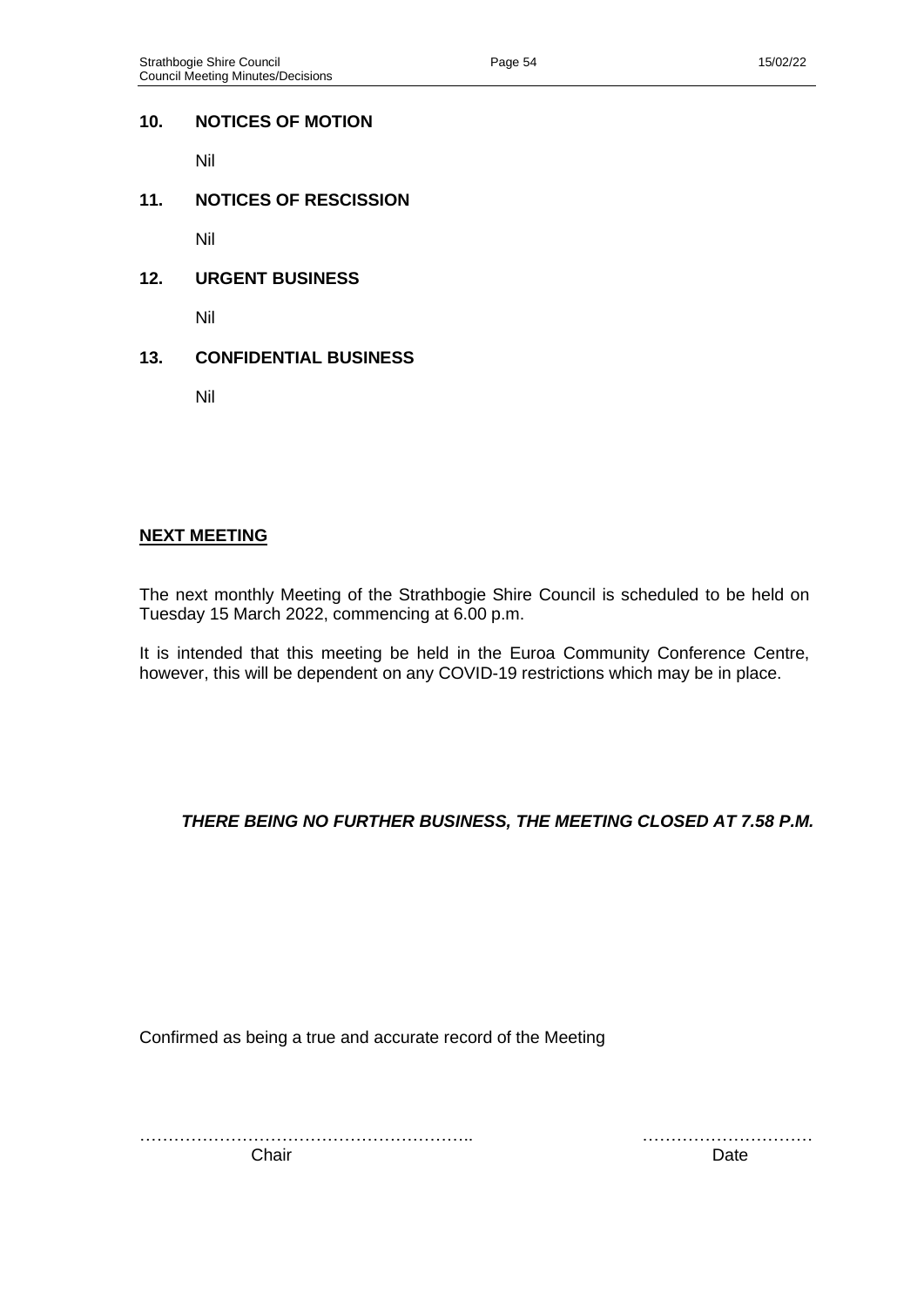## 10. NOTICES OF MOTION

Nil

## 11. NOTICES OF RESCISSION

Nil

## 12. URGENT BUSINESS

Nil

## 13. CONFIDENTIAL BUSINESS

Nil

**NEXT MEETING**

The next monthly Meeting of the Strathbogie Shire Council is scheduled to be held on Tuesday 15 March 2022, commencing at 6.00 p.m.

It is intended that this meeting be held in the Euroa Community Conference Centre, however, this will be dependent on any COVID-19 restrictions which may be in place.

***THERE BEING NO FURTHER BUSINESS, THE MEETING CLOSED AT 7.58 P.M.***

Confirmed as being a true and accurate record of the Meeting

………………………………………………….. ………………………

Chair Date